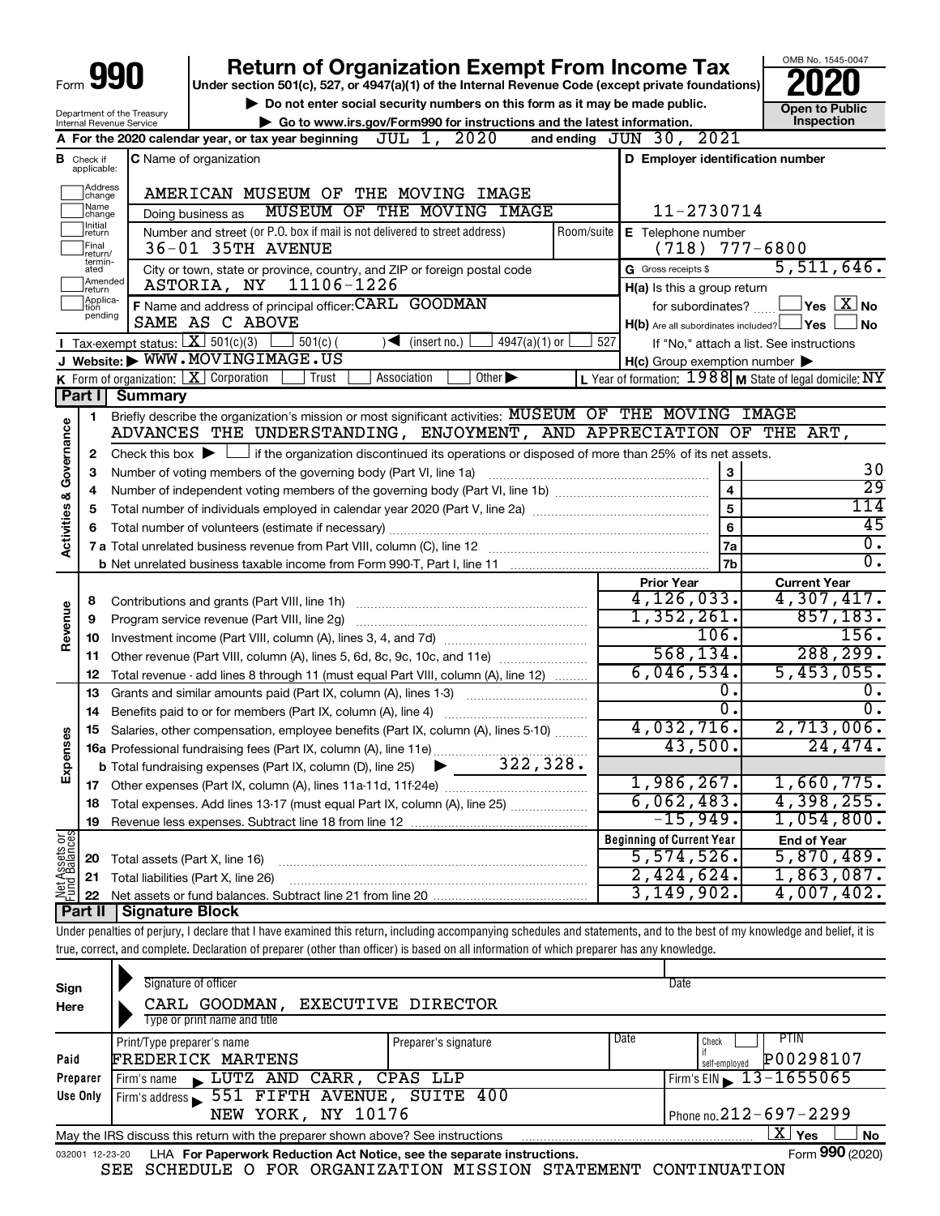Form **990**

# Return of Organization Exempt From Income Tax

**Under section 501(c), 527, or 4947(a)(1) of the Internal Revenue Code (except private foundations)**

▶ Do not enter social security numbers on this form as it may be made public.

▶ Go to www.irs.gov/Form990 for instructions and the latest information.

OMB No. 1545-0047

**2020**

**Open to Public Inspection**

Department of the Treasury
Internal Revenue Service

**A** For the 2020 calendar year, or tax year beginning JUL 1, 2020 and ending JUN 30, 2021

**B** Check if applicable: Address change, Name change, Initial return, Final return/terminated, Amended return, Application pending

**C** Name of organization: AMERICAN MUSEUM OF THE MOVING IMAGE
Doing business as: MUSEUM OF THE MOVING IMAGE

Number and street (or P.O. box if mail is not delivered to street address): 36-01 35TH AVENUE | Room/suite

City or town, state or province, country, and ZIP or foreign postal code: ASTORIA, NY 11106-1226

**D** Employer identification number: 11-2730714

**E** Telephone number: (718) 777-6800

**G** Gross receipts $ 5,511,646.

**F** Name and address of principal officer: CARL GOODMAN
SAME AS C ABOVE

**H(a)** Is this a group return for subordinates? ☐ Yes ☒ No

**H(b)** Are all subordinates included? ☐ Yes ☐ No
If "No," attach a list. See instructions

**H(c)** Group exemption number ▶

**I** Tax-exempt status: ☒ 501(c)(3) ☐ 501(c) ( ) ◀ (insert no.) ☐ 4947(a)(1) or ☐ 527

**J** Website: ▶ WWW.MOVINGIMAGE.US

**K** Form of organization: ☒ Corporation ☐ Trust ☐ Association ☐ Other ▶

**L** Year of formation: 1988 **M** State of legal domicile: NY

## Part I Summary

**Activities & Governance**

1 Briefly describe the organization's mission or most significant activities: MUSEUM OF THE MOVING IMAGE ADVANCES THE UNDERSTANDING, ENJOYMENT, AND APPRECIATION OF THE ART,

2 Check this box ▶ ☐ if the organization discontinued its operations or disposed of more than 25% of its net assets.

| | | | |
|---|---|---|---|
| 3 | Number of voting members of the governing body (Part VI, line 1a) | 3 | 30 |
| 4 | Number of independent voting members of the governing body (Part VI, line 1b) | 4 | 29 |
| 5 | Total number of individuals employed in calendar year 2020 (Part V, line 2a) | 5 | 114 |
| 6 | Total number of volunteers (estimate if necessary) | 6 | 45 |
| 7a | Total unrelated business revenue from Part VIII, column (C), line 12 | 7a | 0. |
| b | Net unrelated business taxable income from Form 990-T, Part I, line 11 | 7b | 0. |

| | | | Prior Year | Current Year |
|---|---|---|---|---|
| **Revenue** | 8 | Contributions and grants (Part VIII, line 1h) | 4,126,033. | 4,307,417. |
| | 9 | Program service revenue (Part VIII, line 2g) | 1,352,261. | 857,183. |
| | 10 | Investment income (Part VIII, column (A), lines 3, 4, and 7d) | 106. | 156. |
| | 11 | Other revenue (Part VIII, column (A), lines 5, 6d, 8c, 9c, 10c, and 11e) | 568,134. | 288,299. |
| | 12 | Total revenue - add lines 8 through 11 (must equal Part VIII, column (A), line 12) | 6,046,534. | 5,453,055. |
| **Expenses** | 13 | Grants and similar amounts paid (Part IX, column (A), lines 1-3) | 0. | 0. |
| | 14 | Benefits paid to or for members (Part IX, column (A), line 4) | 0. | 0. |
| | 15 | Salaries, other compensation, employee benefits (Part IX, column (A), lines 5-10) | 4,032,716. | 2,713,006. |
| | 16a | Professional fundraising fees (Part IX, column (A), line 11e) | 43,500. | 24,474. |
| | b | Total fundraising expenses (Part IX, column (D), line 25) ▶ 322,328. | | |
| | 17 | Other expenses (Part IX, column (A), lines 11a-11d, 11f-24e) | 1,986,267. | 1,660,775. |
| | 18 | Total expenses. Add lines 13-17 (must equal Part IX, column (A), line 25) | 6,062,483. | 4,398,255. |
| | 19 | Revenue less expenses. Subtract line 18 from line 12 | -15,949. | 1,054,800. |

| | | | Beginning of Current Year | End of Year |
|---|---|---|---|---|
| **Net Assets or Fund Balances** | 20 | Total assets (Part X, line 16) | 5,574,526. | 5,870,489. |
| | 21 | Total liabilities (Part X, line 26) | 2,424,624. | 1,863,087. |
| | 22 | Net assets or fund balances. Subtract line 21 from line 20 | 3,149,902. | 4,007,402. |

## Part II Signature Block

Under penalties of perjury, I declare that I have examined this return, including accompanying schedules and statements, and to the best of my knowledge and belief, it is true, correct, and complete. Declaration of preparer (other than officer) is based on all information of which preparer has any knowledge.

**Sign Here**

Signature of officer | Date

CARL GOODMAN, EXECUTIVE DIRECTOR
Type or print name and title

**Paid Preparer Use Only**

| Print/Type preparer's name | Preparer's signature | Date | Check ☐ if self-employed | PTIN |
|---|---|---|---|---|
| FREDERICK MARTENS | | | | P00298107 |

Firm's name ▶ LUTZ AND CARR, CPAS LLP | Firm's EIN ▶ 13-1655065

Firm's address ▶ 551 FIFTH AVENUE, SUITE 400
NEW YORK, NY 10176 | Phone no. 212-697-2299

May the IRS discuss this return with the preparer shown above? See instructions ☒ Yes ☐ No

032001 12-23-20 LHA For Paperwork Reduction Act Notice, see the separate instructions. Form **990** (2020)

SEE SCHEDULE O FOR ORGANIZATION MISSION STATEMENT CONTINUATION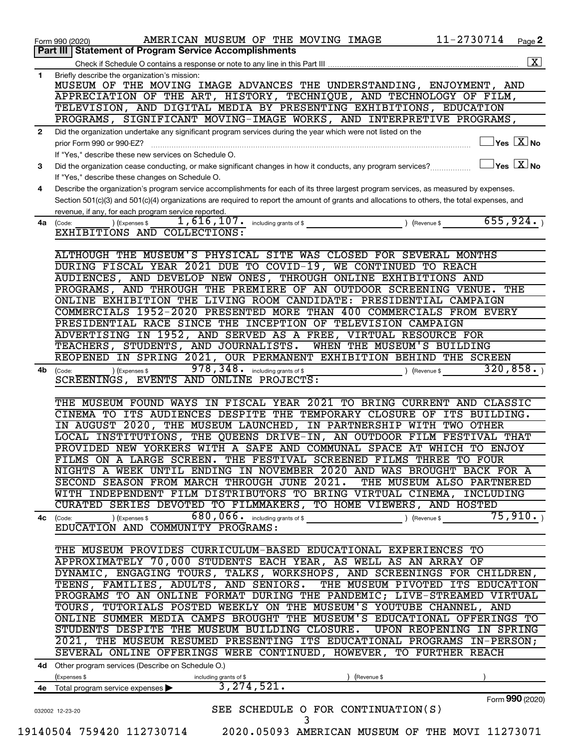Form 990 (2020) AMERICAN MUSEUM OF THE MOVING IMAGE 11-2730714 Page 2

## Part III | Statement of Program Service Accomplishments

Check if Schedule O contains a response or note to any line in this Part III .......... [X]

**1** Briefly describe the organization's mission:

MUSEUM OF THE MOVING IMAGE ADVANCES THE UNDERSTANDING, ENJOYMENT, AND APPRECIATION OF THE ART, HISTORY, TECHNIQUE, AND TECHNOLOGY OF FILM, TELEVISION, AND DIGITAL MEDIA BY PRESENTING EXHIBITIONS, EDUCATION PROGRAMS, SIGNIFICANT MOVING-IMAGE WORKS, AND INTERPRETIVE PROGRAMS,

**2** Did the organization undertake any significant program services during the year which were not listed on the prior Form 990 or 990-EZ? ☐ Yes [X] No

If "Yes," describe these new services on Schedule O.

**3** Did the organization cease conducting, or make significant changes in how it conducts, any program services? ☐ Yes [X] No

If "Yes," describe these changes on Schedule O.

**4** Describe the organization's program service accomplishments for each of its three largest program services, as measured by expenses. Section 501(c)(3) and 501(c)(4) organizations are required to report the amount of grants and allocations to others, the total expenses, and revenue, if any, for each program service reported.

**4a** (Code: ) (Expenses $ 1,616,107. including grants of $ ) (Revenue $ 655,924.)

EXHIBITIONS AND COLLECTIONS:

ALTHOUGH THE MUSEUM'S PHYSICAL SITE WAS CLOSED FOR SEVERAL MONTHS DURING FISCAL YEAR 2021 DUE TO COVID-19, WE CONTINUED TO REACH AUDIENCES, AND DEVELOP NEW ONES, THROUGH ONLINE EXHIBITIONS AND PROGRAMS, AND THROUGH THE PREMIERE OF AN OUTDOOR SCREENING VENUE. THE ONLINE EXHIBITION THE LIVING ROOM CANDIDATE: PRESIDENTIAL CAMPAIGN COMMERCIALS 1952-2020 PRESENTED MORE THAN 400 COMMERCIALS FROM EVERY PRESIDENTIAL RACE SINCE THE INCEPTION OF TELEVISION CAMPAIGN ADVERTISING IN 1952, AND SERVED AS A FREE, VIRTUAL RESOURCE FOR TEACHERS, STUDENTS, AND JOURNALISTS. WHEN THE MUSEUM'S BUILDING REOPENED IN SPRING 2021, OUR PERMANENT EXHIBITION BEHIND THE SCREEN

**4b** (Code: ) (Expenses $ 978,348. including grants of $ ) (Revenue $ 320,858.)

SCREENINGS, EVENTS AND ONLINE PROJECTS:

THE MUSEUM FOUND WAYS IN FISCAL YEAR 2021 TO BRING CURRENT AND CLASSIC CINEMA TO ITS AUDIENCES DESPITE THE TEMPORARY CLOSURE OF ITS BUILDING. IN AUGUST 2020, THE MUSEUM LAUNCHED, IN PARTNERSHIP WITH TWO OTHER LOCAL INSTITUTIONS, THE QUEENS DRIVE-IN, AN OUTDOOR FILM FESTIVAL THAT PROVIDED NEW YORKERS WITH A SAFE AND COMMUNAL SPACE AT WHICH TO ENJOY FILMS ON A LARGE SCREEN. THE FESTIVAL SCREENED FILMS THREE TO FOUR NIGHTS A WEEK UNTIL ENDING IN NOVEMBER 2020 AND WAS BROUGHT BACK FOR A SECOND SEASON FROM MARCH THROUGH JUNE 2021. THE MUSEUM ALSO PARTNERED WITH INDEPENDENT FILM DISTRIBUTORS TO BRING VIRTUAL CINEMA, INCLUDING CURATED SERIES DEVOTED TO FILMMAKERS, TO HOME VIEWERS, AND HOSTED

**4c** (Code: ) (Expenses $ 680,066. including grants of $ ) (Revenue $ 75,910.)

EDUCATION AND COMMUNITY PROGRAMS:

THE MUSEUM PROVIDES CURRICULUM-BASED EDUCATIONAL EXPERIENCES TO APPROXIMATELY 70,000 STUDENTS EACH YEAR, AS WELL AS AN ARRAY OF DYNAMIC, ENGAGING TOURS, TALKS, WORKSHOPS, AND SCREENINGS FOR CHILDREN, TEENS, FAMILIES, ADULTS, AND SENIORS. THE MUSEUM PIVOTED ITS EDUCATION PROGRAMS TO AN ONLINE FORMAT DURING THE PANDEMIC; LIVE-STREAMED VIRTUAL TOURS, TUTORIALS POSTED WEEKLY ON THE MUSEUM'S YOUTUBE CHANNEL, AND ONLINE SUMMER MEDIA CAMPS BROUGHT THE MUSEUM'S EDUCATIONAL OFFERINGS TO STUDENTS DESPITE THE MUSEUM BUILDING CLOSURE. UPON REOPENING IN SPRING 2021, THE MUSEUM RESUMED PRESENTING ITS EDUCATIONAL PROGRAMS IN-PERSON; SEVERAL ONLINE OFFERINGS WERE CONTINUED, HOWEVER, TO FURTHER REACH

**4d** Other program services (Describe on Schedule O.)

(Expenses $ including grants of $ ) (Revenue $ )

**4e** Total program service expenses ▶ 3,274,521.

Form **990** (2020)

SEE SCHEDULE O FOR CONTINUATION(S)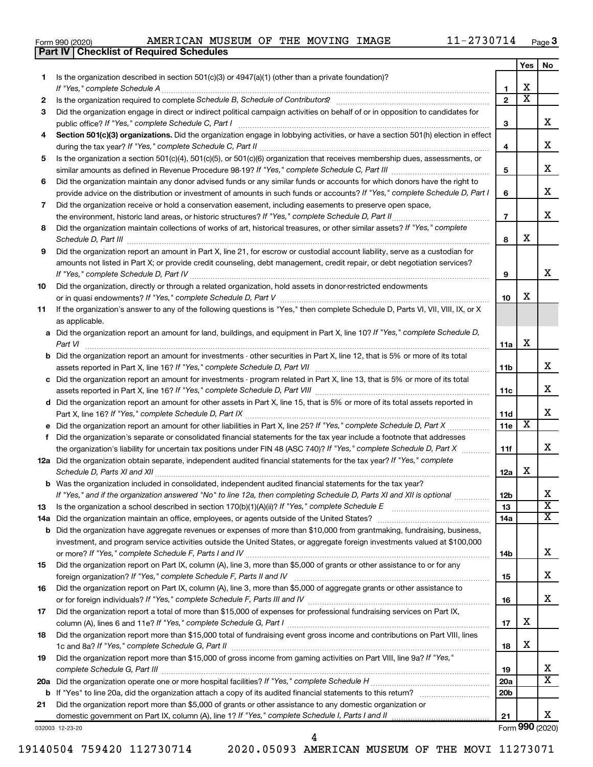Form 990 (2020) AMERICAN MUSEUM OF THE MOVING IMAGE 11-2730714 Page 3

**Part IV | Checklist of Required Schedules**

| | | | Yes | No |
|---|---|---|---|---|
| 1 | Is the organization described in section 501(c)(3) or 4947(a)(1) (other than a private foundation)? *If "Yes," complete Schedule A* | 1 | X | |
| 2 | Is the organization required to complete *Schedule B, Schedule of Contributors*? | 2 | X | |
| 3 | Did the organization engage in direct or indirect political campaign activities on behalf of or in opposition to candidates for public office? *If "Yes," complete Schedule C, Part I* | 3 | | X |
| 4 | **Section 501(c)(3) organizations.** Did the organization engage in lobbying activities, or have a section 501(h) election in effect during the tax year? *If "Yes," complete Schedule C, Part II* | 4 | | X |
| 5 | Is the organization a section 501(c)(4), 501(c)(5), or 501(c)(6) organization that receives membership dues, assessments, or similar amounts as defined in Revenue Procedure 98-19? *If "Yes," complete Schedule C, Part III* | 5 | | X |
| 6 | Did the organization maintain any donor advised funds or any similar funds or accounts for which donors have the right to provide advice on the distribution or investment of amounts in such funds or accounts? *If "Yes," complete Schedule D, Part I* | 6 | | X |
| 7 | Did the organization receive or hold a conservation easement, including easements to preserve open space, the environment, historic land areas, or historic structures? *If "Yes," complete Schedule D, Part II* | 7 | | X |
| 8 | Did the organization maintain collections of works of art, historical treasures, or other similar assets? *If "Yes," complete Schedule D, Part III* | 8 | X | |
| 9 | Did the organization report an amount in Part X, line 21, for escrow or custodial account liability, serve as a custodian for amounts not listed in Part X; or provide credit counseling, debt management, credit repair, or debt negotiation services? *If "Yes," complete Schedule D, Part IV* | 9 | | X |
| 10 | Did the organization, directly or through a related organization, hold assets in donor-restricted endowments or in quasi endowments? *If "Yes," complete Schedule D, Part V* | 10 | X | |
| 11 | If the organization's answer to any of the following questions is "Yes," then complete Schedule D, Parts VI, VII, VIII, IX, or X as applicable. | | | |
| a | Did the organization report an amount for land, buildings, and equipment in Part X, line 10? *If "Yes," complete Schedule D, Part VI* | 11a | X | |
| b | Did the organization report an amount for investments - other securities in Part X, line 12, that is 5% or more of its total assets reported in Part X, line 16? *If "Yes," complete Schedule D, Part VII* | 11b | | X |
| c | Did the organization report an amount for investments - program related in Part X, line 13, that is 5% or more of its total assets reported in Part X, line 16? *If "Yes," complete Schedule D, Part VIII* | 11c | | X |
| d | Did the organization report an amount for other assets in Part X, line 15, that is 5% or more of its total assets reported in Part X, line 16? *If "Yes," complete Schedule D, Part IX* | 11d | | X |
| e | Did the organization report an amount for other liabilities in Part X, line 25? *If "Yes," complete Schedule D, Part X* | 11e | X | |
| f | Did the organization's separate or consolidated financial statements for the tax year include a footnote that addresses the organization's liability for uncertain tax positions under FIN 48 (ASC 740)? *If "Yes," complete Schedule D, Part X* | 11f | | X |
| 12a | Did the organization obtain separate, independent audited financial statements for the tax year? *If "Yes," complete Schedule D, Parts XI and XII* | 12a | X | |
| b | Was the organization included in consolidated, independent audited financial statements for the tax year? *If "Yes," and if the organization answered "No" to line 12a, then completing Schedule D, Parts XI and XII is optional* | 12b | | X |
| 13 | Is the organization a school described in section 170(b)(1)(A)(ii)? *If "Yes," complete Schedule E* | 13 | | X |
| 14a | Did the organization maintain an office, employees, or agents outside of the United States? | 14a | | X |
| b | Did the organization have aggregate revenues or expenses of more than $10,000 from grantmaking, fundraising, business, investment, and program service activities outside the United States, or aggregate foreign investments valued at $100,000 or more? *If "Yes," complete Schedule F, Parts I and IV* | 14b | | X |
| 15 | Did the organization report on Part IX, column (A), line 3, more than $5,000 of grants or other assistance to or for any foreign organization? *If "Yes," complete Schedule F, Parts II and IV* | 15 | | X |
| 16 | Did the organization report on Part IX, column (A), line 3, more than $5,000 of aggregate grants or other assistance to or for foreign individuals? *If "Yes," complete Schedule F, Parts III and IV* | 16 | | X |
| 17 | Did the organization report a total of more than $15,000 of expenses for professional fundraising services on Part IX, column (A), lines 6 and 11e? *If "Yes," complete Schedule G, Part I* | 17 | X | |
| 18 | Did the organization report more than $15,000 total of fundraising event gross income and contributions on Part VIII, lines 1c and 8a? *If "Yes," complete Schedule G, Part II* | 18 | X | |
| 19 | Did the organization report more than $15,000 of gross income from gaming activities on Part VIII, line 9a? *If "Yes," complete Schedule G, Part III* | 19 | | X |
| 20a | Did the organization operate one or more hospital facilities? *If "Yes," complete Schedule H* | 20a | | X |
| b | If "Yes" to line 20a, did the organization attach a copy of its audited financial statements to this return? | 20b | | |
| 21 | Did the organization report more than $5,000 of grants or other assistance to any domestic organization or domestic government on Part IX, column (A), line 1? *If "Yes," complete Schedule I, Parts I and II* | 21 | | X |

032003 12-23-20 Form **990** (2020)

19140504 759420 112730714 2020.05093 AMERICAN MUSEUM OF THE MOVI 11273071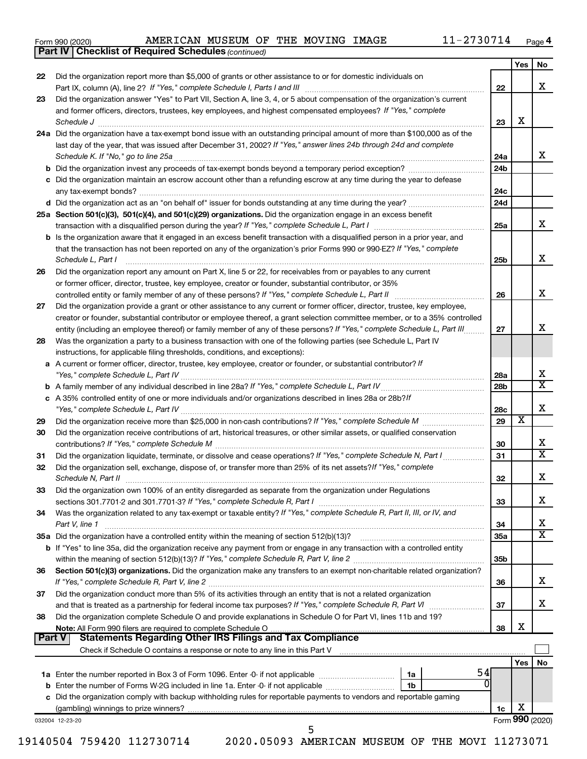Form 990 (2020) AMERICAN MUSEUM OF THE MOVING IMAGE 11-2730714 Page 4

**Part IV | Checklist of Required Schedules** *(continued)*

| | | | Yes | No |
|---|---|---|---|---|
| 22 | Did the organization report more than $5,000 of grants or other assistance to or for domestic individuals on Part IX, column (A), line 2? *If "Yes," complete Schedule I, Parts I and III* | 22 | | X |
| 23 | Did the organization answer "Yes" to Part VII, Section A, line 3, 4, or 5 about compensation of the organization's current and former officers, directors, trustees, key employees, and highest compensated employees? *If "Yes," complete Schedule J* | 23 | X | |
| 24a | Did the organization have a tax-exempt bond issue with an outstanding principal amount of more than $100,000 as of the last day of the year, that was issued after December 31, 2002? *If "Yes," answer lines 24b through 24d and complete Schedule K. If "No," go to line 25a* | 24a | | X |
| b | Did the organization invest any proceeds of tax-exempt bonds beyond a temporary period exception? | 24b | | |
| c | Did the organization maintain an escrow account other than a refunding escrow at any time during the year to defease any tax-exempt bonds? | 24c | | |
| d | Did the organization act as an "on behalf of" issuer for bonds outstanding at any time during the year? | 24d | | |
| 25a | **Section 501(c)(3), 501(c)(4), and 501(c)(29) organizations.** Did the organization engage in an excess benefit transaction with a disqualified person during the year? *If "Yes," complete Schedule L, Part I* | 25a | | X |
| b | Is the organization aware that it engaged in an excess benefit transaction with a disqualified person in a prior year, and that the transaction has not been reported on any of the organization's prior Forms 990 or 990-EZ? *If "Yes," complete Schedule L, Part I* | 25b | | X |
| 26 | Did the organization report any amount on Part X, line 5 or 22, for receivables from or payables to any current or former officer, director, trustee, key employee, creator or founder, substantial contributor, or 35% controlled entity or family member of any of these persons? *If "Yes," complete Schedule L, Part II* | 26 | | X |
| 27 | Did the organization provide a grant or other assistance to any current or former officer, director, trustee, key employee, creator or founder, substantial contributor or employee thereof, a grant selection committee member, or to a 35% controlled entity (including an employee thereof) or family member of any of these persons? *If "Yes," complete Schedule L, Part III* | 27 | | X |
| 28 | Was the organization a party to a business transaction with one of the following parties (see Schedule L, Part IV instructions, for applicable filing thresholds, conditions, and exceptions): | | | |
| a | A current or former officer, director, trustee, key employee, creator or founder, or substantial contributor? *If "Yes," complete Schedule L, Part IV* | 28a | | X |
| b | A family member of any individual described in line 28a? *If "Yes," complete Schedule L, Part IV* | 28b | | X |
| c | A 35% controlled entity of one or more individuals and/or organizations described in lines 28a or 28b? *If "Yes," complete Schedule L, Part IV* | 28c | | X |
| 29 | Did the organization receive more than $25,000 in non-cash contributions? *If "Yes," complete Schedule M* | 29 | X | |
| 30 | Did the organization receive contributions of art, historical treasures, or other similar assets, or qualified conservation contributions? *If "Yes," complete Schedule M* | 30 | | X |
| 31 | Did the organization liquidate, terminate, or dissolve and cease operations? *If "Yes," complete Schedule N, Part I* | 31 | | X |
| 32 | Did the organization sell, exchange, dispose of, or transfer more than 25% of its net assets? *If "Yes," complete Schedule N, Part II* | 32 | | X |
| 33 | Did the organization own 100% of an entity disregarded as separate from the organization under Regulations sections 301.7701-2 and 301.7701-3? *If "Yes," complete Schedule R, Part I* | 33 | | X |
| 34 | Was the organization related to any tax-exempt or taxable entity? *If "Yes," complete Schedule R, Part II, III, or IV, and Part V, line 1* | 34 | | X |
| 35a | Did the organization have a controlled entity within the meaning of section 512(b)(13)? | 35a | | X |
| b | If "Yes" to line 35a, did the organization receive any payment from or engage in any transaction with a controlled entity within the meaning of section 512(b)(13)? *If "Yes," complete Schedule R, Part V, line 2* | 35b | | |
| 36 | **Section 501(c)(3) organizations.** Did the organization make any transfers to an exempt non-charitable related organization? *If "Yes," complete Schedule R, Part V, line 2* | 36 | | X |
| 37 | Did the organization conduct more than 5% of its activities through an entity that is not a related organization and that is treated as a partnership for federal income tax purposes? *If "Yes," complete Schedule R, Part VI* | 37 | | X |
| 38 | Did the organization complete Schedule O and provide explanations in Schedule O for Part VI, lines 11b and 19? **Note:** All Form 990 filers are required to complete Schedule O | 38 | X | |

**Part V | Statements Regarding Other IRS Filings and Tax Compliance**

Check if Schedule O contains a response or note to any line in this Part V ☐

| | | | | | Yes | No |
|---|---|---|---|---|---|---|
| 1a | Enter the number reported in Box 3 of Form 1096. Enter -0- if not applicable | 1a | 54 | | | |
| b | Enter the number of Forms W-2G included in line 1a. Enter -0- if not applicable | 1b | 0 | | | |
| c | Did the organization comply with backup withholding rules for reportable payments to vendors and reportable gaming (gambling) winnings to prize winners? | | | 1c | X | |

032004 12-23-20 Form **990** (2020)

19140504 759420 112730714 2020.05093 AMERICAN MUSEUM OF THE MOVI 11273071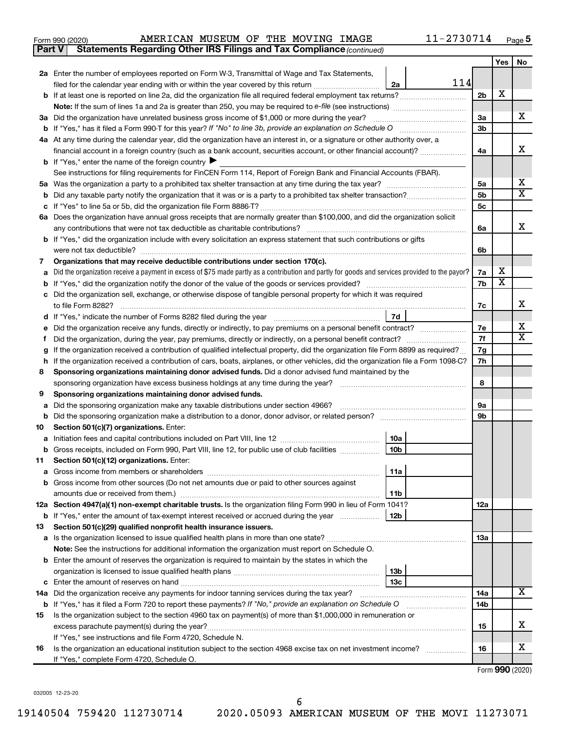Form 990 (2020) AMERICAN MUSEUM OF THE MOVING IMAGE 11-2730714 Page 5

**Part V Statements Regarding Other IRS Filings and Tax Compliance** *(continued)*

| | | | | Yes | No |
|---|---|---|---|---|---|
| **2a** | Enter the number of employees reported on Form W-3, Transmittal of Wage and Tax Statements, filed for the calendar year ending with or within the year covered by this return | 2a | 114 | | |
| **b** | If at least one is reported on line 2a, did the organization file all required federal employment tax returns? | | 2b | X | |
| | **Note:** If the sum of lines 1a and 2a is greater than 250, you may be required to *e-file* (see instructions) | | | | |
| **3a** | Did the organization have unrelated business gross income of $1,000 or more during the year? | | 3a | | X |
| **b** | If "Yes," has it filed a Form 990-T for this year? *If "No" to line 3b, provide an explanation on Schedule O* | | 3b | | |
| **4a** | At any time during the calendar year, did the organization have an interest in, or a signature or other authority over, a financial account in a foreign country (such as a bank account, securities account, or other financial account)? | | 4a | | X |
| **b** | If "Yes," enter the name of the foreign country ▶ | | | | |
| | See instructions for filing requirements for FinCEN Form 114, Report of Foreign Bank and Financial Accounts (FBAR). | | | | |
| **5a** | Was the organization a party to a prohibited tax shelter transaction at any time during the tax year? | | 5a | | X |
| **b** | Did any taxable party notify the organization that it was or is a party to a prohibited tax shelter transaction? | | 5b | | X |
| **c** | If "Yes" to line 5a or 5b, did the organization file Form 8886-T? | | 5c | | |
| **6a** | Does the organization have annual gross receipts that are normally greater than $100,000, and did the organization solicit any contributions that were not tax deductible as charitable contributions? | | 6a | | X |
| **b** | If "Yes," did the organization include with every solicitation an express statement that such contributions or gifts were not tax deductible? | | 6b | | |
| **7** | **Organizations that may receive deductible contributions under section 170(c).** | | | | |
| **a** | Did the organization receive a payment in excess of $75 made partly as a contribution and partly for goods and services provided to the payor? | | 7a | X | |
| **b** | If "Yes," did the organization notify the donor of the value of the goods or services provided? | | 7b | X | |
| **c** | Did the organization sell, exchange, or otherwise dispose of tangible personal property for which it was required to file Form 8282? | | 7c | | X |
| **d** | If "Yes," indicate the number of Forms 8282 filed during the year | 7d | | | |
| **e** | Did the organization receive any funds, directly or indirectly, to pay premiums on a personal benefit contract? | | 7e | | X |
| **f** | Did the organization, during the year, pay premiums, directly or indirectly, on a personal benefit contract? | | 7f | | X |
| **g** | If the organization received a contribution of qualified intellectual property, did the organization file Form 8899 as required? | | 7g | | |
| **h** | If the organization received a contribution of cars, boats, airplanes, or other vehicles, did the organization file a Form 1098-C? | | 7h | | |
| **8** | **Sponsoring organizations maintaining donor advised funds.** Did a donor advised fund maintained by the sponsoring organization have excess business holdings at any time during the year? | | 8 | | |
| **9** | **Sponsoring organizations maintaining donor advised funds.** | | | | |
| **a** | Did the sponsoring organization make any taxable distributions under section 4966? | | 9a | | |
| **b** | Did the sponsoring organization make a distribution to a donor, donor advisor, or related person? | | 9b | | |
| **10** | **Section 501(c)(7) organizations.** Enter: | | | | |
| **a** | Initiation fees and capital contributions included on Part VIII, line 12 | 10a | | | |
| **b** | Gross receipts, included on Form 990, Part VIII, line 12, for public use of club facilities | 10b | | | |
| **11** | **Section 501(c)(12) organizations.** Enter: | | | | |
| **a** | Gross income from members or shareholders | 11a | | | |
| **b** | Gross income from other sources (Do not net amounts due or paid to other sources against amounts due or received from them.) | 11b | | | |
| **12a** | **Section 4947(a)(1) non-exempt charitable trusts.** Is the organization filing Form 990 in lieu of Form 1041? | | 12a | | |
| **b** | If "Yes," enter the amount of tax-exempt interest received or accrued during the year | 12b | | | |
| **13** | **Section 501(c)(29) qualified nonprofit health insurance issuers.** | | | | |
| **a** | Is the organization licensed to issue qualified health plans in more than one state? | | 13a | | |
| | **Note:** See the instructions for additional information the organization must report on Schedule O. | | | | |
| **b** | Enter the amount of reserves the organization is required to maintain by the states in which the organization is licensed to issue qualified health plans | 13b | | | |
| **c** | Enter the amount of reserves on hand | 13c | | | |
| **14a** | Did the organization receive any payments for indoor tanning services during the tax year? | | 14a | | X |
| **b** | If "Yes," has it filed a Form 720 to report these payments? *If "No," provide an explanation on Schedule O* | | 14b | | |
| **15** | Is the organization subject to the section 4960 tax on payment(s) of more than $1,000,000 in remuneration or excess parachute payment(s) during the year? | | 15 | | X |
| | If "Yes," see instructions and file Form 4720, Schedule N. | | | | |
| **16** | Is the organization an educational institution subject to the section 4968 excise tax on net investment income? | | 16 | | X |
| | If "Yes," complete Form 4720, Schedule O. | | | | |

Form **990** (2020)

032005 12-23-20

19140504 759420 112730714 2020.05093 AMERICAN MUSEUM OF THE MOVI 11273071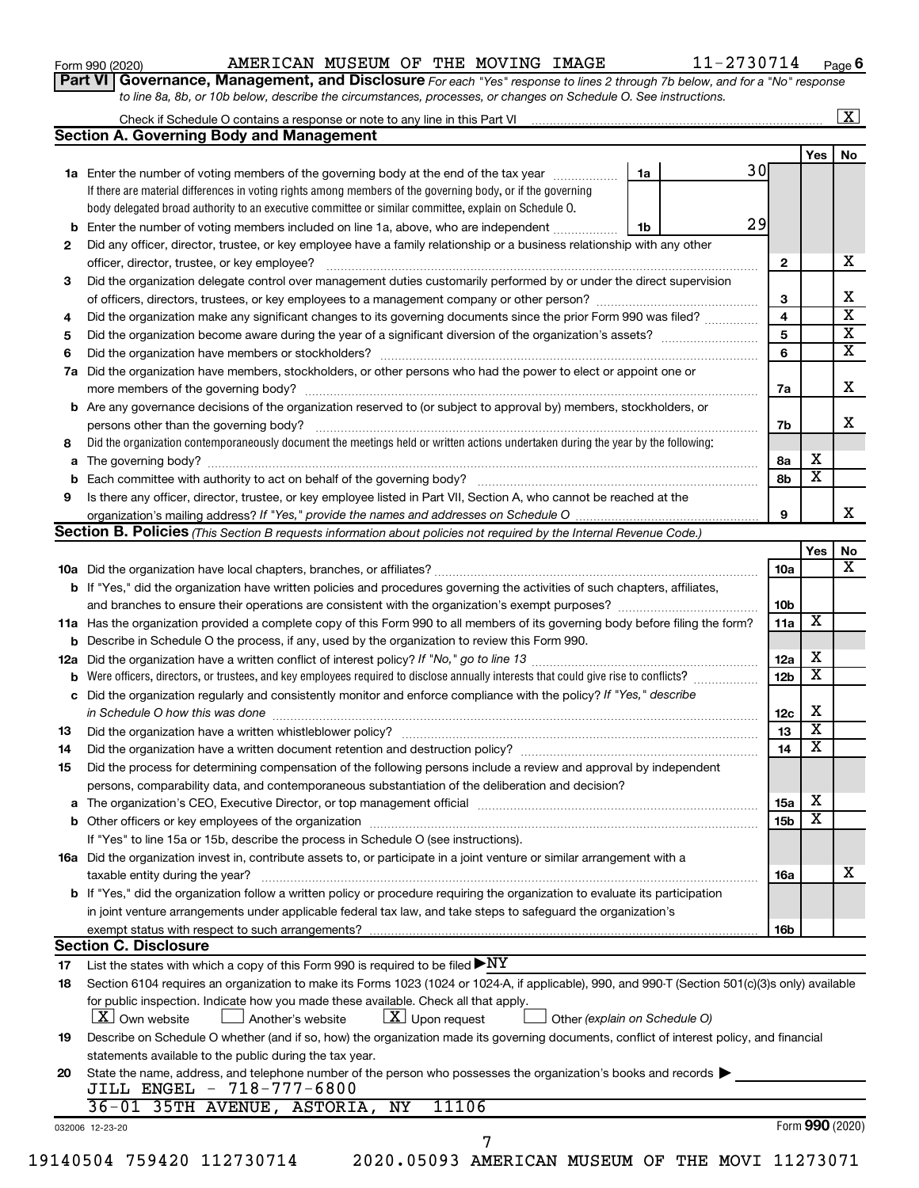Form 990 (2020) AMERICAN MUSEUM OF THE MOVING IMAGE 11-2730714 Page 6

**Part VI Governance, Management, and Disclosure** *For each "Yes" response to lines 2 through 7b below, and for a "No" response to line 8a, 8b, or 10b below, describe the circumstances, processes, or changes on Schedule O. See instructions.*

Check if Schedule O contains a response or note to any line in this Part VI [X]

## Section A. Governing Body and Management

| | | | | Yes | No |
|---|---|---|---|---|---|
| **1a** | Enter the number of voting members of the governing body at the end of the tax year. If there are material differences in voting rights among members of the governing body, or if the governing body delegated broad authority to an executive committee or similar committee, explain on Schedule O. | 1a | 30 | | |
| **b** | Enter the number of voting members included on line 1a, above, who are independent | 1b | 29 | | |
| **2** | Did any officer, director, trustee, or key employee have a family relationship or a business relationship with any other officer, director, trustee, or key employee? | 2 | | | X |
| **3** | Did the organization delegate control over management duties customarily performed by or under the direct supervision of officers, directors, trustees, or key employees to a management company or other person? | 3 | | | X |
| **4** | Did the organization make any significant changes to its governing documents since the prior Form 990 was filed? | 4 | | | X |
| **5** | Did the organization become aware during the year of a significant diversion of the organization's assets? | 5 | | | X |
| **6** | Did the organization have members or stockholders? | 6 | | | X |
| **7a** | Did the organization have members, stockholders, or other persons who had the power to elect or appoint one or more members of the governing body? | 7a | | | X |
| **b** | Are any governance decisions of the organization reserved to (or subject to approval by) members, stockholders, or persons other than the governing body? | 7b | | | X |
| **8** | Did the organization contemporaneously document the meetings held or written actions undertaken during the year by the following: | | | | |
| **a** | The governing body? | 8a | | X | |
| **b** | Each committee with authority to act on behalf of the governing body? | 8b | | X | |
| **9** | Is there any officer, director, trustee, or key employee listed in Part VII, Section A, who cannot be reached at the organization's mailing address? *If "Yes," provide the names and addresses on Schedule O* | 9 | | | X |

## Section B. Policies *(This Section B requests information about policies not required by the Internal Revenue Code.)*

| | | | Yes | No |
|---|---|---|---|---|
| **10a** | Did the organization have local chapters, branches, or affiliates? | 10a | | X |
| **b** | If "Yes," did the organization have written policies and procedures governing the activities of such chapters, affiliates, and branches to ensure their operations are consistent with the organization's exempt purposes? | 10b | | |
| **11a** | Has the organization provided a complete copy of this Form 990 to all members of its governing body before filing the form? | 11a | X | |
| **b** | Describe in Schedule O the process, if any, used by the organization to review this Form 990. | | | |
| **12a** | Did the organization have a written conflict of interest policy? *If "No," go to line 13* | 12a | X | |
| **b** | Were officers, directors, or trustees, and key employees required to disclose annually interests that could give rise to conflicts? | 12b | X | |
| **c** | Did the organization regularly and consistently monitor and enforce compliance with the policy? *If "Yes," describe in Schedule O how this was done* | 12c | X | |
| **13** | Did the organization have a written whistleblower policy? | 13 | X | |
| **14** | Did the organization have a written document retention and destruction policy? | 14 | X | |
| **15** | Did the process for determining compensation of the following persons include a review and approval by independent persons, comparability data, and contemporaneous substantiation of the deliberation and decision? | | | |
| **a** | The organization's CEO, Executive Director, or top management official | 15a | X | |
| **b** | Other officers or key employees of the organization | 15b | X | |
| | If "Yes" to line 15a or 15b, describe the process in Schedule O (see instructions). | | | |
| **16a** | Did the organization invest in, contribute assets to, or participate in a joint venture or similar arrangement with a taxable entity during the year? | 16a | | X |
| **b** | If "Yes," did the organization follow a written policy or procedure requiring the organization to evaluate its participation in joint venture arrangements under applicable federal tax law, and take steps to safeguard the organization's exempt status with respect to such arrangements? | 16b | | |

## Section C. Disclosure

**17** List the states with which a copy of this Form 990 is required to be filed ▶ NY

**18** Section 6104 requires an organization to make its Forms 1023 (1024 or 1024-A, if applicable), 990, and 990-T (Section 501(c)(3)s only) available for public inspection. Indicate how you made these available. Check all that apply.

[X] Own website  [ ] Another's website  [X] Upon request  [ ] Other *(explain on Schedule O)*

**19** Describe on Schedule O whether (and if so, how) the organization made its governing documents, conflict of interest policy, and financial statements available to the public during the tax year.

**20** State the name, address, and telephone number of the person who possesses the organization's books and records ▶

JILL ENGEL - 718-777-6800
36-01 35TH AVENUE, ASTORIA, NY 11106

032006 12-23-20 Form **990** (2020)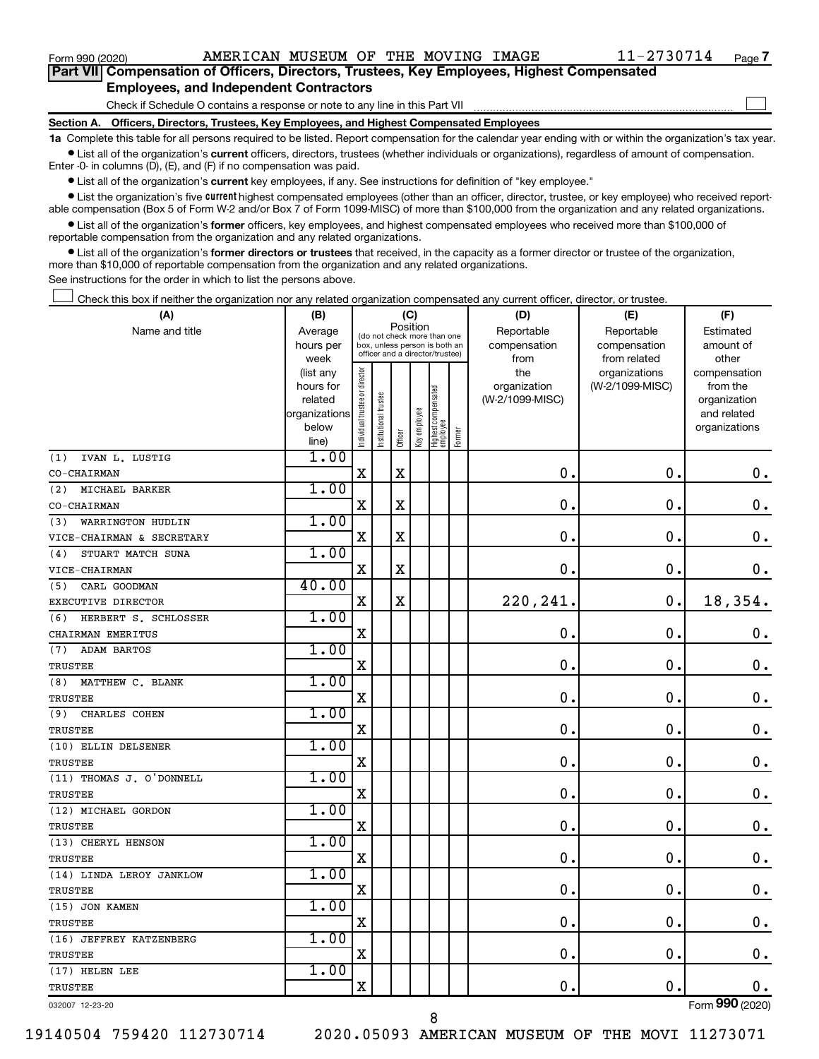Form 990 (2020) AMERICAN MUSEUM OF THE MOVING IMAGE 11-2730714 Page 7

## Part VII Compensation of Officers, Directors, Trustees, Key Employees, Highest Compensated Employees, and Independent Contractors

Check if Schedule O contains a response or note to any line in this Part VII ☐

### Section A. Officers, Directors, Trustees, Key Employees, and Highest Compensated Employees

**1a** Complete this table for all persons required to be listed. Report compensation for the calendar year ending with or within the organization's tax year.

- List all of the organization's **current** officers, directors, trustees (whether individuals or organizations), regardless of amount of compensation. Enter -0- in columns (D), (E), and (F) if no compensation was paid.
- List all of the organization's **current** key employees, if any. See instructions for definition of "key employee."
- List the organization's five **current** highest compensated employees (other than an officer, director, trustee, or key employee) who received reportable compensation (Box 5 of Form W-2 and/or Box 7 of Form 1099-MISC) of more than $100,000 from the organization and any related organizations.
- List all of the organization's **former** officers, key employees, and highest compensated employees who received more than $100,000 of reportable compensation from the organization and any related organizations.
- List all of the organization's **former directors or trustees** that received, in the capacity as a former director or trustee of the organization, more than $10,000 of reportable compensation from the organization and any related organizations.

See instructions for the order in which to list the persons above.

☐ Check this box if neither the organization nor any related organization compensated any current officer, director, or trustee.

| (A) Name and title | (B) Average hours per week (list any hours for related organizations below line) | (C) Position (do not check more than one box, unless person is both an officer and a director/trustee) | | | | | | (D) Reportable compensation from the organization (W-2/1099-MISC) | (E) Reportable compensation from related organizations (W-2/1099-MISC) | (F) Estimated amount of other compensation from the organization and related organizations |
|---|---|---|---|---|---|---|---|---|---|---|
| | | Individual trustee or director | Institutional trustee | Officer | Key employee | Highest compensated employee | Former | | | |
| (1) IVAN L. LUSTIG<br>CO-CHAIRMAN | 1.00 | X | | X | | | | 0. | 0. | 0. |
| (2) MICHAEL BARKER<br>CO-CHAIRMAN | 1.00 | X | | X | | | | 0. | 0. | 0. |
| (3) WARRINGTON HUDLIN<br>VICE-CHAIRMAN & SECRETARY | 1.00 | X | | X | | | | 0. | 0. | 0. |
| (4) STUART MATCH SUNA<br>VICE-CHAIRMAN | 1.00 | X | | X | | | | 0. | 0. | 0. |
| (5) CARL GOODMAN<br>EXECUTIVE DIRECTOR | 40.00 | X | | X | | | | 220,241. | 0. | 18,354. |
| (6) HERBERT S. SCHLOSSER<br>CHAIRMAN EMERITUS | 1.00 | X | | | | | | 0. | 0. | 0. |
| (7) ADAM BARTOS<br>TRUSTEE | 1.00 | X | | | | | | 0. | 0. | 0. |
| (8) MATTHEW C. BLANK<br>TRUSTEE | 1.00 | X | | | | | | 0. | 0. | 0. |
| (9) CHARLES COHEN<br>TRUSTEE | 1.00 | X | | | | | | 0. | 0. | 0. |
| (10) ELLIN DELSENER<br>TRUSTEE | 1.00 | X | | | | | | 0. | 0. | 0. |
| (11) THOMAS J. O'DONNELL<br>TRUSTEE | 1.00 | X | | | | | | 0. | 0. | 0. |
| (12) MICHAEL GORDON<br>TRUSTEE | 1.00 | X | | | | | | 0. | 0. | 0. |
| (13) CHERYL HENSON<br>TRUSTEE | 1.00 | X | | | | | | 0. | 0. | 0. |
| (14) LINDA LEROY JANKLOW<br>TRUSTEE | 1.00 | X | | | | | | 0. | 0. | 0. |
| (15) JON KAMEN<br>TRUSTEE | 1.00 | X | | | | | | 0. | 0. | 0. |
| (16) JEFFREY KATZENBERG<br>TRUSTEE | 1.00 | X | | | | | | 0. | 0. | 0. |
| (17) HELEN LEE<br>TRUSTEE | 1.00 | X | | | | | | 0. | 0. | 0. |

032007 12-23-20 Form 990 (2020)

19140504 759420 112730714 2020.05093 AMERICAN MUSEUM OF THE MOVI 11273071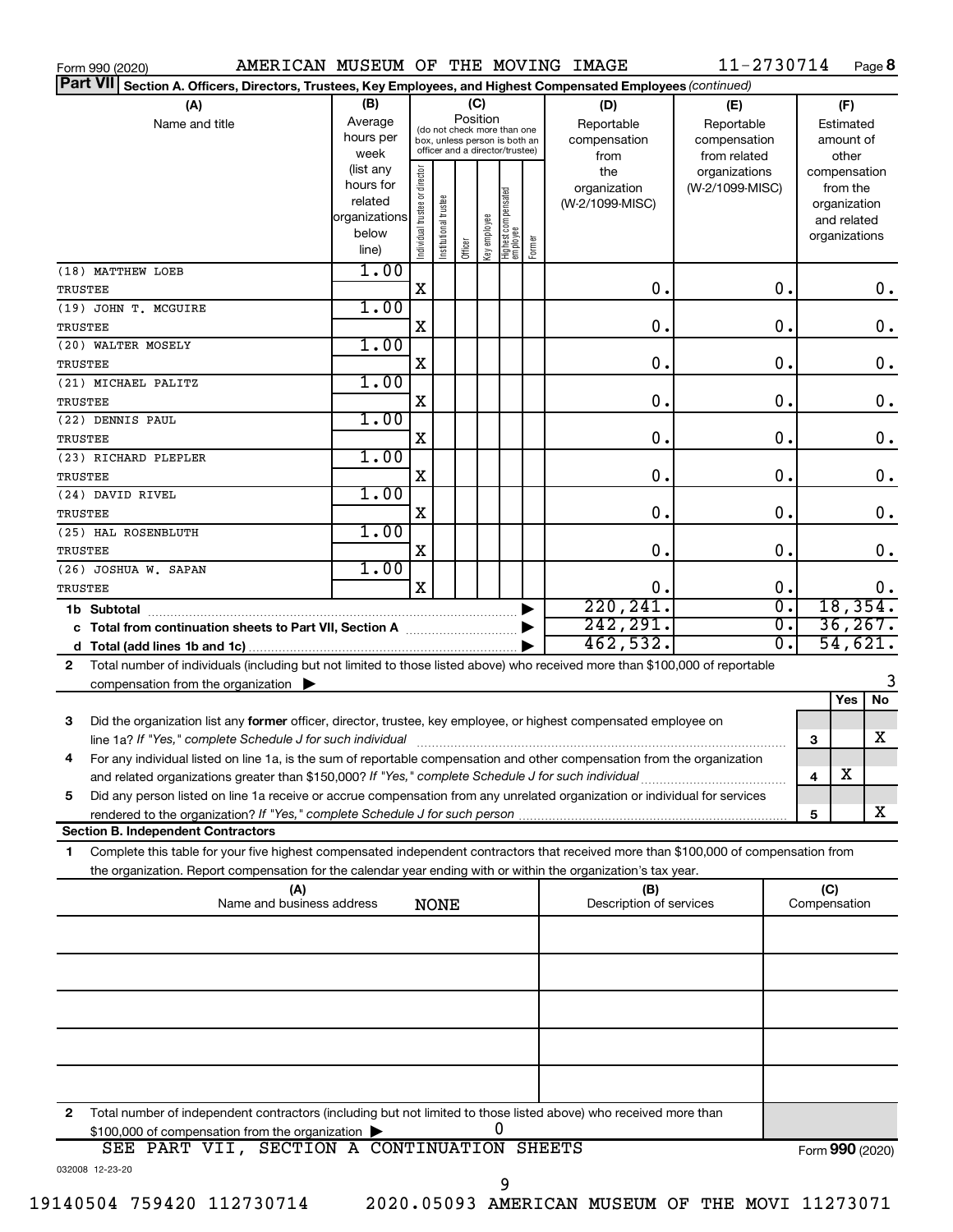Form 990 (2020) AMERICAN MUSEUM OF THE MOVING IMAGE 11-2730714 Page 8

**Part VII Section A. Officers, Directors, Trustees, Key Employees, and Highest Compensated Employees** *(continued)*

| (A) Name and title | (B) Average hours per week (list any hours for related organizations below line) | (C) Position: Individual trustee or director | Institutional trustee | Officer | Key employee | Highest compensated employee | Former | (D) Reportable compensation from the organization (W-2/1099-MISC) | (E) Reportable compensation from related organizations (W-2/1099-MISC) | (F) Estimated amount of other compensation from the organization and related organizations |
|---|---|---|---|---|---|---|---|---|---|---|
| (18) MATTHEW LOEB<br>TRUSTEE | 1.00 | X | | | | | | 0. | 0. | 0. |
| (19) JOHN T. MCGUIRE<br>TRUSTEE | 1.00 | X | | | | | | 0. | 0. | 0. |
| (20) WALTER MOSELY<br>TRUSTEE | 1.00 | X | | | | | | 0. | 0. | 0. |
| (21) MICHAEL PALITZ<br>TRUSTEE | 1.00 | X | | | | | | 0. | 0. | 0. |
| (22) DENNIS PAUL<br>TRUSTEE | 1.00 | X | | | | | | 0. | 0. | 0. |
| (23) RICHARD PLEPLER<br>TRUSTEE | 1.00 | X | | | | | | 0. | 0. | 0. |
| (24) DAVID RIVEL<br>TRUSTEE | 1.00 | X | | | | | | 0. | 0. | 0. |
| (25) HAL ROSENBLUTH<br>TRUSTEE | 1.00 | X | | | | | | 0. | 0. | 0. |
| (26) JOSHUA W. SAPAN<br>TRUSTEE | 1.00 | X | | | | | | 0. | 0. | 0. |
| **1b Subtotal** | | | | | | | | 220,241. | 0. | 18,354. |
| **c Total from continuation sheets to Part VII, Section A** | | | | | | | | 242,291. | 0. | 36,267. |
| **d Total (add lines 1b and 1c)** | | | | | | | | 462,532. | 0. | 54,621. |

**2** Total number of individuals (including but not limited to those listed above) who received more than $100,000 of reportable compensation from the organization ▶ 3

| | | Yes | No |
|---|---|---|---|
| **3** Did the organization list any **former** officer, director, trustee, key employee, or highest compensated employee on line 1a? *If "Yes," complete Schedule J for such individual* | 3 | | X |
| **4** For any individual listed on line 1a, is the sum of reportable compensation and other compensation from the organization and related organizations greater than $150,000? *If "Yes," complete Schedule J for such individual* | 4 | X | |
| **5** Did any person listed on line 1a receive or accrue compensation from any unrelated organization or individual for services rendered to the organization? *If "Yes," complete Schedule J for such person* | 5 | | X |

**Section B. Independent Contractors**

**1** Complete this table for your five highest compensated independent contractors that received more than $100,000 of compensation from the organization. Report compensation for the calendar year ending with or within the organization's tax year.

| (A) Name and business address | (B) Description of services | (C) Compensation |
|---|---|---|
| NONE | | |
| | | |
| | | |
| | | |
| | | |

**2** Total number of independent contractors (including but not limited to those listed above) who received more than $100,000 of compensation from the organization ▶ 0

SEE PART VII, SECTION A CONTINUATION SHEETS

Form **990** (2020)

032008 12-23-20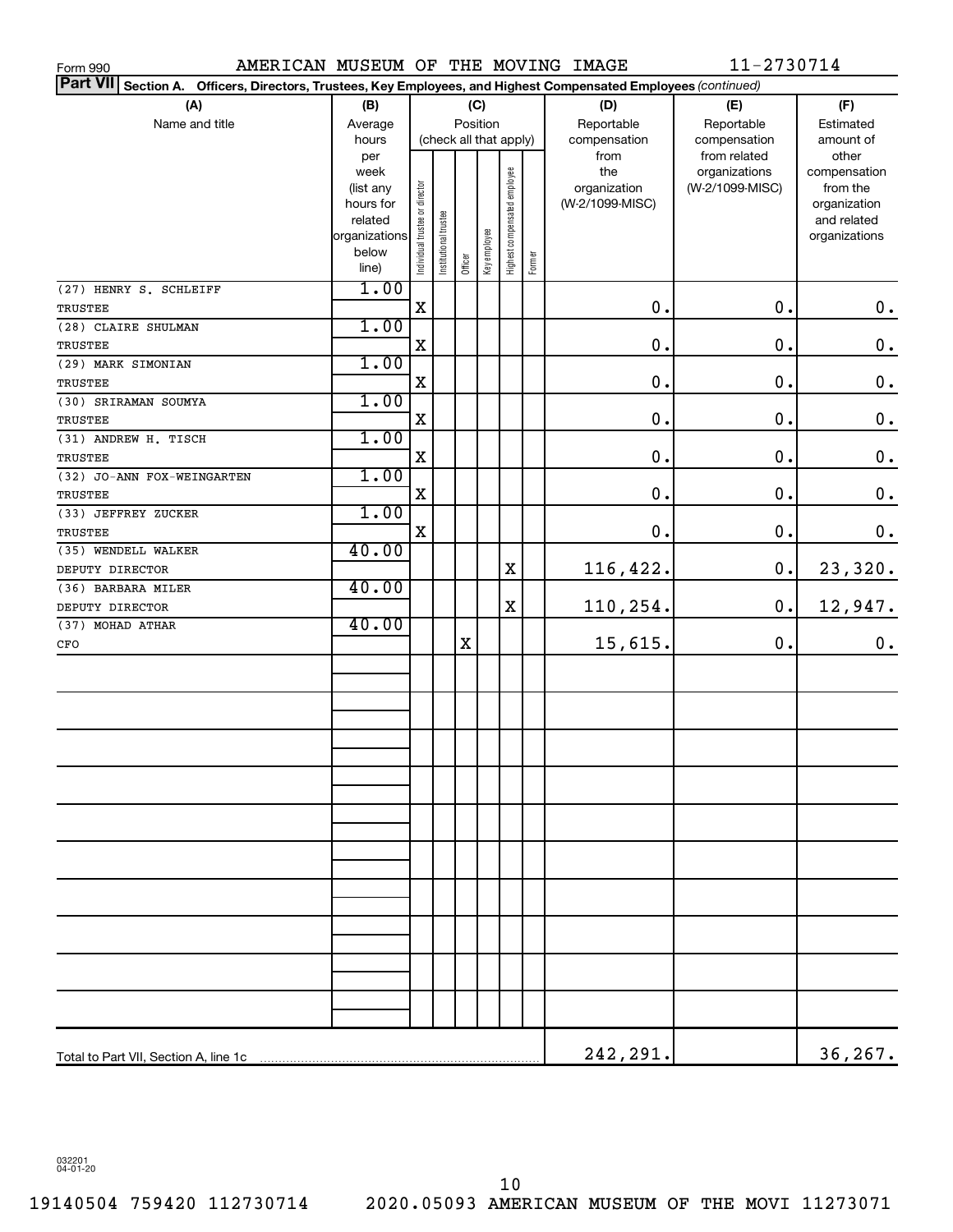Form 990 AMERICAN MUSEUM OF THE MOVING IMAGE 11-2730714

**Part VII Section A. Officers, Directors, Trustees, Key Employees, and Highest Compensated Employees** *(continued)*

| (A) Name and title | (B) Average hours per week (list any hours for related organizations below line) | (C) Position (check all that apply): Individual trustee or director | Institutional trustee | Officer | Key employee | Highest compensated employee | Former | (D) Reportable compensation from the organization (W-2/1099-MISC) | (E) Reportable compensation from related organizations (W-2/1099-MISC) | (F) Estimated amount of other compensation from the organization and related organizations |
|---|---|---|---|---|---|---|---|---|---|---|
| (27) HENRY S. SCHLEIFF TRUSTEE | 1.00 | X | | | | | | 0. | 0. | 0. |
| (28) CLAIRE SHULMAN TRUSTEE | 1.00 | X | | | | | | 0. | 0. | 0. |
| (29) MARK SIMONIAN TRUSTEE | 1.00 | X | | | | | | 0. | 0. | 0. |
| (30) SRIRAMAN SOUMYA TRUSTEE | 1.00 | X | | | | | | 0. | 0. | 0. |
| (31) ANDREW H. TISCH TRUSTEE | 1.00 | X | | | | | | 0. | 0. | 0. |
| (32) JO-ANN FOX-WEINGARTEN TRUSTEE | 1.00 | X | | | | | | 0. | 0. | 0. |
| (33) JEFFREY ZUCKER TRUSTEE | 1.00 | X | | | | | | 0. | 0. | 0. |
| (35) WENDELL WALKER DEPUTY DIRECTOR | 40.00 | | | | | X | | 116,422. | 0. | 23,320. |
| (36) BARBARA MILER DEPUTY DIRECTOR | 40.00 | | | | | X | | 110,254. | 0. | 12,947. |
| (37) MOHAD ATHAR CFO | 40.00 | | | X | | | | 15,615. | 0. | 0. |
| Total to Part VII, Section A, line 1c | | | | | | | | 242,291. | | 36,267. |

032201 04-01-20

19140504 759420 112730714 2020.05093 AMERICAN MUSEUM OF THE MOVI 11273071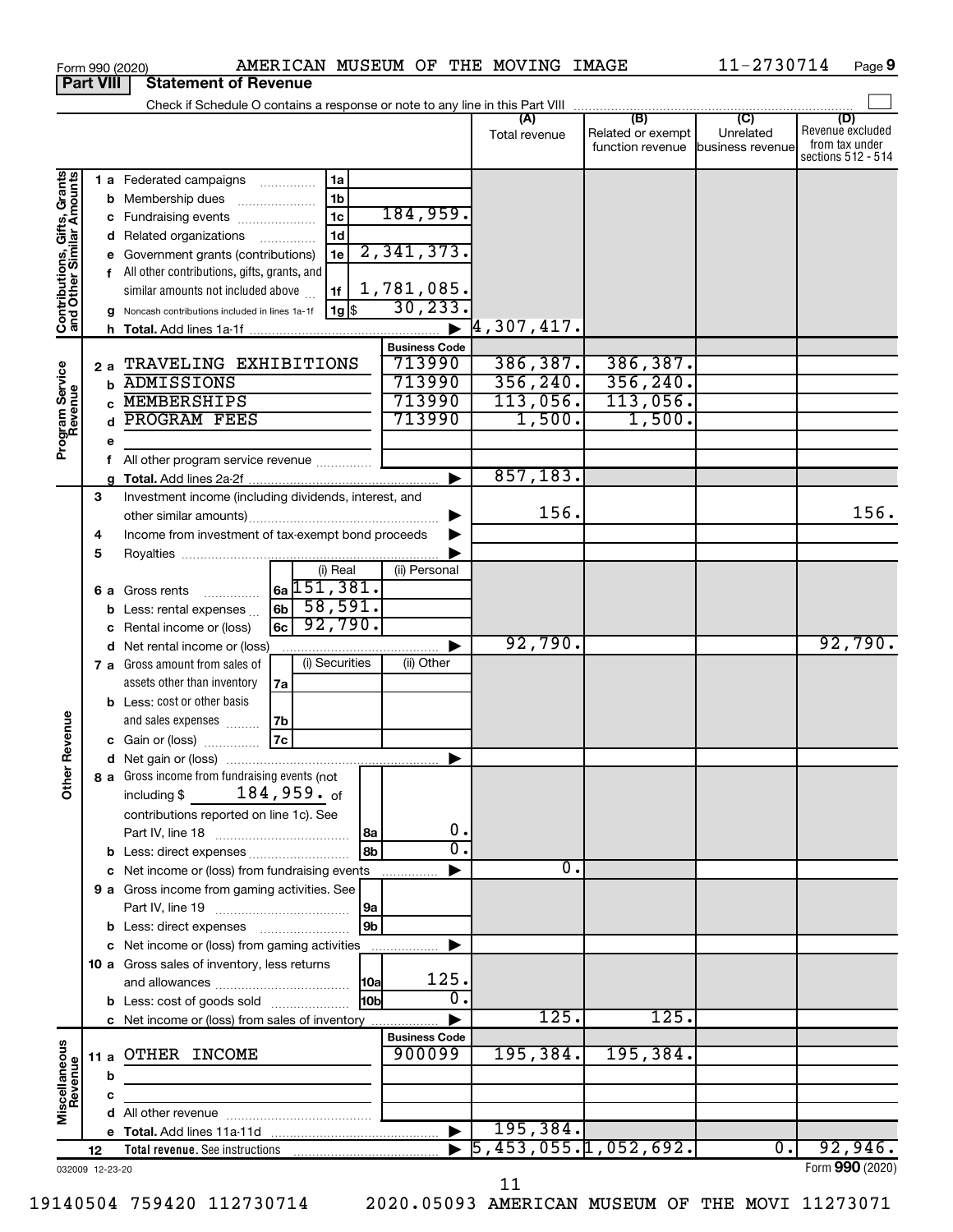Form 990 (2020) AMERICAN MUSEUM OF THE MOVING IMAGE 11-2730714 Page 9

## Part VIII Statement of Revenue

Check if Schedule O contains a response or note to any line in this Part VIII

| | | | | (A) Total revenue | (B) Related or exempt function revenue | (C) Unrelated business revenue | (D) Revenue excluded from tax under sections 512 - 514 |
|---|---|---|---|---|---|---|---|
| **Contributions, Gifts, Grants and Other Similar Amounts** | 1 a Federated campaigns | 1a | | | | | |
| | b Membership dues | 1b | | | | | |
| | c Fundraising events | 1c | 184,959. | | | | |
| | d Related organizations | 1d | | | | | |
| | e Government grants (contributions) | 1e | 2,341,373. | | | | |
| | f All other contributions, gifts, grants, and similar amounts not included above | 1f | 1,781,085. | | | | |
| | g Noncash contributions included in lines 1a-1f | 1g $ | 30,233. | | | | |
| | h Total. Add lines 1a-1f | | | 4,307,417. | | | |
| | | | Business Code | | | | |
| **Program Service Revenue** | 2 a TRAVELING EXHIBITIONS | | 713990 | 386,387. | 386,387. | | |
| | b ADMISSIONS | | 713990 | 356,240. | 356,240. | | |
| | c MEMBERSHIPS | | 713990 | 113,056. | 113,056. | | |
| | d PROGRAM FEES | | 713990 | 1,500. | 1,500. | | |
| | e | | | | | | |
| | f All other program service revenue | | | | | | |
| | g Total. Add lines 2a-2f | | | 857,183. | | | |
| | 3 Investment income (including dividends, interest, and other similar amounts) | | | 156. | | | 156. |
| | 4 Income from investment of tax-exempt bond proceeds | | | | | | |
| | 5 Royalties | | | | | | |
| | | (i) Real | (ii) Personal | | | | |
| | 6 a Gross rents | 6a 151,381. | | | | | |
| | b Less: rental expenses | 6b 58,591. | | | | | |
| | c Rental income or (loss) | 6c 92,790. | | | | | |
| | d Net rental income or (loss) | | | 92,790. | | | 92,790. |
| **Other Revenue** | | (i) Securities | (ii) Other | | | | |
| | 7 a Gross amount from sales of assets other than inventory | 7a | | | | | |
| | b Less: cost or other basis and sales expenses | 7b | | | | | |
| | c Gain or (loss) | 7c | | | | | |
| | d Net gain or (loss) | | | | | | |
| | 8 a Gross income from fundraising events (not including $ 184,959. of contributions reported on line 1c). See Part IV, line 18 | 8a | 0. | | | | |
| | b Less: direct expenses | 8b | 0. | | | | |
| | c Net income or (loss) from fundraising events | | | 0. | | | |
| | 9 a Gross income from gaming activities. See Part IV, line 19 | 9a | | | | | |
| | b Less: direct expenses | 9b | | | | | |
| | c Net income or (loss) from gaming activities | | | | | | |
| | 10 a Gross sales of inventory, less returns and allowances | 10a | 125. | | | | |
| | b Less: cost of goods sold | 10b | 0. | | | | |
| | c Net income or (loss) from sales of inventory | | | 125. | 125. | | |
| | | | Business Code | | | | |
| **Miscellaneous Revenue** | 11 a OTHER INCOME | | 900099 | 195,384. | 195,384. | | |
| | b | | | | | | |
| | c | | | | | | |
| | d All other revenue | | | | | | |
| | e Total. Add lines 11a-11d | | | 195,384. | | | |
| | 12 Total revenue. See instructions | | | 5,453,055. | 1,052,692. | 0. | 92,946. |

032009 12-23-20 Form 990 (2020)

19140504 759420 112730714 2020.05093 AMERICAN MUSEUM OF THE MOVI 11273071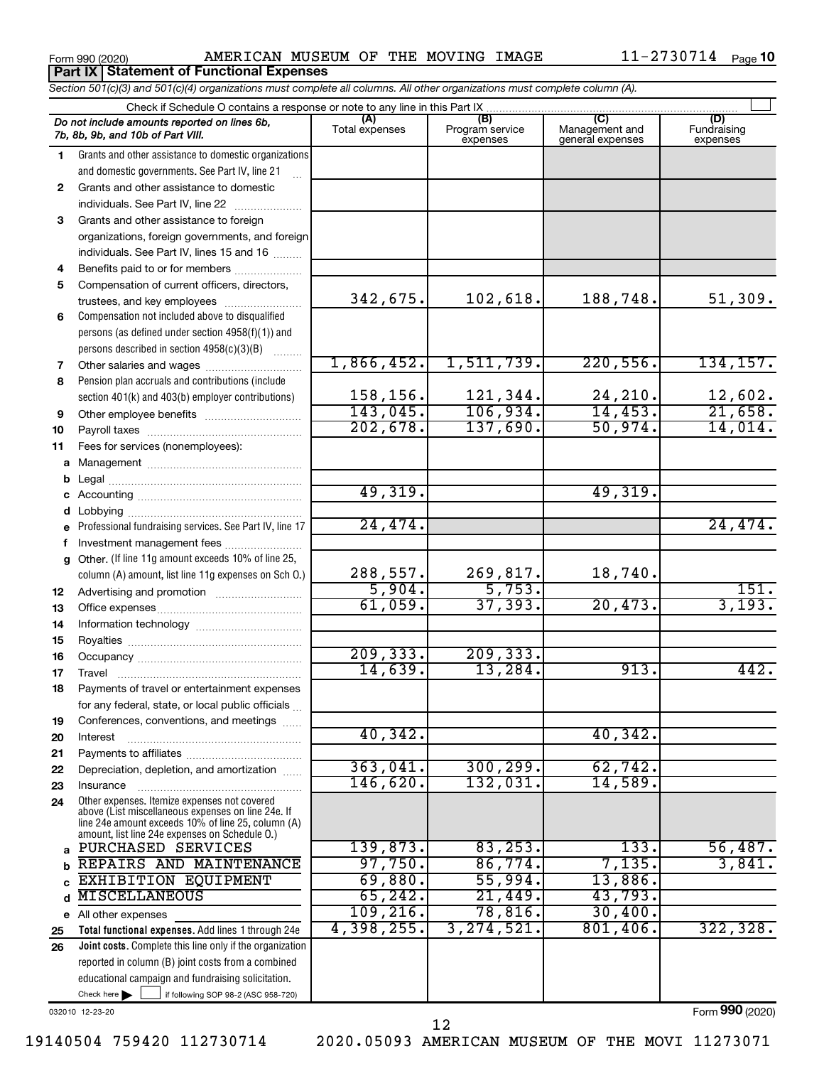Form 990 (2020) AMERICAN MUSEUM OF THE MOVING IMAGE 11-2730714 Page 10

## Part IX Statement of Functional Expenses

*Section 501(c)(3) and 501(c)(4) organizations must complete all columns. All other organizations must complete column (A).*

Check if Schedule O contains a response or note to any line in this Part IX

| | *Do not include amounts reported on lines 6b, 7b, 8b, 9b, and 10b of Part VIII.* | (A) Total expenses | (B) Program service expenses | (C) Management and general expenses | (D) Fundraising expenses |
|---|---|---|---|---|---|
| 1 | Grants and other assistance to domestic organizations and domestic governments. See Part IV, line 21 | | | | |
| 2 | Grants and other assistance to domestic individuals. See Part IV, line 22 | | | | |
| 3 | Grants and other assistance to foreign organizations, foreign governments, and foreign individuals. See Part IV, lines 15 and 16 | | | | |
| 4 | Benefits paid to or for members | | | | |
| 5 | Compensation of current officers, directors, trustees, and key employees | 342,675. | 102,618. | 188,748. | 51,309. |
| 6 | Compensation not included above to disqualified persons (as defined under section 4958(f)(1)) and persons described in section 4958(c)(3)(B) | | | | |
| 7 | Other salaries and wages | 1,866,452. | 1,511,739. | 220,556. | 134,157. |
| 8 | Pension plan accruals and contributions (include section 401(k) and 403(b) employer contributions) | 158,156. | 121,344. | 24,210. | 12,602. |
| 9 | Other employee benefits | 143,045. | 106,934. | 14,453. | 21,658. |
| 10 | Payroll taxes | 202,678. | 137,690. | 50,974. | 14,014. |
| 11 | Fees for services (nonemployees): | | | | |
| a | Management | | | | |
| b | Legal | | | | |
| c | Accounting | 49,319. | | 49,319. | |
| d | Lobbying | | | | |
| e | Professional fundraising services. See Part IV, line 17 | 24,474. | | | 24,474. |
| f | Investment management fees | | | | |
| g | Other. (If line 11g amount exceeds 10% of line 25, column (A) amount, list line 11g expenses on Sch O.) | 288,557. | 269,817. | 18,740. | |
| 12 | Advertising and promotion | 5,904. | 5,753. | | 151. |
| 13 | Office expenses | 61,059. | 37,393. | 20,473. | 3,193. |
| 14 | Information technology | | | | |
| 15 | Royalties | | | | |
| 16 | Occupancy | 209,333. | 209,333. | | |
| 17 | Travel | 14,639. | 13,284. | 913. | 442. |
| 18 | Payments of travel or entertainment expenses for any federal, state, or local public officials | | | | |
| 19 | Conferences, conventions, and meetings | | | | |
| 20 | Interest | 40,342. | | 40,342. | |
| 21 | Payments to affiliates | | | | |
| 22 | Depreciation, depletion, and amortization | 363,041. | 300,299. | 62,742. | |
| 23 | Insurance | 146,620. | 132,031. | 14,589. | |
| 24 | Other expenses. Itemize expenses not covered above (List miscellaneous expenses on line 24e. If line 24e amount exceeds 10% of line 25, column (A) amount, list line 24e expenses on Schedule O.) | | | | |
| a | PURCHASED SERVICES | 139,873. | 83,253. | 133. | 56,487. |
| b | REPAIRS AND MAINTENANCE | 97,750. | 86,774. | 7,135. | 3,841. |
| c | EXHIBITION EQUIPMENT | 69,880. | 55,994. | 13,886. | |
| d | MISCELLANEOUS | 65,242. | 21,449. | 43,793. | |
| e | All other expenses | 109,216. | 78,816. | 30,400. | |
| 25 | **Total functional expenses.** Add lines 1 through 24e | 4,398,255. | 3,274,521. | 801,406. | 322,328. |
| 26 | **Joint costs.** Complete this line only if the organization reported in column (B) joint costs from a combined educational campaign and fundraising solicitation. Check here ☐ if following SOP 98-2 (ASC 958-720) | | | | |

032010 12-23-20 Form **990** (2020)

19140504 759420 112730714 2020.05093 AMERICAN MUSEUM OF THE MOVI 11273071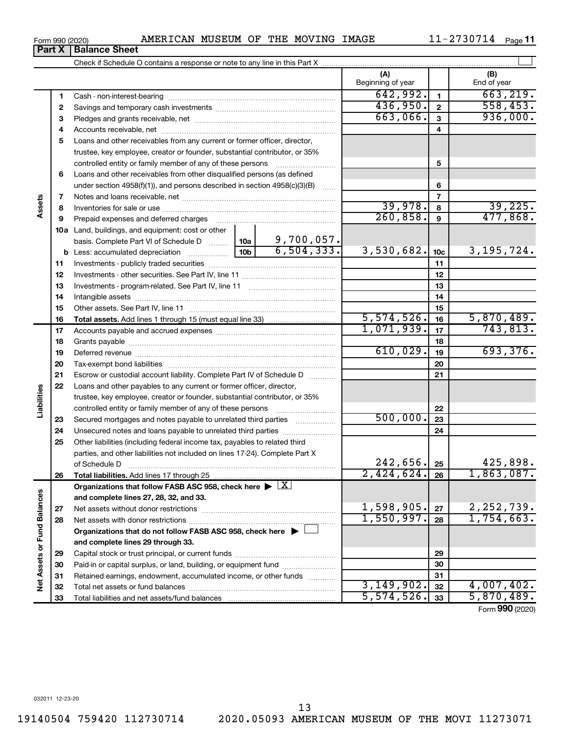Form 990 (2020) AMERICAN MUSEUM OF THE MOVING IMAGE 11-2730714 Page 11

**Part X | Balance Sheet**

Check if Schedule O contains a response or note to any line in this Part X

| | | | (A) Beginning of year | | (B) End of year |
|---|---|---|---|---|---|
| **Assets** | 1 | Cash - non-interest-bearing | 642,992. | 1 | 663,219. |
| | 2 | Savings and temporary cash investments | 436,950. | 2 | 558,453. |
| | 3 | Pledges and grants receivable, net | 663,066. | 3 | 936,000. |
| | 4 | Accounts receivable, net | | 4 | |
| | 5 | Loans and other receivables from any current or former officer, director, trustee, key employee, creator or founder, substantial contributor, or 35% controlled entity or family member of any of these persons | | 5 | |
| | 6 | Loans and other receivables from other disqualified persons (as defined under section 4958(f)(1)), and persons described in section 4958(c)(3)(B) | | 6 | |
| | 7 | Notes and loans receivable, net | | 7 | |
| | 8 | Inventories for sale or use | 39,978. | 8 | 39,225. |
| | 9 | Prepaid expenses and deferred charges | 260,858. | 9 | 477,868. |
| | 10a | Land, buildings, and equipment: cost or other basis. Complete Part VI of Schedule D — 10a: 9,700,057. | | | |
| | b | Less: accumulated depreciation — 10b: 6,504,333. | 3,530,682. | 10c | 3,195,724. |
| | 11 | Investments - publicly traded securities | | 11 | |
| | 12 | Investments - other securities. See Part IV, line 11 | | 12 | |
| | 13 | Investments - program-related. See Part IV, line 11 | | 13 | |
| | 14 | Intangible assets | | 14 | |
| | 15 | Other assets. See Part IV, line 11 | | 15 | |
| | 16 | **Total assets.** Add lines 1 through 15 (must equal line 33) | 5,574,526. | 16 | 5,870,489. |
| **Liabilities** | 17 | Accounts payable and accrued expenses | 1,071,939. | 17 | 743,813. |
| | 18 | Grants payable | | 18 | |
| | 19 | Deferred revenue | 610,029. | 19 | 693,376. |
| | 20 | Tax-exempt bond liabilities | | 20 | |
| | 21 | Escrow or custodial account liability. Complete Part IV of Schedule D | | 21 | |
| | 22 | Loans and other payables to any current or former officer, director, trustee, key employee, creator or founder, substantial contributor, or 35% controlled entity or family member of any of these persons | | 22 | |
| | 23 | Secured mortgages and notes payable to unrelated third parties | 500,000. | 23 | |
| | 24 | Unsecured notes and loans payable to unrelated third parties | | 24 | |
| | 25 | Other liabilities (including federal income tax, payables to related third parties, and other liabilities not included on lines 17-24). Complete Part X of Schedule D | 242,656. | 25 | 425,898. |
| | 26 | **Total liabilities.** Add lines 17 through 25 | 2,424,624. | 26 | 1,863,087. |
| **Net Assets or Fund Balances** | | **Organizations that follow FASB ASC 958, check here ▶ [X] and complete lines 27, 28, 32, and 33.** | | | |
| | 27 | Net assets without donor restrictions | 1,598,905. | 27 | 2,252,739. |
| | 28 | Net assets with donor restrictions | 1,550,997. | 28 | 1,754,663. |
| | | **Organizations that do not follow FASB ASC 958, check here ▶ [ ] and complete lines 29 through 33.** | | | |
| | 29 | Capital stock or trust principal, or current funds | | 29 | |
| | 30 | Paid-in or capital surplus, or land, building, or equipment fund | | 30 | |
| | 31 | Retained earnings, endowment, accumulated income, or other funds | | 31 | |
| | 32 | Total net assets or fund balances | 3,149,902. | 32 | 4,007,402. |
| | 33 | Total liabilities and net assets/fund balances | 5,574,526. | 33 | 5,870,489. |

Form **990** (2020)

032011 12-23-20

19140504 759420 112730714 2020.05093 AMERICAN MUSEUM OF THE MOVI 11273071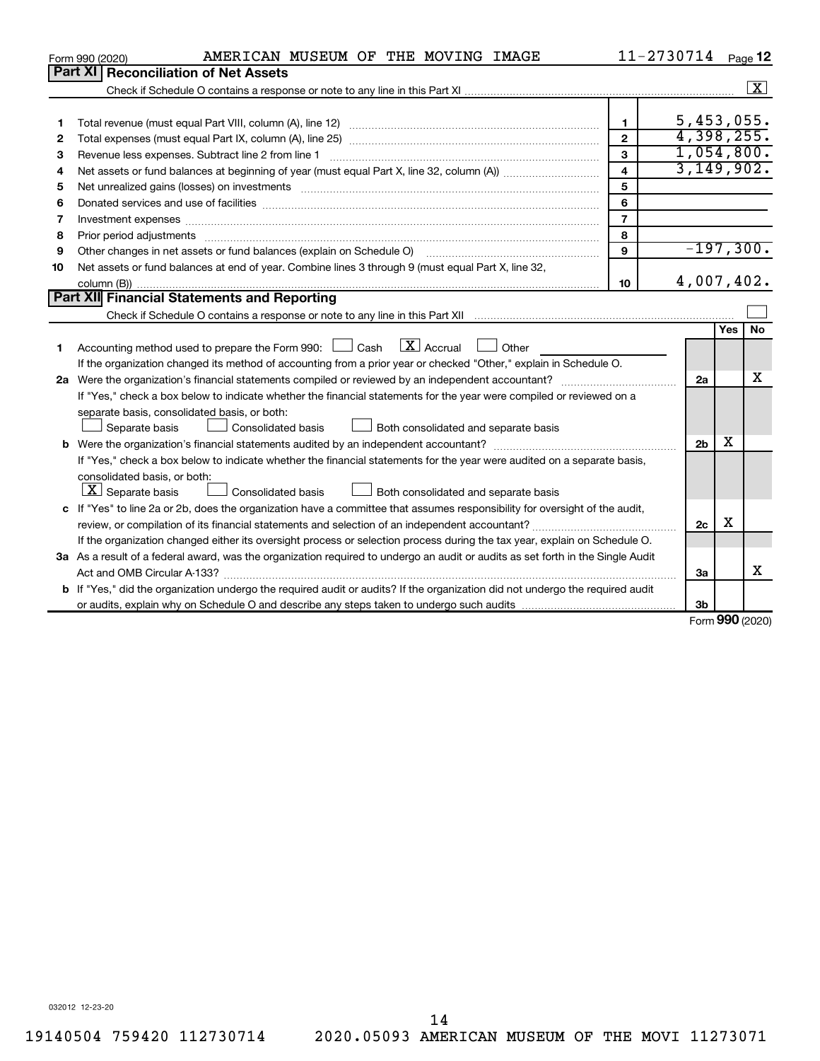Form 990 (2020) AMERICAN MUSEUM OF THE MOVING IMAGE 11-2730714 Page **12**

## Part XI Reconciliation of Net Assets

Check if Schedule O contains a response or note to any line in this Part XI .......... [X]

| | | | |
|---|---|---|---|
| 1 | Total revenue (must equal Part VIII, column (A), line 12) | 1 | 5,453,055. |
| 2 | Total expenses (must equal Part IX, column (A), line 25) | 2 | 4,398,255. |
| 3 | Revenue less expenses. Subtract line 2 from line 1 | 3 | 1,054,800. |
| 4 | Net assets or fund balances at beginning of year (must equal Part X, line 32, column (A)) | 4 | 3,149,902. |
| 5 | Net unrealized gains (losses) on investments | 5 | |
| 6 | Donated services and use of facilities | 6 | |
| 7 | Investment expenses | 7 | |
| 8 | Prior period adjustments | 8 | |
| 9 | Other changes in net assets or fund balances (explain on Schedule O) | 9 | -197,300. |
| 10 | Net assets or fund balances at end of year. Combine lines 3 through 9 (must equal Part X, line 32, column (B)) | 10 | 4,007,402. |

## Part XII Financial Statements and Reporting

Check if Schedule O contains a response or note to any line in this Part XII .......... [ ]

| | | | Yes | No |
|---|---|---|---|---|
| 1 | Accounting method used to prepare the Form 990: [ ] Cash [X] Accrual [ ] Other<br>If the organization changed its method of accounting from a prior year or checked "Other," explain in Schedule O. | | | |
| 2a | Were the organization's financial statements compiled or reviewed by an independent accountant?<br>If "Yes," check a box below to indicate whether the financial statements for the year were compiled or reviewed on a separate basis, consolidated basis, or both:<br>[ ] Separate basis [ ] Consolidated basis [ ] Both consolidated and separate basis | 2a | | X |
| b | Were the organization's financial statements audited by an independent accountant?<br>If "Yes," check a box below to indicate whether the financial statements for the year were audited on a separate basis, consolidated basis, or both:<br>[X] Separate basis [ ] Consolidated basis [ ] Both consolidated and separate basis | 2b | X | |
| c | If "Yes" to line 2a or 2b, does the organization have a committee that assumes responsibility for oversight of the audit, review, or compilation of its financial statements and selection of an independent accountant?<br>If the organization changed either its oversight process or selection process during the tax year, explain on Schedule O. | 2c | X | |
| 3a | As a result of a federal award, was the organization required to undergo an audit or audits as set forth in the Single Audit Act and OMB Circular A-133? | 3a | | X |
| b | If "Yes," did the organization undergo the required audit or audits? If the organization did not undergo the required audit or audits, explain why on Schedule O and describe any steps taken to undergo such audits | 3b | | |

Form **990** (2020)

032012 12-23-20

19140504 759420 112730714 2020.05093 AMERICAN MUSEUM OF THE MOVI 11273071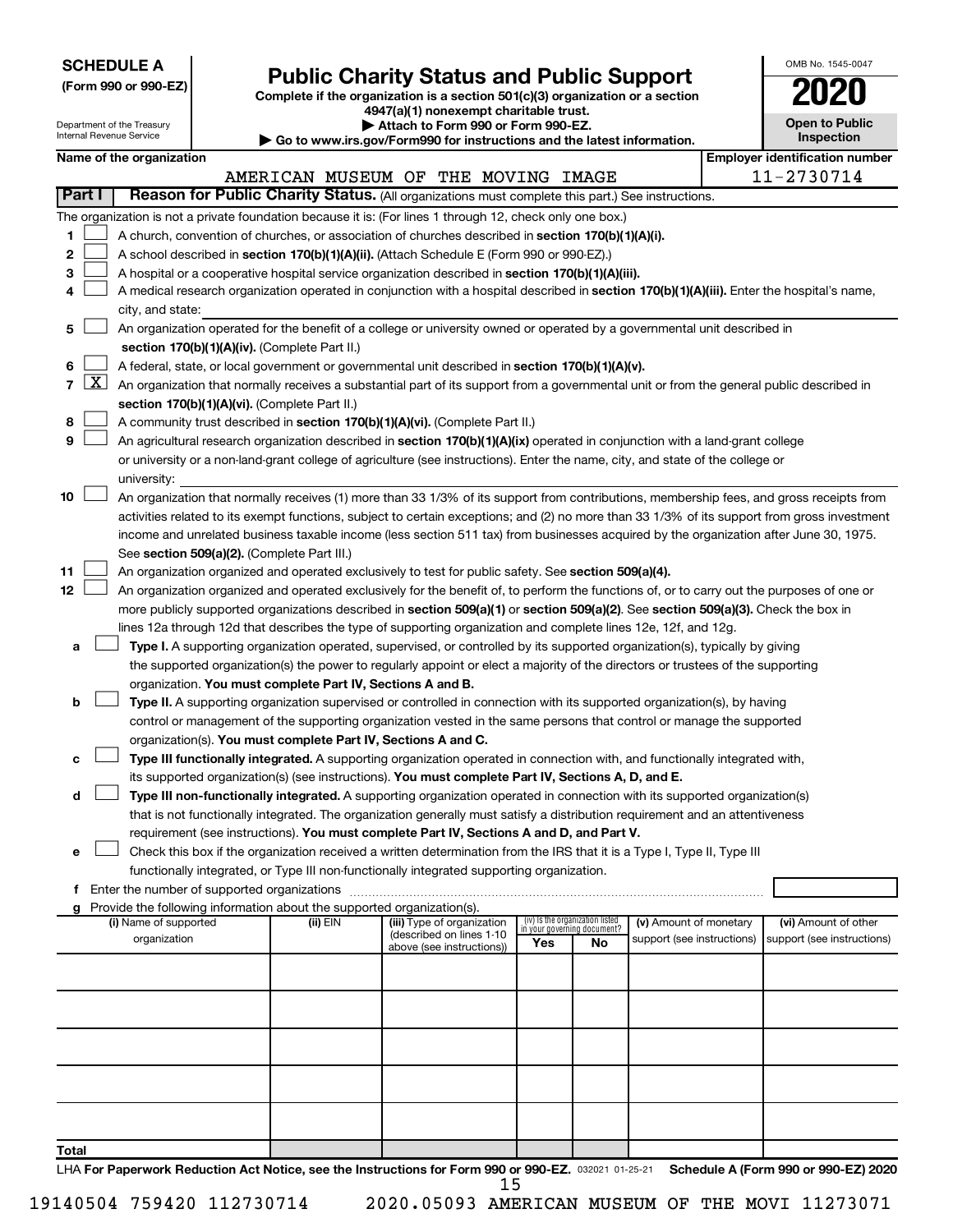**SCHEDULE A**
**(Form 990 or 990-EZ)**

Department of the Treasury
Internal Revenue Service

# Public Charity Status and Public Support

**Complete if the organization is a section 501(c)(3) organization or a section 4947(a)(1) nonexempt charitable trust.**
**▶ Attach to Form 990 or Form 990-EZ.**
**▶ Go to www.irs.gov/Form990 for instructions and the latest information.**

OMB No. 1545-0047

**2020**

**Open to Public Inspection**

| Name of the organization | Employer identification number |
|---|---|
| AMERICAN MUSEUM OF THE MOVING IMAGE | 11-2730714 |

**Part I** **Reason for Public Charity Status.** (All organizations must complete this part.) See instructions.

The organization is not a private foundation because it is: (For lines 1 through 12, check only one box.)

1. ☐ A church, convention of churches, or association of churches described in **section 170(b)(1)(A)(i).**
2. ☐ A school described in **section 170(b)(1)(A)(ii).** (Attach Schedule E (Form 990 or 990-EZ).)
3. ☐ A hospital or a cooperative hospital service organization described in **section 170(b)(1)(A)(iii).**
4. ☐ A medical research organization operated in conjunction with a hospital described in **section 170(b)(1)(A)(iii).** Enter the hospital's name, city, and state:
5. ☐ An organization operated for the benefit of a college or university owned or operated by a governmental unit described in **section 170(b)(1)(A)(iv).** (Complete Part II.)
6. ☐ A federal, state, or local government or governmental unit described in **section 170(b)(1)(A)(v).**
7. ☒ An organization that normally receives a substantial part of its support from a governmental unit or from the general public described in **section 170(b)(1)(A)(vi).** (Complete Part II.)
8. ☐ A community trust described in **section 170(b)(1)(A)(vi).** (Complete Part II.)
9. ☐ An agricultural research organization described in **section 170(b)(1)(A)(ix)** operated in conjunction with a land-grant college or university or a non-land-grant college of agriculture (see instructions). Enter the name, city, and state of the college or university:
10. ☐ An organization that normally receives (1) more than 33 1/3% of its support from contributions, membership fees, and gross receipts from activities related to its exempt functions, subject to certain exceptions; and (2) no more than 33 1/3% of its support from gross investment income and unrelated business taxable income (less section 511 tax) from businesses acquired by the organization after June 30, 1975. See **section 509(a)(2).** (Complete Part III.)
11. ☐ An organization organized and operated exclusively to test for public safety. See **section 509(a)(4).**
12. ☐ An organization organized and operated exclusively for the benefit of, to perform the functions of, or to carry out the purposes of one or more publicly supported organizations described in **section 509(a)(1)** or **section 509(a)(2)**. See **section 509(a)(3).** Check the box in lines 12a through 12d that describes the type of supporting organization and complete lines 12e, 12f, and 12g.

   a. ☐ **Type I.** A supporting organization operated, supervised, or controlled by its supported organization(s), typically by giving the supported organization(s) the power to regularly appoint or elect a majority of the directors or trustees of the supporting organization. **You must complete Part IV, Sections A and B.**

   b. ☐ **Type II.** A supporting organization supervised or controlled in connection with its supported organization(s), by having control or management of the supporting organization vested in the same persons that control or manage the supported organization(s). **You must complete Part IV, Sections A and C.**

   c. ☐ **Type III functionally integrated.** A supporting organization operated in connection with, and functionally integrated with, its supported organization(s) (see instructions). **You must complete Part IV, Sections A, D, and E.**

   d. ☐ **Type III non-functionally integrated.** A supporting organization operated in connection with its supported organization(s) that is not functionally integrated. The organization generally must satisfy a distribution requirement and an attentiveness requirement (see instructions). **You must complete Part IV, Sections A and D, and Part V.**

   e. ☐ Check this box if the organization received a written determination from the IRS that it is a Type I, Type II, Type III functionally integrated, or Type III non-functionally integrated supporting organization.

   f. Enter the number of supported organizations

   g. Provide the following information about the supported organization(s).

| (i) Name of supported organization | (ii) EIN | (iii) Type of organization (described on lines 1-10 above (see instructions)) | (iv) Is the organization listed in your governing document? Yes | No | (v) Amount of monetary support (see instructions) | (vi) Amount of other support (see instructions) |
|---|---|---|---|---|---|---|
| | | | | | | |
| | | | | | | |
| | | | | | | |
| | | | | | | |
| | | | | | | |
| **Total** | | | | | | |

LHA **For Paperwork Reduction Act Notice, see the Instructions for Form 990 or 990-EZ.** 032021 01-25-21 **Schedule A (Form 990 or 990-EZ) 2020**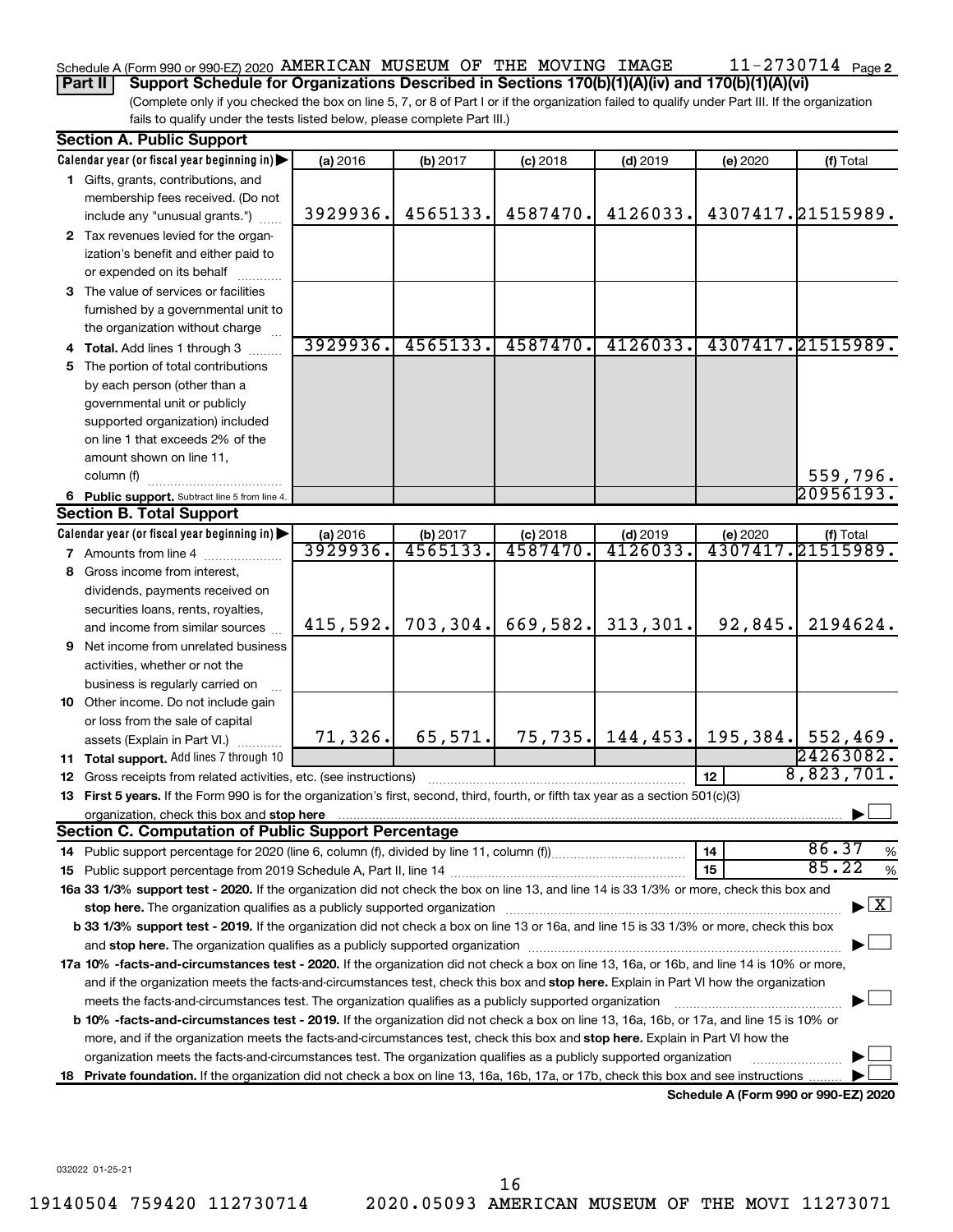Schedule A (Form 990 or 990-EZ) 2020 AMERICAN MUSEUM OF THE MOVING IMAGE 11-2730714 Page 2

**Part II Support Schedule for Organizations Described in Sections 170(b)(1)(A)(iv) and 170(b)(1)(A)(vi)**

(Complete only if you checked the box on line 5, 7, or 8 of Part I or if the organization failed to qualify under Part III. If the organization fails to qualify under the tests listed below, please complete Part III.)

**Section A. Public Support**

| Calendar year (or fiscal year beginning in) ▶ | (a) 2016 | (b) 2017 | (c) 2018 | (d) 2019 | (e) 2020 | (f) Total |
|---|---|---|---|---|---|---|
| 1 Gifts, grants, contributions, and membership fees received. (Do not include any "unusual grants.") | 3929936. | 4565133. | 4587470. | 4126033. | 4307417. | 21515989. |
| 2 Tax revenues levied for the organization's benefit and either paid to or expended on its behalf | | | | | | |
| 3 The value of services or facilities furnished by a governmental unit to the organization without charge | | | | | | |
| 4 **Total.** Add lines 1 through 3 | 3929936. | 4565133. | 4587470. | 4126033. | 4307417. | 21515989. |
| 5 The portion of total contributions by each person (other than a governmental unit or publicly supported organization) included on line 1 that exceeds 2% of the amount shown on line 11, column (f) | | | | | | 559,796. |
| 6 **Public support.** Subtract line 5 from line 4. | | | | | | 20956193. |

**Section B. Total Support**

| Calendar year (or fiscal year beginning in) ▶ | (a) 2016 | (b) 2017 | (c) 2018 | (d) 2019 | (e) 2020 | (f) Total |
|---|---|---|---|---|---|---|
| 7 Amounts from line 4 | 3929936. | 4565133. | 4587470. | 4126033. | 4307417. | 21515989. |
| 8 Gross income from interest, dividends, payments received on securities loans, rents, royalties, and income from similar sources | 415,592. | 703,304. | 669,582. | 313,301. | 92,845. | 2194624. |
| 9 Net income from unrelated business activities, whether or not the business is regularly carried on | | | | | | |
| 10 Other income. Do not include gain or loss from the sale of capital assets (Explain in Part VI.) | 71,326. | 65,571. | 75,735. | 144,453. | 195,384. | 552,469. |
| 11 **Total support.** Add lines 7 through 10 | | | | | | 24263082. |

12 Gross receipts from related activities, etc. (see instructions) | 12 | 8,823,701.

13 **First 5 years.** If the Form 990 is for the organization's first, second, third, fourth, or fifth tax year as a section 501(c)(3) organization, check this box and **stop here** ▶ ☐

**Section C. Computation of Public Support Percentage**

14 Public support percentage for 2020 (line 6, column (f), divided by line 11, column (f)) | 14 | 86.37 %

15 Public support percentage from 2019 Schedule A, Part II, line 14 | 15 | 85.22 %

**16a 33 1/3% support test - 2020.** If the organization did not check the box on line 13, and line 14 is 33 1/3% or more, check this box and **stop here.** The organization qualifies as a publicly supported organization ▶ ☒

**b 33 1/3% support test - 2019.** If the organization did not check a box on line 13 or 16a, and line 15 is 33 1/3% or more, check this box and **stop here.** The organization qualifies as a publicly supported organization ▶ ☐

**17a 10% -facts-and-circumstances test - 2020.** If the organization did not check a box on line 13, 16a, or 16b, and line 14 is 10% or more, and if the organization meets the facts-and-circumstances test, check this box and **stop here.** Explain in Part VI how the organization meets the facts-and-circumstances test. The organization qualifies as a publicly supported organization ▶ ☐

**b 10% -facts-and-circumstances test - 2019.** If the organization did not check a box on line 13, 16a, 16b, or 17a, and line 15 is 10% or more, and if the organization meets the facts-and-circumstances test, check this box and **stop here.** Explain in Part VI how the organization meets the facts-and-circumstances test. The organization qualifies as a publicly supported organization ▶ ☐

**18 Private foundation.** If the organization did not check a box on line 13, 16a, 16b, 17a, or 17b, check this box and see instructions ▶ ☐

**Schedule A (Form 990 or 990-EZ) 2020**

032022 01-25-21

19140504 759420 112730714 2020.05093 AMERICAN MUSEUM OF THE MOVI 11273071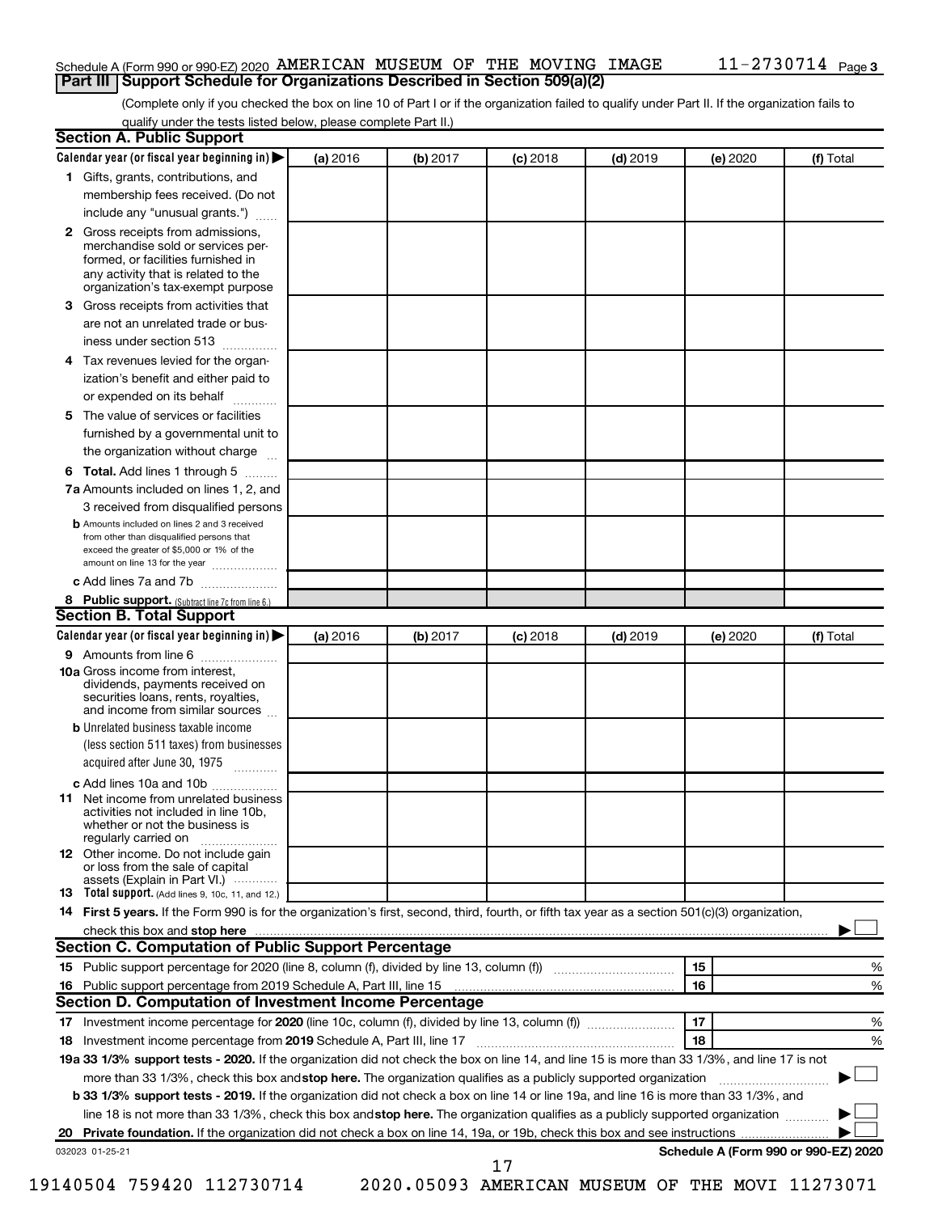Schedule A (Form 990 or 990-EZ) 2020 AMERICAN MUSEUM OF THE MOVING IMAGE 11-2730714 Page 3

## Part III Support Schedule for Organizations Described in Section 509(a)(2)

(Complete only if you checked the box on line 10 of Part I or if the organization failed to qualify under Part II. If the organization fails to qualify under the tests listed below, please complete Part II.)

### Section A. Public Support

| Calendar year (or fiscal year beginning in) ▶ | (a) 2016 | (b) 2017 | (c) 2018 | (d) 2019 | (e) 2020 | (f) Total |
|---|---|---|---|---|---|---|
| **1** Gifts, grants, contributions, and membership fees received. (Do not include any "unusual grants.") | | | | | | |
| **2** Gross receipts from admissions, merchandise sold or services performed, or facilities furnished in any activity that is related to the organization's tax-exempt purpose | | | | | | |
| **3** Gross receipts from activities that are not an unrelated trade or business under section 513 | | | | | | |
| **4** Tax revenues levied for the organization's benefit and either paid to or expended on its behalf | | | | | | |
| **5** The value of services or facilities furnished by a governmental unit to the organization without charge | | | | | | |
| **6 Total.** Add lines 1 through 5 | | | | | | |
| **7a** Amounts included on lines 1, 2, and 3 received from disqualified persons | | | | | | |
| **b** Amounts included on lines 2 and 3 received from other than disqualified persons that exceed the greater of $5,000 or 1% of the amount on line 13 for the year | | | | | | |
| **c** Add lines 7a and 7b | | | | | | |
| **8 Public support.** (Subtract line 7c from line 6.) | | | | | | |

### Section B. Total Support

| Calendar year (or fiscal year beginning in) ▶ | (a) 2016 | (b) 2017 | (c) 2018 | (d) 2019 | (e) 2020 | (f) Total |
|---|---|---|---|---|---|---|
| **9** Amounts from line 6 | | | | | | |
| **10a** Gross income from interest, dividends, payments received on securities loans, rents, royalties, and income from similar sources | | | | | | |
| **b** Unrelated business taxable income (less section 511 taxes) from businesses acquired after June 30, 1975 | | | | | | |
| **c** Add lines 10a and 10b | | | | | | |
| **11** Net income from unrelated business activities not included in line 10b, whether or not the business is regularly carried on | | | | | | |
| **12** Other income. Do not include gain or loss from the sale of capital assets (Explain in Part VI.) | | | | | | |
| **13 Total support.** (Add lines 9, 10c, 11, and 12.) | | | | | | |

**14 First 5 years.** If the Form 990 is for the organization's first, second, third, fourth, or fifth tax year as a section 501(c)(3) organization, check this box and **stop here** ▶ ☐

### Section C. Computation of Public Support Percentage

| | | | |
|---|---|---|---|
| **15** | Public support percentage for 2020 (line 8, column (f), divided by line 13, column (f)) | 15 | % |
| **16** | Public support percentage from 2019 Schedule A, Part III, line 15 | 16 | % |

### Section D. Computation of Investment Income Percentage

| | | | |
|---|---|---|---|
| **17** | Investment income percentage for **2020** (line 10c, column (f), divided by line 13, column (f)) | 17 | % |
| **18** | Investment income percentage from **2019** Schedule A, Part III, line 17 | 18 | % |

**19a 33 1/3% support tests - 2020.** If the organization did not check the box on line 14, and line 15 is more than 33 1/3%, and line 17 is not more than 33 1/3%, check this box and **stop here.** The organization qualifies as a publicly supported organization ▶ ☐

**b 33 1/3% support tests - 2019.** If the organization did not check a box on line 14 or line 19a, and line 16 is more than 33 1/3%, and line 18 is not more than 33 1/3%, check this box and **stop here.** The organization qualifies as a publicly supported organization ▶ ☐

**20 Private foundation.** If the organization did not check a box on line 14, 19a, or 19b, check this box and see instructions ▶ ☐

032023 01-25-21 **Schedule A (Form 990 or 990-EZ) 2020**

19140504 759420 112730714 2020.05093 AMERICAN MUSEUM OF THE MOVI 11273071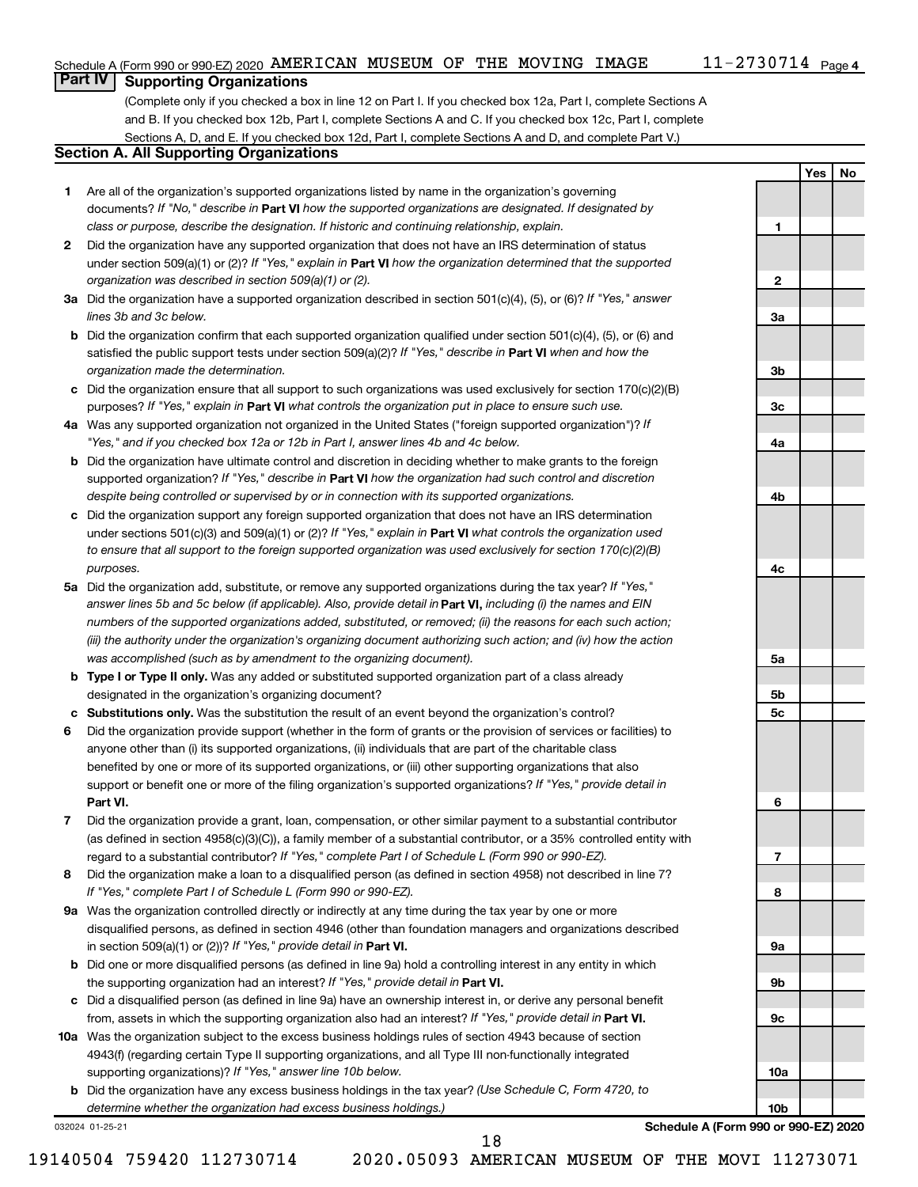Schedule A (Form 990 or 990-EZ) 2020 AMERICAN MUSEUM OF THE MOVING IMAGE 11-2730714 Page 4

## Part IV Supporting Organizations

(Complete only if you checked a box in line 12 on Part I. If you checked box 12a, Part I, complete Sections A and B. If you checked box 12b, Part I, complete Sections A and C. If you checked box 12c, Part I, complete Sections A, D, and E. If you checked box 12d, Part I, complete Sections A and D, and complete Part V.)

### Section A. All Supporting Organizations

| | | | Yes | No |
|---|---|---|---|---|
| **1** | Are all of the organization's supported organizations listed by name in the organization's governing documents? *If "No," describe in* **Part VI** *how the supported organizations are designated. If designated by class or purpose, describe the designation. If historic and continuing relationship, explain.* | 1 | | |
| **2** | Did the organization have any supported organization that does not have an IRS determination of status under section 509(a)(1) or (2)? *If "Yes," explain in* **Part VI** *how the organization determined that the supported organization was described in section 509(a)(1) or (2).* | 2 | | |
| **3a** | Did the organization have a supported organization described in section 501(c)(4), (5), or (6)? *If "Yes," answer lines 3b and 3c below.* | 3a | | |
| **b** | Did the organization confirm that each supported organization qualified under section 501(c)(4), (5), or (6) and satisfied the public support tests under section 509(a)(2)? *If "Yes," describe in* **Part VI** *when and how the organization made the determination.* | 3b | | |
| **c** | Did the organization ensure that all support to such organizations was used exclusively for section 170(c)(2)(B) purposes? *If "Yes," explain in* **Part VI** *what controls the organization put in place to ensure such use.* | 3c | | |
| **4a** | Was any supported organization not organized in the United States ("foreign supported organization")? *If "Yes," and if you checked box 12a or 12b in Part I, answer lines 4b and 4c below.* | 4a | | |
| **b** | Did the organization have ultimate control and discretion in deciding whether to make grants to the foreign supported organization? *If "Yes," describe in* **Part VI** *how the organization had such control and discretion despite being controlled or supervised by or in connection with its supported organizations.* | 4b | | |
| **c** | Did the organization support any foreign supported organization that does not have an IRS determination under sections 501(c)(3) and 509(a)(1) or (2)? *If "Yes," explain in* **Part VI** *what controls the organization used to ensure that all support to the foreign supported organization was used exclusively for section 170(c)(2)(B) purposes.* | 4c | | |
| **5a** | Did the organization add, substitute, or remove any supported organizations during the tax year? *If "Yes," answer lines 5b and 5c below (if applicable). Also, provide detail in* **Part VI,** *including (i) the names and EIN numbers of the supported organizations added, substituted, or removed; (ii) the reasons for each such action; (iii) the authority under the organization's organizing document authorizing such action; and (iv) how the action was accomplished (such as by amendment to the organizing document).* | 5a | | |
| **b** | **Type I or Type II only.** Was any added or substituted supported organization part of a class already designated in the organization's organizing document? | 5b | | |
| **c** | **Substitutions only.** Was the substitution the result of an event beyond the organization's control? | 5c | | |
| **6** | Did the organization provide support (whether in the form of grants or the provision of services or facilities) to anyone other than (i) its supported organizations, (ii) individuals that are part of the charitable class benefited by one or more of its supported organizations, or (iii) other supporting organizations that also support or benefit one or more of the filing organization's supported organizations? *If "Yes," provide detail in* **Part VI.** | 6 | | |
| **7** | Did the organization provide a grant, loan, compensation, or other similar payment to a substantial contributor (as defined in section 4958(c)(3)(C)), a family member of a substantial contributor, or a 35% controlled entity with regard to a substantial contributor? *If "Yes," complete Part I of Schedule L (Form 990 or 990-EZ).* | 7 | | |
| **8** | Did the organization make a loan to a disqualified person (as defined in section 4958) not described in line 7? *If "Yes," complete Part I of Schedule L (Form 990 or 990-EZ).* | 8 | | |
| **9a** | Was the organization controlled directly or indirectly at any time during the tax year by one or more disqualified persons, as defined in section 4946 (other than foundation managers and organizations described in section 509(a)(1) or (2))? *If "Yes," provide detail in* **Part VI.** | 9a | | |
| **b** | Did one or more disqualified persons (as defined in line 9a) hold a controlling interest in any entity in which the supporting organization had an interest? *If "Yes," provide detail in* **Part VI.** | 9b | | |
| **c** | Did a disqualified person (as defined in line 9a) have an ownership interest in, or derive any personal benefit from, assets in which the supporting organization also had an interest? *If "Yes," provide detail in* **Part VI.** | 9c | | |
| **10a** | Was the organization subject to the excess business holdings rules of section 4943 because of section 4943(f) (regarding certain Type II supporting organizations, and all Type III non-functionally integrated supporting organizations)? *If "Yes," answer line 10b below.* | 10a | | |
| **b** | Did the organization have any excess business holdings in the tax year? *(Use Schedule C, Form 4720, to determine whether the organization had excess business holdings.)* | 10b | | |

032024 01-25-21 **Schedule A (Form 990 or 990-EZ) 2020**

19140504 759420 112730714 2020.05093 AMERICAN MUSEUM OF THE MOVI 11273071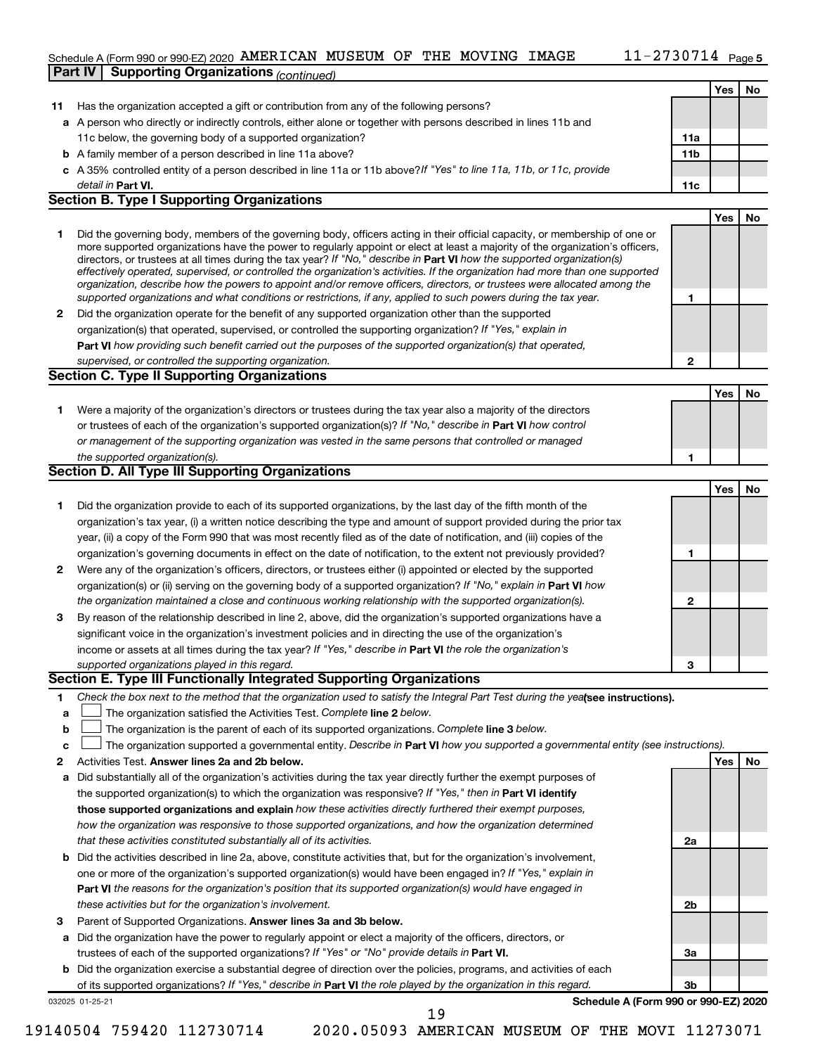Schedule A (Form 990 or 990-EZ) 2020 AMERICAN MUSEUM OF THE MOVING IMAGE 11-2730714 Page 5

**Part IV Supporting Organizations** *(continued)*

| | | | Yes | No |
|---|---|---|---|---|
| **11** | Has the organization accepted a gift or contribution from any of the following persons? | | | |
| **a** | A person who directly or indirectly controls, either alone or together with persons described in lines 11b and 11c below, the governing body of a supported organization? | **11a** | | |
| **b** | A family member of a person described in line 11a above? | **11b** | | |
| **c** | A 35% controlled entity of a person described in line 11a or 11b above? *If "Yes" to line 11a, 11b, or 11c, provide detail in* **Part VI.** | **11c** | | |

## Section B. Type I Supporting Organizations

| | | | Yes | No |
|---|---|---|---|---|
| **1** | Did the governing body, members of the governing body, officers acting in their official capacity, or membership of one or more supported organizations have the power to regularly appoint or elect at least a majority of the organization's officers, directors, or trustees at all times during the tax year? *If "No," describe in* **Part VI** *how the supported organization(s) effectively operated, supervised, or controlled the organization's activities. If the organization had more than one supported organization, describe how the powers to appoint and/or remove officers, directors, or trustees were allocated among the supported organizations and what conditions or restrictions, if any, applied to such powers during the tax year.* | **1** | | |
| **2** | Did the organization operate for the benefit of any supported organization other than the supported organization(s) that operated, supervised, or controlled the supporting organization? *If "Yes," explain in* **Part VI** *how providing such benefit carried out the purposes of the supported organization(s) that operated, supervised, or controlled the supporting organization.* | **2** | | |

## Section C. Type II Supporting Organizations

| | | | Yes | No |
|---|---|---|---|---|
| **1** | Were a majority of the organization's directors or trustees during the tax year also a majority of the directors or trustees of each of the organization's supported organization(s)? *If "No," describe in* **Part VI** *how control or management of the supporting organization was vested in the same persons that controlled or managed the supported organization(s).* | **1** | | |

## Section D. All Type III Supporting Organizations

| | | | Yes | No |
|---|---|---|---|---|
| **1** | Did the organization provide to each of its supported organizations, by the last day of the fifth month of the organization's tax year, (i) a written notice describing the type and amount of support provided during the prior tax year, (ii) a copy of the Form 990 that was most recently filed as of the date of notification, and (iii) copies of the organization's governing documents in effect on the date of notification, to the extent not previously provided? | **1** | | |
| **2** | Were any of the organization's officers, directors, or trustees either (i) appointed or elected by the supported organization(s) or (ii) serving on the governing body of a supported organization? *If "No," explain in* **Part VI** *how the organization maintained a close and continuous working relationship with the supported organization(s).* | **2** | | |
| **3** | By reason of the relationship described in line 2, above, did the organization's supported organizations have a significant voice in the organization's investment policies and in directing the use of the organization's income or assets at all times during the tax year? *If "Yes," describe in* **Part VI** *the role the organization's supported organizations played in this regard.* | **3** | | |

## Section E. Type III Functionally Integrated Supporting Organizations

**1** *Check the box next to the method that the organization used to satisfy the Integral Part Test during the year* **(see instructions).**

- **a** ☐ The organization satisfied the Activities Test. *Complete* **line 2** *below.*
- **b** ☐ The organization is the parent of each of its supported organizations. *Complete* **line 3** *below.*
- **c** ☐ The organization supported a governmental entity. *Describe in* **Part VI** *how you supported a governmental entity (see instructions).*

| | | | Yes | No |
|---|---|---|---|---|
| **2** | Activities Test. **Answer lines 2a and 2b below.** | | | |
| **a** | Did substantially all of the organization's activities during the tax year directly further the exempt purposes of the supported organization(s) to which the organization was responsive? *If "Yes," then in* **Part VI identify those supported organizations and explain** *how these activities directly furthered their exempt purposes, how the organization was responsive to those supported organizations, and how the organization determined that these activities constituted substantially all of its activities.* | **2a** | | |
| **b** | Did the activities described in line 2a, above, constitute activities that, but for the organization's involvement, one or more of the organization's supported organization(s) would have been engaged in? *If "Yes," explain in* **Part VI** *the reasons for the organization's position that its supported organization(s) would have engaged in these activities but for the organization's involvement.* | **2b** | | |
| **3** | Parent of Supported Organizations. **Answer lines 3a and 3b below.** | | | |
| **a** | Did the organization have the power to regularly appoint or elect a majority of the officers, directors, or trustees of each of the supported organizations? *If "Yes" or "No" provide details in* **Part VI.** | **3a** | | |
| **b** | Did the organization exercise a substantial degree of direction over the policies, programs, and activities of each of its supported organizations? *If "Yes," describe in* **Part VI** *the role played by the organization in this regard.* | **3b** | | |

032025 01-25-21 **Schedule A (Form 990 or 990-EZ) 2020**

19140504 759420 112730714 2020.05093 AMERICAN MUSEUM OF THE MOVI 11273071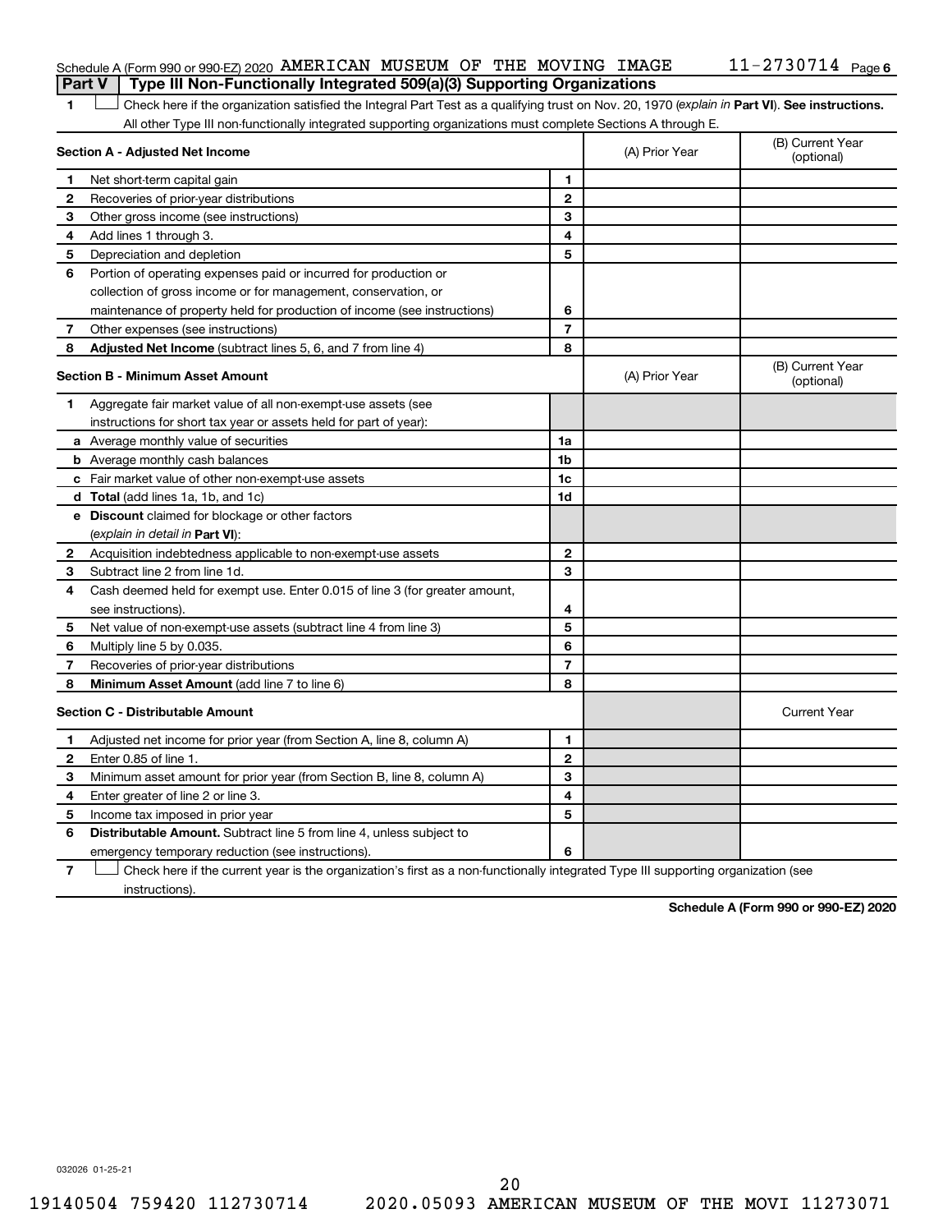Schedule A (Form 990 or 990-EZ) 2020 AMERICAN MUSEUM OF THE MOVING IMAGE 11-2730714 Page 6

## Part V — Type III Non-Functionally Integrated 509(a)(3) Supporting Organizations

1 ☐ Check here if the organization satisfied the Integral Part Test as a qualifying trust on Nov. 20, 1970 (*explain in* **Part VI**). **See instructions.** All other Type III non-functionally integrated supporting organizations must complete Sections A through E.

| **Section A - Adjusted Net Income** | | (A) Prior Year | (B) Current Year (optional) |
|---|---|---|---|
| 1 Net short-term capital gain | 1 | | |
| 2 Recoveries of prior-year distributions | 2 | | |
| 3 Other gross income (see instructions) | 3 | | |
| 4 Add lines 1 through 3. | 4 | | |
| 5 Depreciation and depletion | 5 | | |
| 6 Portion of operating expenses paid or incurred for production or collection of gross income or for management, conservation, or maintenance of property held for production of income (see instructions) | 6 | | |
| 7 Other expenses (see instructions) | 7 | | |
| 8 **Adjusted Net Income** (subtract lines 5, 6, and 7 from line 4) | 8 | | |

| **Section B - Minimum Asset Amount** | | (A) Prior Year | (B) Current Year (optional) |
|---|---|---|---|
| 1 Aggregate fair market value of all non-exempt-use assets (see instructions for short tax year or assets held for part of year): | | | |
| a Average monthly value of securities | 1a | | |
| b Average monthly cash balances | 1b | | |
| c Fair market value of other non-exempt-use assets | 1c | | |
| d **Total** (add lines 1a, 1b, and 1c) | 1d | | |
| e **Discount** claimed for blockage or other factors (*explain in detail in* **Part VI**): | | | |
| 2 Acquisition indebtedness applicable to non-exempt-use assets | 2 | | |
| 3 Subtract line 2 from line 1d. | 3 | | |
| 4 Cash deemed held for exempt use. Enter 0.015 of line 3 (for greater amount, see instructions). | 4 | | |
| 5 Net value of non-exempt-use assets (subtract line 4 from line 3) | 5 | | |
| 6 Multiply line 5 by 0.035. | 6 | | |
| 7 Recoveries of prior-year distributions | 7 | | |
| 8 **Minimum Asset Amount** (add line 7 to line 6) | 8 | | |

| **Section C - Distributable Amount** | | | Current Year |
|---|---|---|---|
| 1 Adjusted net income for prior year (from Section A, line 8, column A) | 1 | | |
| 2 Enter 0.85 of line 1. | 2 | | |
| 3 Minimum asset amount for prior year (from Section B, line 8, column A) | 3 | | |
| 4 Enter greater of line 2 or line 3. | 4 | | |
| 5 Income tax imposed in prior year | 5 | | |
| 6 **Distributable Amount.** Subtract line 5 from line 4, unless subject to emergency temporary reduction (see instructions). | 6 | | |

7 ☐ Check here if the current year is the organization's first as a non-functionally integrated Type III supporting organization (see instructions).

**Schedule A (Form 990 or 990-EZ) 2020**

032026 01-25-21

19140504 759420 112730714 2020.05093 AMERICAN MUSEUM OF THE MOVI 11273071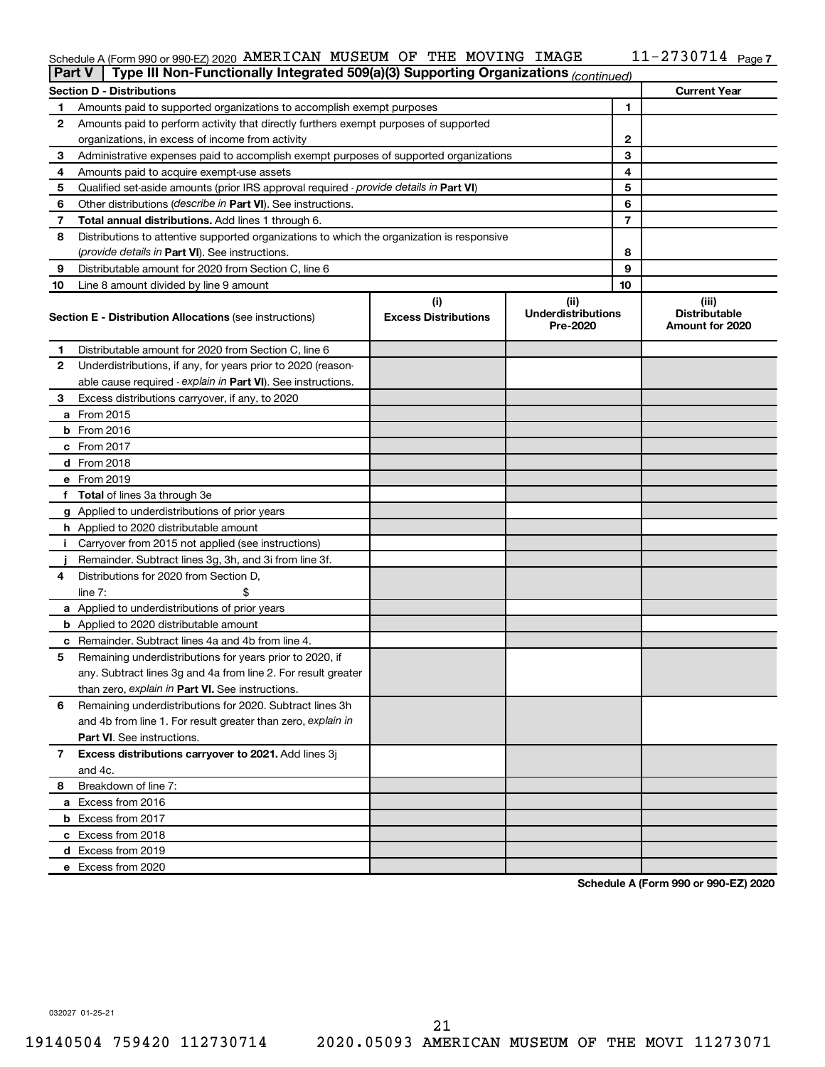Schedule A (Form 990 or 990-EZ) 2020 AMERICAN MUSEUM OF THE MOVING IMAGE 11-2730714 Page 7

## Part V | Type III Non-Functionally Integrated 509(a)(3) Supporting Organizations *(continued)*

| Section D - Distributions | | | Current Year |
|---|---|---|---|
| 1 | Amounts paid to supported organizations to accomplish exempt purposes | 1 | |
| 2 | Amounts paid to perform activity that directly furthers exempt purposes of supported organizations, in excess of income from activity | 2 | |
| 3 | Administrative expenses paid to accomplish exempt purposes of supported organizations | 3 | |
| 4 | Amounts paid to acquire exempt-use assets | 4 | |
| 5 | Qualified set-aside amounts (prior IRS approval required - *provide details in* **Part VI**) | 5 | |
| 6 | Other distributions (*describe in* **Part VI**). See instructions. | 6 | |
| 7 | **Total annual distributions.** Add lines 1 through 6. | 7 | |
| 8 | Distributions to attentive supported organizations to which the organization is responsive (*provide details in* **Part VI**). See instructions. | 8 | |
| 9 | Distributable amount for 2020 from Section C, line 6 | 9 | |
| 10 | Line 8 amount divided by line 9 amount | 10 | |

| | Section E - Distribution Allocations (see instructions) | (i) Excess Distributions | (ii) Underdistributions Pre-2020 | (iii) Distributable Amount for 2020 |
|---|---|---|---|---|
| 1 | Distributable amount for 2020 from Section C, line 6 | | | |
| 2 | Underdistributions, if any, for years prior to 2020 (reasonable cause required - *explain in* **Part VI**). See instructions. | | | |
| 3 | Excess distributions carryover, if any, to 2020 | | | |
| a | From 2015 | | | |
| b | From 2016 | | | |
| c | From 2017 | | | |
| d | From 2018 | | | |
| e | From 2019 | | | |
| f | **Total** of lines 3a through 3e | | | |
| g | Applied to underdistributions of prior years | | | |
| h | Applied to 2020 distributable amount | | | |
| i | Carryover from 2015 not applied (see instructions) | | | |
| j | Remainder. Subtract lines 3g, 3h, and 3i from line 3f. | | | |
| 4 | Distributions for 2020 from Section D, line 7: $ | | | |
| a | Applied to underdistributions of prior years | | | |
| b | Applied to 2020 distributable amount | | | |
| c | Remainder. Subtract lines 4a and 4b from line 4. | | | |
| 5 | Remaining underdistributions for years prior to 2020, if any. Subtract lines 3g and 4a from line 2. For result greater than zero, *explain in* **Part VI.** See instructions. | | | |
| 6 | Remaining underdistributions for 2020. Subtract lines 3h and 4b from line 1. For result greater than zero, *explain in* **Part VI**. See instructions. | | | |
| 7 | **Excess distributions carryover to 2021.** Add lines 3j and 4c. | | | |
| 8 | Breakdown of line 7: | | | |
| a | Excess from 2016 | | | |
| b | Excess from 2017 | | | |
| c | Excess from 2018 | | | |
| d | Excess from 2019 | | | |
| e | Excess from 2020 | | | |

**Schedule A (Form 990 or 990-EZ) 2020**

032027 01-25-21

19140504 759420 112730714 2020.05093 AMERICAN MUSEUM OF THE MOVI 11273071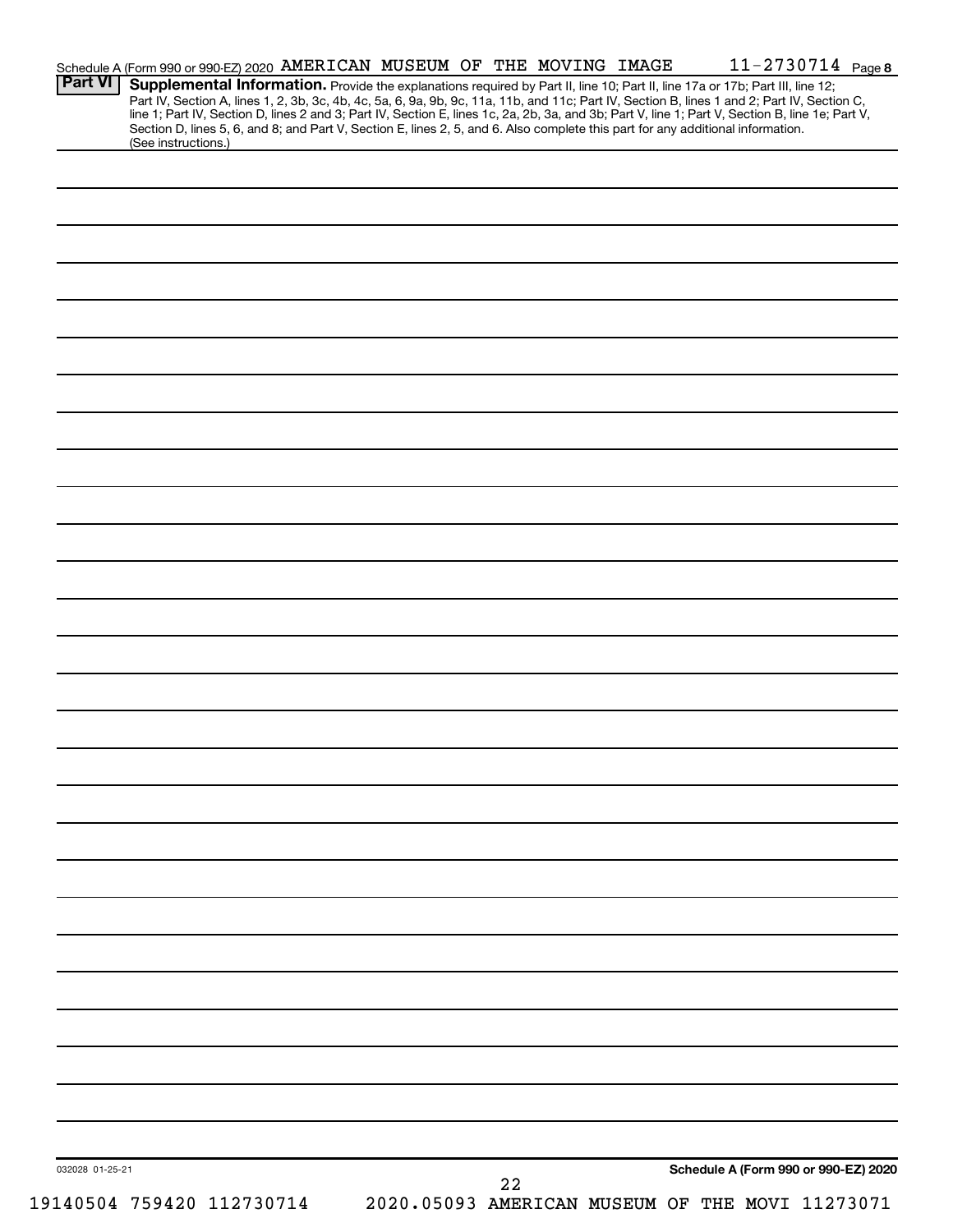Schedule A (Form 990 or 990-EZ) 2020 AMERICAN MUSEUM OF THE MOVING IMAGE 11-2730714 Page 8

**Part VI** **Supplemental Information.** Provide the explanations required by Part II, line 10; Part II, line 17a or 17b; Part III, line 12; Part IV, Section A, lines 1, 2, 3b, 3c, 4b, 4c, 5a, 6, 9a, 9b, 9c, 11a, 11b, and 11c; Part IV, Section B, lines 1 and 2; Part IV, Section C, line 1; Part IV, Section D, lines 2 and 3; Part IV, Section E, lines 1c, 2a, 2b, 3a, and 3b; Part V, line 1; Part V, Section B, line 1e; Part V, Section D, lines 5, 6, and 8; and Part V, Section E, lines 2, 5, and 6. Also complete this part for any additional information. (See instructions.)

032028 01-25-21

**Schedule A (Form 990 or 990-EZ) 2020**

19140504 759420 112730714 2020.05093 AMERICAN MUSEUM OF THE MOVI 11273071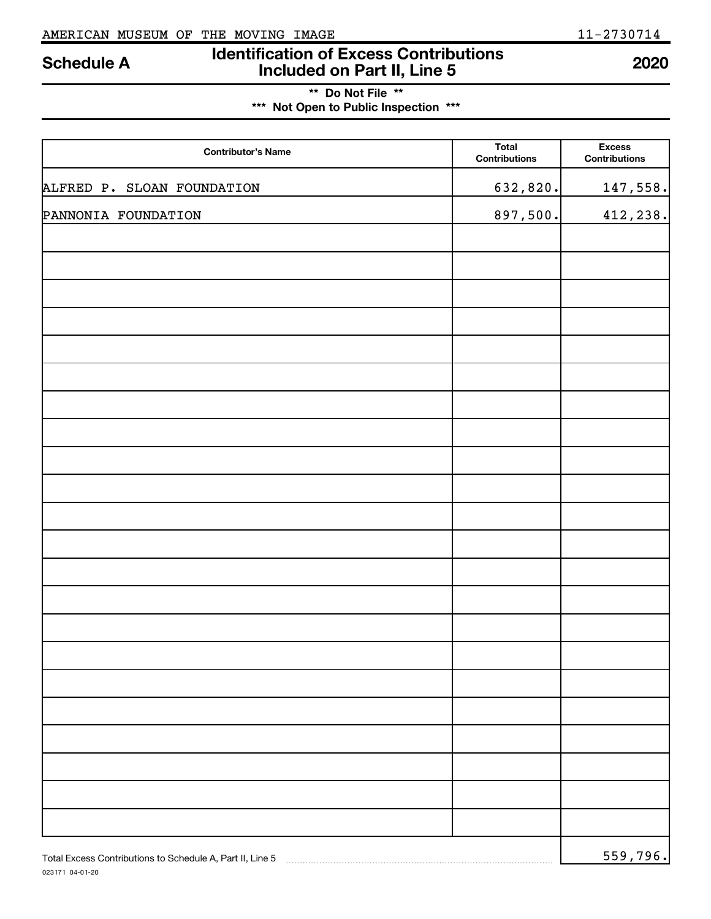AMERICAN MUSEUM OF THE MOVING IMAGE 11-2730714

**Schedule A** **Identification of Excess Contributions Included on Part II, Line 5** **2020**

**\*\* Do Not File \*\***

**\*\*\* Not Open to Public Inspection \*\*\***

| Contributor's Name | Total Contributions | Excess Contributions |
|---|---|---|
| ALFRED P. SLOAN FOUNDATION | 632,820. | 147,558. |
| PANNONIA FOUNDATION | 897,500. | 412,238. |
| | | |
| | | |
| | | |
| | | |
| | | |
| | | |
| | | |
| | | |
| | | |
| | | |
| | | |
| | | |
| | | |
| | | |
| | | |
| | | |
| | | |
| | | |
| | | |
| | | |
| | | |
| | | |

Total Excess Contributions to Schedule A, Part II, Line 5 ........ 559,796.

023171 04-01-20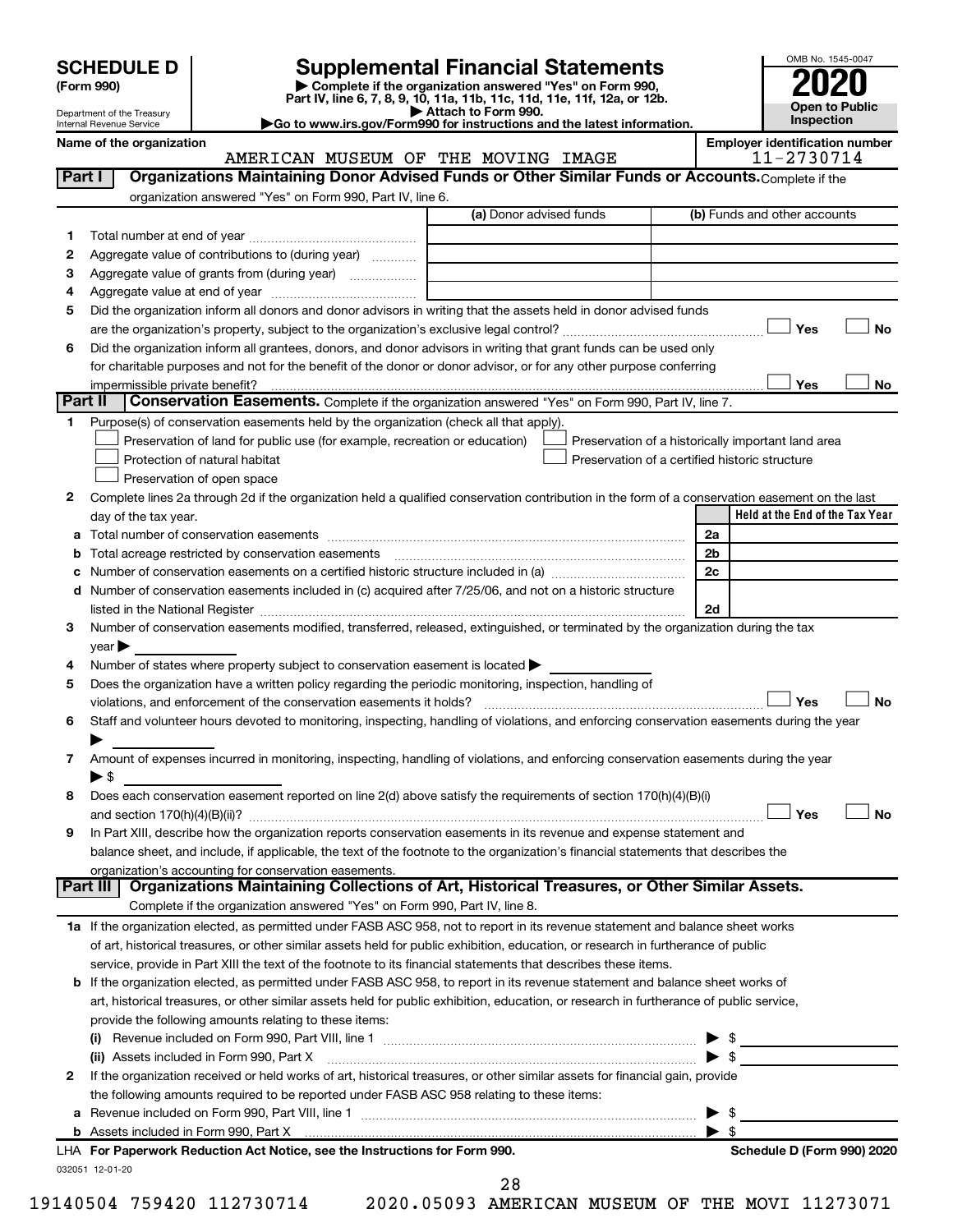# SCHEDULE D (Form 990)

Department of the Treasury
Internal Revenue Service

# Supplemental Financial Statements

▶ Complete if the organization answered "Yes" on Form 990, Part IV, line 6, 7, 8, 9, 10, 11a, 11b, 11c, 11d, 11e, 11f, 12a, or 12b.
▶ Attach to Form 990.
▶Go to www.irs.gov/Form990 for instructions and the latest information.

OMB No. 1545-0047
**2020**
**Open to Public Inspection**

**Name of the organization**
AMERICAN MUSEUM OF THE MOVING IMAGE

**Employer identification number**
11-2730714

## Part I — Organizations Maintaining Donor Advised Funds or Other Similar Funds or Accounts.
Complete if the organization answered "Yes" on Form 990, Part IV, line 6.

| | | (a) Donor advised funds | (b) Funds and other accounts |
|---|---|---|---|
| 1 | Total number at end of year | | |
| 2 | Aggregate value of contributions to (during year) | | |
| 3 | Aggregate value of grants from (during year) | | |
| 4 | Aggregate value at end of year | | |

5 Did the organization inform all donors and donor advisors in writing that the assets held in donor advised funds are the organization's property, subject to the organization's exclusive legal control? ☐ Yes ☐ No

6 Did the organization inform all grantees, donors, and donor advisors in writing that grant funds can be used only for charitable purposes and not for the benefit of the donor or donor advisor, or for any other purpose conferring impermissible private benefit? ☐ Yes ☐ No

## Part II — Conservation Easements.
Complete if the organization answered "Yes" on Form 990, Part IV, line 7.

1 Purpose(s) of conservation easements held by the organization (check all that apply).
- ☐ Preservation of land for public use (for example, recreation or education)
- ☐ Protection of natural habitat
- ☐ Preservation of open space
- ☐ Preservation of a historically important land area
- ☐ Preservation of a certified historic structure

2 Complete lines 2a through 2d if the organization held a qualified conservation contribution in the form of a conservation easement on the last day of the tax year.

| | | | Held at the End of the Tax Year |
|---|---|---|---|
| a | Total number of conservation easements | 2a | |
| b | Total acreage restricted by conservation easements | 2b | |
| c | Number of conservation easements on a certified historic structure included in (a) | 2c | |
| d | Number of conservation easements included in (c) acquired after 7/25/06, and not on a historic structure listed in the National Register | 2d | |

3 Number of conservation easements modified, transferred, released, extinguished, or terminated by the organization during the tax year ▶

4 Number of states where property subject to conservation easement is located ▶

5 Does the organization have a written policy regarding the periodic monitoring, inspection, handling of violations, and enforcement of the conservation easements it holds? ☐ Yes ☐ No

6 Staff and volunteer hours devoted to monitoring, inspecting, handling of violations, and enforcing conservation easements during the year ▶

7 Amount of expenses incurred in monitoring, inspecting, handling of violations, and enforcing conservation easements during the year ▶ $

8 Does each conservation easement reported on line 2(d) above satisfy the requirements of section 170(h)(4)(B)(i) and section 170(h)(4)(B)(ii)? ☐ Yes ☐ No

9 In Part XIII, describe how the organization reports conservation easements in its revenue and expense statement and balance sheet, and include, if applicable, the text of the footnote to the organization's financial statements that describes the organization's accounting for conservation easements.

## Part III — Organizations Maintaining Collections of Art, Historical Treasures, or Other Similar Assets.
Complete if the organization answered "Yes" on Form 990, Part IV, line 8.

1a If the organization elected, as permitted under FASB ASC 958, not to report in its revenue statement and balance sheet works of art, historical treasures, or other similar assets held for public exhibition, education, or research in furtherance of public service, provide in Part XIII the text of the footnote to its financial statements that describes these items.

b If the organization elected, as permitted under FASB ASC 958, to report in its revenue statement and balance sheet works of art, historical treasures, or other similar assets held for public exhibition, education, or research in furtherance of public service, provide the following amounts relating to these items:

(i) Revenue included on Form 990, Part VIII, line 1 ▶ $

(ii) Assets included in Form 990, Part X ▶ $

2 If the organization received or held works of art, historical treasures, or other similar assets for financial gain, provide the following amounts required to be reported under FASB ASC 958 relating to these items:

a Revenue included on Form 990, Part VIII, line 1 ▶ $

b Assets included in Form 990, Part X ▶ $

LHA For Paperwork Reduction Act Notice, see the Instructions for Form 990. **Schedule D (Form 990) 2020**

032051 12-01-20

19140504 759420 112730714 2020.05093 AMERICAN MUSEUM OF THE MOVI 11273071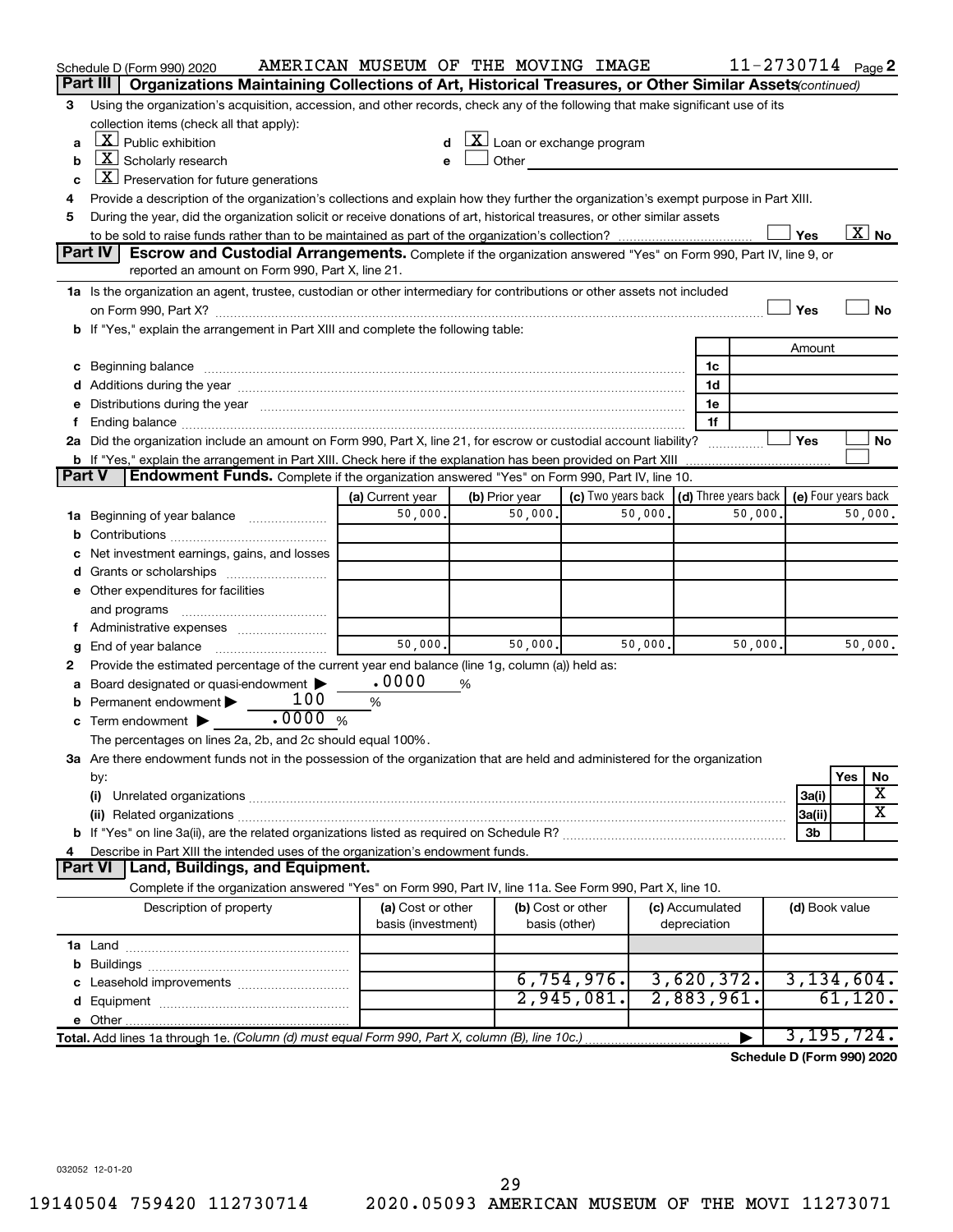Schedule D (Form 990) 2020 AMERICAN MUSEUM OF THE MOVING IMAGE 11-2730714 Page 2

## Part III Organizations Maintaining Collections of Art, Historical Treasures, or Other Similar Assets (continued)

3 Using the organization's acquisition, accession, and other records, check any of the following that make significant use of its collection items (check all that apply):

- a [X] Public exhibition
- b [X] Scholarly research
- c [X] Preservation for future generations
- d [X] Loan or exchange program
- e [ ] Other

4 Provide a description of the organization's collections and explain how they further the organization's exempt purpose in Part XIII.

5 During the year, did the organization solicit or receive donations of art, historical treasures, or other similar assets to be sold to raise funds rather than to be maintained as part of the organization's collection? [ ] Yes [X] No

## Part IV Escrow and Custodial Arrangements.

Complete if the organization answered "Yes" on Form 990, Part IV, line 9, or reported an amount on Form 990, Part X, line 21.

1a Is the organization an agent, trustee, custodian or other intermediary for contributions or other assets not included on Form 990, Part X? [ ] Yes [ ] No

b If "Yes," explain the arrangement in Part XIII and complete the following table:

| | | Amount |
|---|---|---|
| c Beginning balance | 1c | |
| d Additions during the year | 1d | |
| e Distributions during the year | 1e | |
| f Ending balance | 1f | |

2a Did the organization include an amount on Form 990, Part X, line 21, for escrow or custodial account liability? [ ] Yes [ ] No

b If "Yes," explain the arrangement in Part XIII. Check here if the explanation has been provided on Part XIII [ ]

## Part V Endowment Funds.

Complete if the organization answered "Yes" on Form 990, Part IV, line 10.

| | (a) Current year | (b) Prior year | (c) Two years back | (d) Three years back | (e) Four years back |
|---|---|---|---|---|---|
| 1a Beginning of year balance | 50,000. | 50,000. | 50,000. | 50,000. | 50,000. |
| b Contributions | | | | | |
| c Net investment earnings, gains, and losses | | | | | |
| d Grants or scholarships | | | | | |
| e Other expenditures for facilities and programs | | | | | |
| f Administrative expenses | | | | | |
| g End of year balance | 50,000. | 50,000. | 50,000. | 50,000. | 50,000. |

2 Provide the estimated percentage of the current year end balance (line 1g, column (a)) held as:

- a Board designated or quasi-endowment ▶ .0000 %
- b Permanent endowment ▶ 100 %
- c Term endowment ▶ .0000 %

The percentages on lines 2a, 2b, and 2c should equal 100%.

3a Are there endowment funds not in the possession of the organization that are held and administered for the organization by:

| | | Yes | No |
|---|---|---|---|
| (i) Unrelated organizations | 3a(i) | | X |
| (ii) Related organizations | 3a(ii) | | X |
| b If "Yes" on line 3a(ii), are the related organizations listed as required on Schedule R? | 3b | | |

4 Describe in Part XIII the intended uses of the organization's endowment funds.

## Part VI Land, Buildings, and Equipment.

Complete if the organization answered "Yes" on Form 990, Part IV, line 11a. See Form 990, Part X, line 10.

| Description of property | (a) Cost or other basis (investment) | (b) Cost or other basis (other) | (c) Accumulated depreciation | (d) Book value |
|---|---|---|---|---|
| 1a Land | | | | |
| b Buildings | | | | |
| c Leasehold improvements | | 6,754,976. | 3,620,372. | 3,134,604. |
| d Equipment | | 2,945,081. | 2,883,961. | 61,120. |
| e Other | | | | |
| Total. Add lines 1a through 1e. (Column (d) must equal Form 990, Part X, column (B), line 10c.) | | | ▶ | 3,195,724. |

Schedule D (Form 990) 2020

032052 12-01-20

19140504 759420 112730714 2020.05093 AMERICAN MUSEUM OF THE MOVI 11273071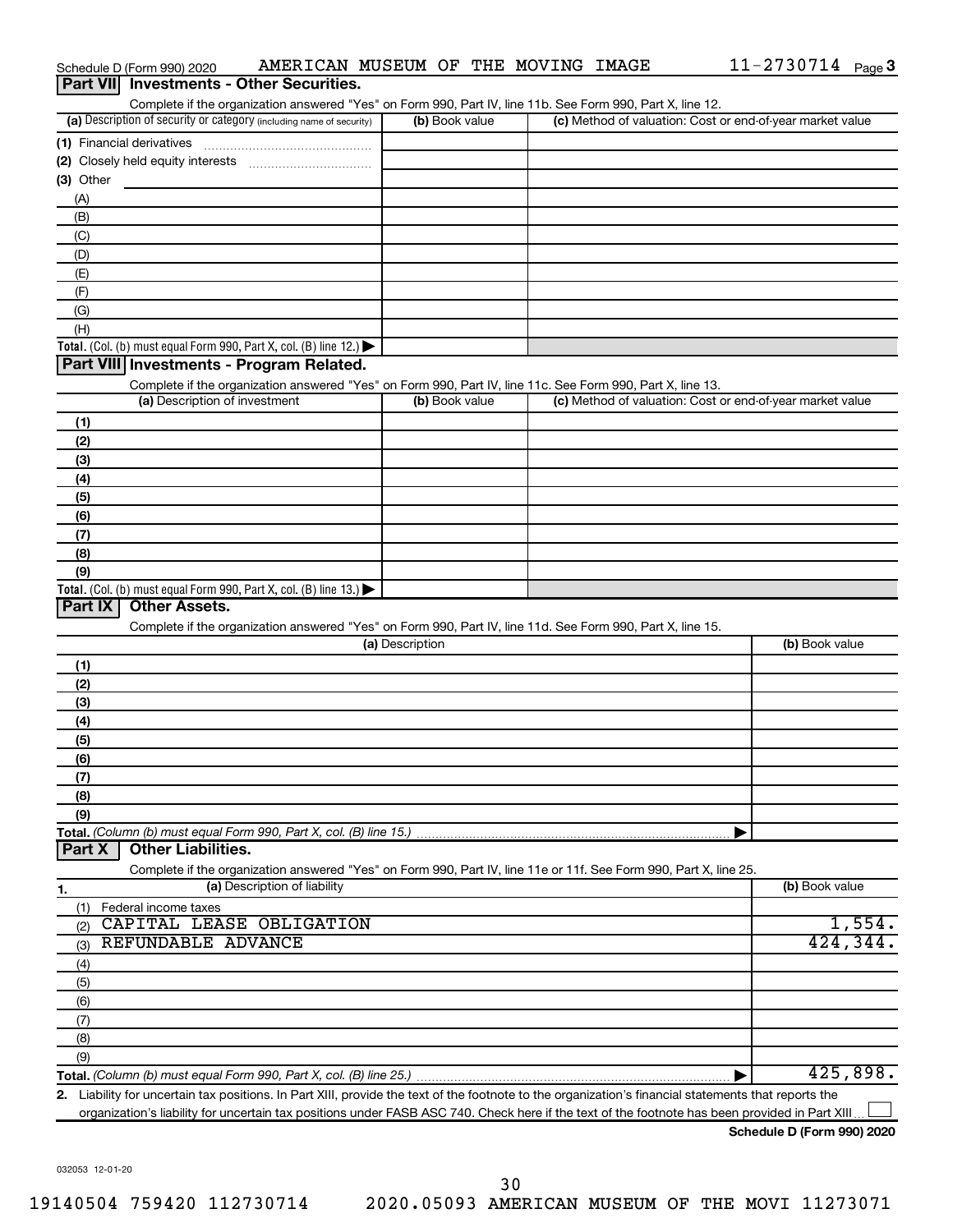Schedule D (Form 990) 2020 AMERICAN MUSEUM OF THE MOVING IMAGE 11-2730714 Page 3

## Part VII Investments - Other Securities.

Complete if the organization answered "Yes" on Form 990, Part IV, line 11b. See Form 990, Part X, line 12.

| (a) Description of security or category (including name of security) | (b) Book value | (c) Method of valuation: Cost or end-of-year market value |
|---|---|---|
| (1) Financial derivatives | | |
| (2) Closely held equity interests | | |
| (3) Other | | |
| (A) | | |
| (B) | | |
| (C) | | |
| (D) | | |
| (E) | | |
| (F) | | |
| (G) | | |
| (H) | | |
| **Total.** (Col. (b) must equal Form 990, Part X, col. (B) line 12.) | | |

## Part VIII Investments - Program Related.

Complete if the organization answered "Yes" on Form 990, Part IV, line 11c. See Form 990, Part X, line 13.

| (a) Description of investment | (b) Book value | (c) Method of valuation: Cost or end-of-year market value |
|---|---|---|
| (1) | | |
| (2) | | |
| (3) | | |
| (4) | | |
| (5) | | |
| (6) | | |
| (7) | | |
| (8) | | |
| (9) | | |
| **Total.** (Col. (b) must equal Form 990, Part X, col. (B) line 13.) | | |

## Part IX Other Assets.

Complete if the organization answered "Yes" on Form 990, Part IV, line 11d. See Form 990, Part X, line 15.

| (a) Description | (b) Book value |
|---|---|
| (1) | |
| (2) | |
| (3) | |
| (4) | |
| (5) | |
| (6) | |
| (7) | |
| (8) | |
| (9) | |
| **Total.** *(Column (b) must equal Form 990, Part X, col. (B) line 15.)* | |

## Part X Other Liabilities.

Complete if the organization answered "Yes" on Form 990, Part IV, line 11e or 11f. See Form 990, Part X, line 25.

| 1. (a) Description of liability | (b) Book value |
|---|---|
| (1) Federal income taxes | |
| (2) CAPITAL LEASE OBLIGATION | 1,554. |
| (3) REFUNDABLE ADVANCE | 424,344. |
| (4) | |
| (5) | |
| (6) | |
| (7) | |
| (8) | |
| (9) | |
| **Total.** *(Column (b) must equal Form 990, Part X, col. (B) line 25.)* | 425,898. |

2. Liability for uncertain tax positions. In Part XIII, provide the text of the footnote to the organization's financial statements that reports the organization's liability for uncertain tax positions under FASB ASC 740. Check here if the text of the footnote has been provided in Part XIII ☐

**Schedule D (Form 990) 2020**

032053 12-01-20

19140504 759420 112730714 2020.05093 AMERICAN MUSEUM OF THE MOVI 11273071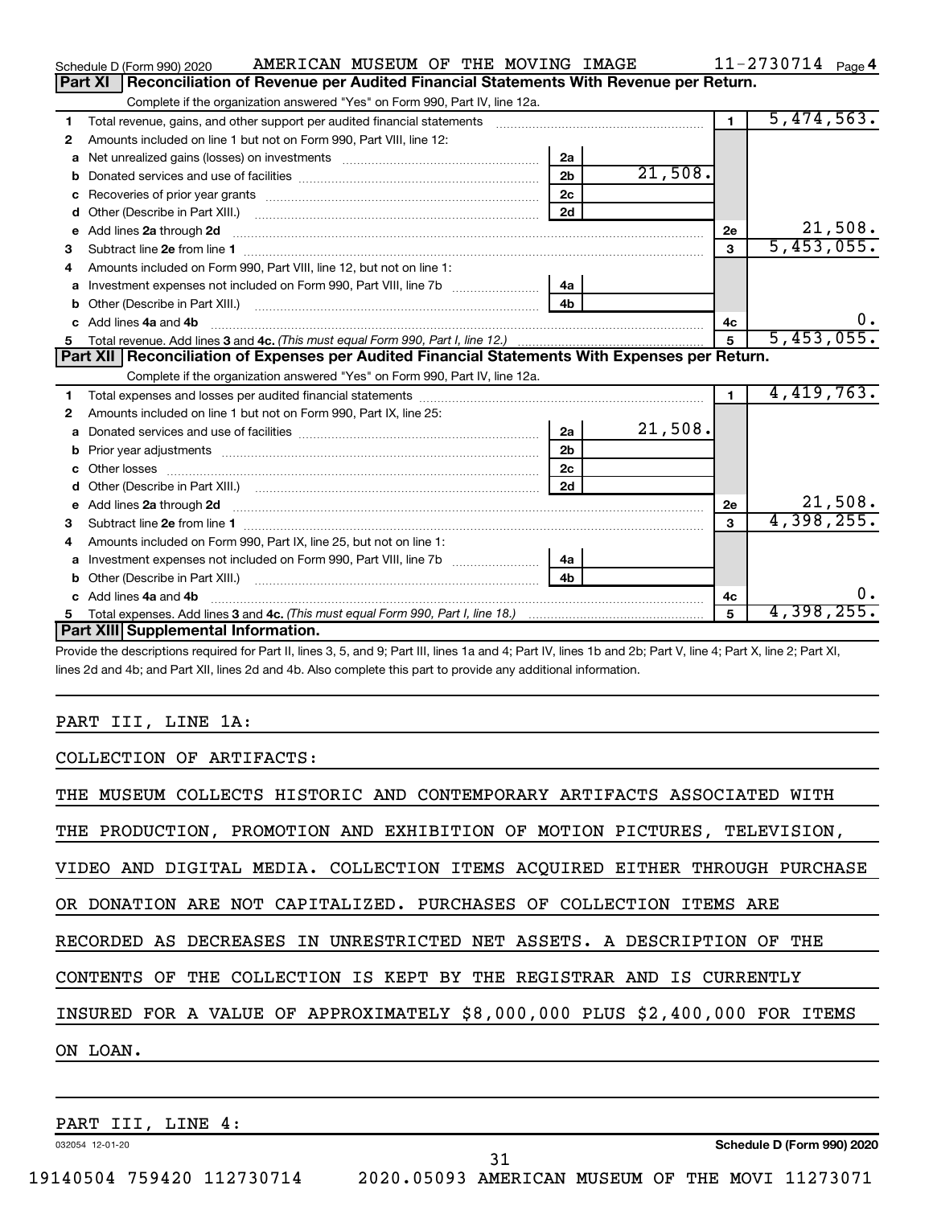Schedule D (Form 990) 2020 AMERICAN MUSEUM OF THE MOVING IMAGE 11-2730714 Page 4

## Part XI Reconciliation of Revenue per Audited Financial Statements With Revenue per Return.

Complete if the organization answered "Yes" on Form 990, Part IV, line 12a.

| | | | | | |
|---|---|---|---|---|---|
| 1 | Total revenue, gains, and other support per audited financial statements | | | 1 | 5,474,563. |
| 2 | Amounts included on line 1 but not on Form 990, Part VIII, line 12: | | | | |
| a | Net unrealized gains (losses) on investments | 2a | | | |
| b | Donated services and use of facilities | 2b | 21,508. | | |
| c | Recoveries of prior year grants | 2c | | | |
| d | Other (Describe in Part XIII.) | 2d | | | |
| e | Add lines 2a through 2d | | | 2e | 21,508. |
| 3 | Subtract line 2e from line 1 | | | 3 | 5,453,055. |
| 4 | Amounts included on Form 990, Part VIII, line 12, but not on line 1: | | | | |
| a | Investment expenses not included on Form 990, Part VIII, line 7b | 4a | | | |
| b | Other (Describe in Part XIII.) | 4b | | | |
| c | Add lines 4a and 4b | | | 4c | 0. |
| 5 | Total revenue. Add lines 3 and 4c. *(This must equal Form 990, Part I, line 12.)* | | | 5 | 5,453,055. |

## Part XII Reconciliation of Expenses per Audited Financial Statements With Expenses per Return.

Complete if the organization answered "Yes" on Form 990, Part IV, line 12a.

| | | | | | |
|---|---|---|---|---|---|
| 1 | Total expenses and losses per audited financial statements | | | 1 | 4,419,763. |
| 2 | Amounts included on line 1 but not on Form 990, Part IX, line 25: | | | | |
| a | Donated services and use of facilities | 2a | 21,508. | | |
| b | Prior year adjustments | 2b | | | |
| c | Other losses | 2c | | | |
| d | Other (Describe in Part XIII.) | 2d | | | |
| e | Add lines 2a through 2d | | | 2e | 21,508. |
| 3 | Subtract line 2e from line 1 | | | 3 | 4,398,255. |
| 4 | Amounts included on Form 990, Part IX, line 25, but not on line 1: | | | | |
| a | Investment expenses not included on Form 990, Part VIII, line 7b | 4a | | | |
| b | Other (Describe in Part XIII.) | 4b | | | |
| c | Add lines 4a and 4b | | | 4c | 0. |
| 5 | Total expenses. Add lines 3 and 4c. *(This must equal Form 990, Part I, line 18.)* | | | 5 | 4,398,255. |

## Part XIII Supplemental Information.

Provide the descriptions required for Part II, lines 3, 5, and 9; Part III, lines 1a and 4; Part IV, lines 1b and 2b; Part V, line 4; Part X, line 2; Part XI, lines 2d and 4b; and Part XII, lines 2d and 4b. Also complete this part to provide any additional information.

PART III, LINE 1A:

COLLECTION OF ARTIFACTS:

THE MUSEUM COLLECTS HISTORIC AND CONTEMPORARY ARTIFACTS ASSOCIATED WITH THE PRODUCTION, PROMOTION AND EXHIBITION OF MOTION PICTURES, TELEVISION, VIDEO AND DIGITAL MEDIA. COLLECTION ITEMS ACQUIRED EITHER THROUGH PURCHASE OR DONATION ARE NOT CAPITALIZED. PURCHASES OF COLLECTION ITEMS ARE RECORDED AS DECREASES IN UNRESTRICTED NET ASSETS. A DESCRIPTION OF THE CONTENTS OF THE COLLECTION IS KEPT BY THE REGISTRAR AND IS CURRENTLY INSURED FOR A VALUE OF APPROXIMATELY $8,000,000 PLUS $2,400,000 FOR ITEMS ON LOAN.

PART III, LINE 4:

032054 12-01-20 Schedule D (Form 990) 2020

19140504 759420 112730714 2020.05093 AMERICAN MUSEUM OF THE MOVI 11273071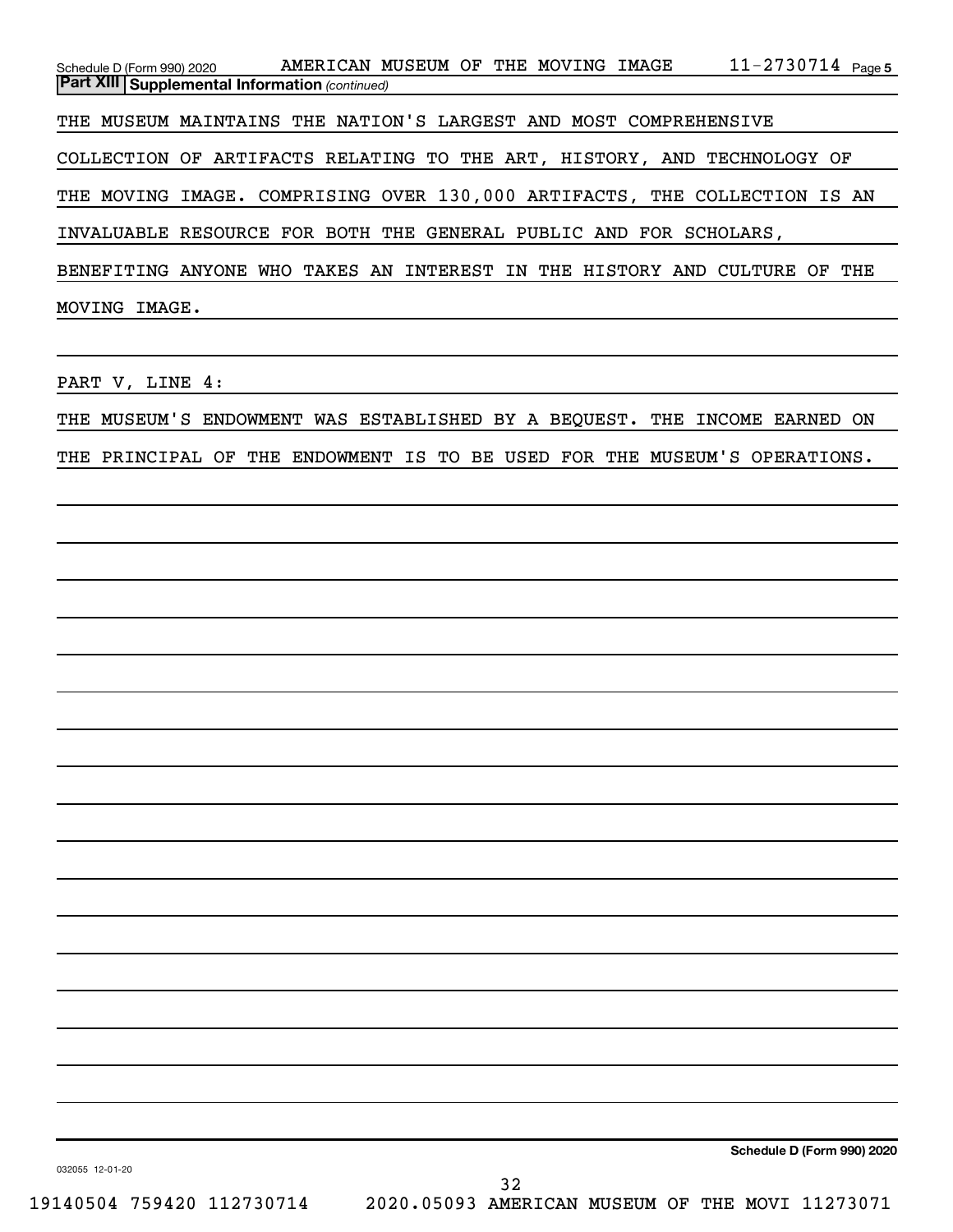Schedule D (Form 990) 2020 AMERICAN MUSEUM OF THE MOVING IMAGE 11-2730714 Page 5

**Part XIII Supplemental Information** *(continued)*

THE MUSEUM MAINTAINS THE NATION'S LARGEST AND MOST COMPREHENSIVE COLLECTION OF ARTIFACTS RELATING TO THE ART, HISTORY, AND TECHNOLOGY OF THE MOVING IMAGE. COMPRISING OVER 130,000 ARTIFACTS, THE COLLECTION IS AN INVALUABLE RESOURCE FOR BOTH THE GENERAL PUBLIC AND FOR SCHOLARS, BENEFITING ANYONE WHO TAKES AN INTEREST IN THE HISTORY AND CULTURE OF THE MOVING IMAGE.

PART V, LINE 4:

THE MUSEUM'S ENDOWMENT WAS ESTABLISHED BY A BEQUEST. THE INCOME EARNED ON THE PRINCIPAL OF THE ENDOWMENT IS TO BE USED FOR THE MUSEUM'S OPERATIONS.

032055 12-01-20

19140504 759420 112730714 2020.05093 AMERICAN MUSEUM OF THE MOVI 11273071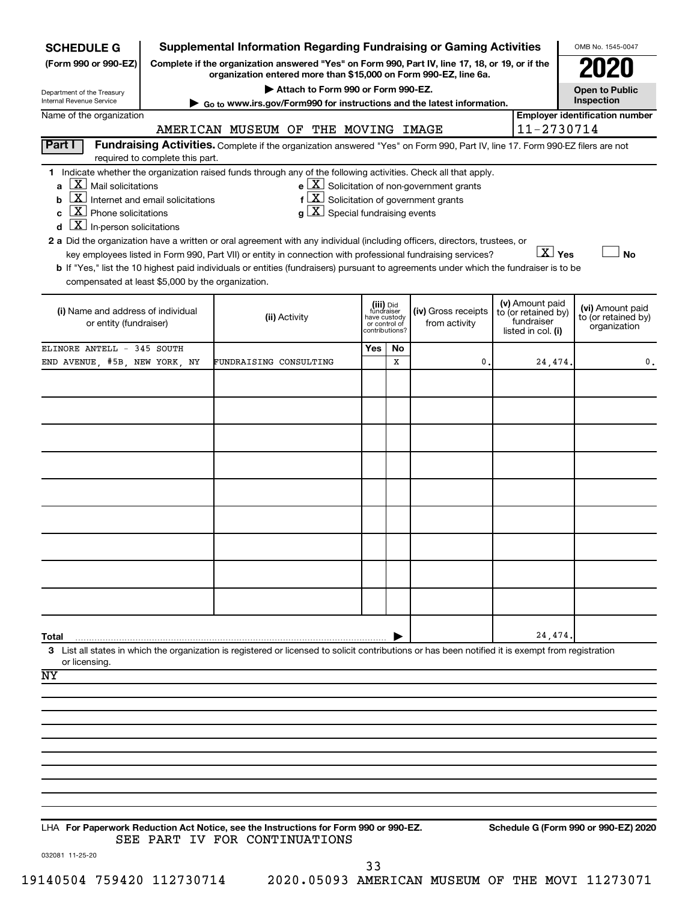**SCHEDULE G (Form 990 or 990-EZ)**

Department of the Treasury
Internal Revenue Service

# Supplemental Information Regarding Fundraising or Gaming Activities

**Complete if the organization answered "Yes" on Form 990, Part IV, line 17, 18, or 19, or if the organization entered more than $15,000 on Form 990-EZ, line 6a.**

▶ Attach to Form 990 or Form 990-EZ.

▶ Go to www.irs.gov/Form990 for instructions and the latest information.

OMB No. 1545-0047

**2020**

**Open to Public Inspection**

Name of the organization: AMERICAN MUSEUM OF THE MOVING IMAGE

Employer identification number: 11-2730714

**Part I** **Fundraising Activities.** Complete if the organization answered "Yes" on Form 990, Part IV, line 17. Form 990-EZ filers are not required to complete this part.

1 Indicate whether the organization raised funds through any of the following activities. Check all that apply.

- a [X] Mail solicitations
- b [X] Internet and email solicitations
- c [X] Phone solicitations
- d [X] In-person solicitations
- e [X] Solicitation of non-government grants
- f [X] Solicitation of government grants
- g [X] Special fundraising events

2 a Did the organization have a written or oral agreement with any individual (including officers, directors, trustees, or key employees listed in Form 990, Part VII) or entity in connection with professional fundraising services? [X] Yes [ ] No

b If "Yes," list the 10 highest paid individuals or entities (fundraisers) pursuant to agreements under which the fundraiser is to be compensated at least $5,000 by the organization.

| (i) Name and address of individual or entity (fundraiser) | (ii) Activity | (iii) Did fundraiser have custody or control of contributions? Yes | No | (iv) Gross receipts from activity | (v) Amount paid to (or retained by) fundraiser listed in col. (i) | (vi) Amount paid to (or retained by) organization |
|---|---|---|---|---|---|---|
| ELINORE ANTELL - 345 SOUTH END AVENUE, #5B, NEW YORK, NY | FUNDRAISING CONSULTING | | X | 0. | 24,474. | 0. |
| | | | | | | |
| | | | | | | |
| | | | | | | |
| | | | | | | |
| | | | | | | |
| | | | | | | |
| | | | | | | |
| | | | | | | |
| | | | | | | |
| **Total** | | | | | 24,474. | |

3 List all states in which the organization is registered or licensed to solicit contributions or has been notified it is exempt from registration or licensing.

NY

LHA **For Paperwork Reduction Act Notice, see the Instructions for Form 990 or 990-EZ.** **Schedule G (Form 990 or 990-EZ) 2020**

SEE PART IV FOR CONTINUATIONS

032081 11-25-20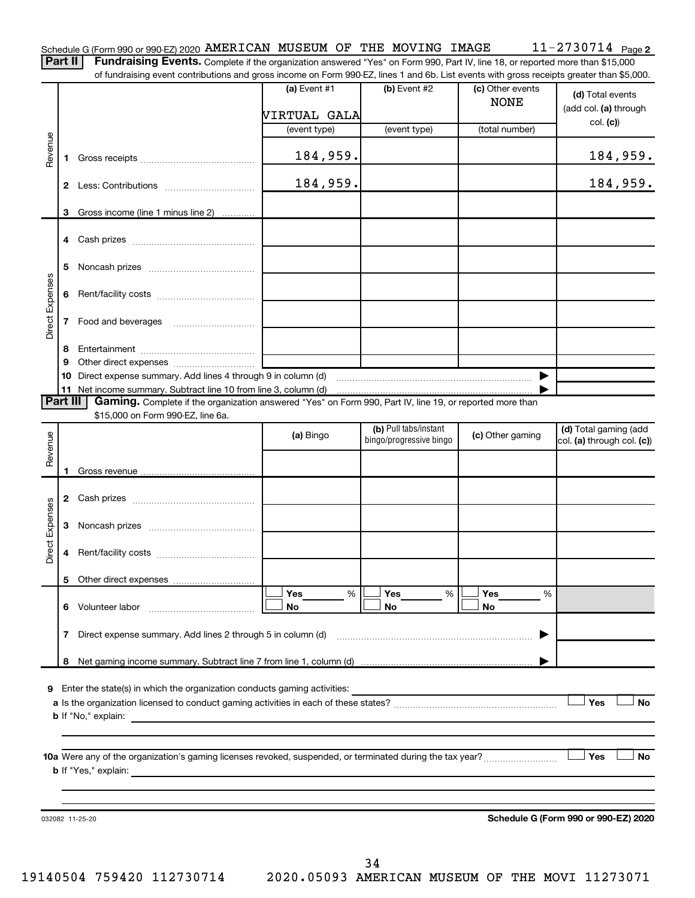Schedule G (Form 990 or 990-EZ) 2020 AMERICAN MUSEUM OF THE MOVING IMAGE 11-2730714 Page 2

**Part II** **Fundraising Events.** Complete if the organization answered "Yes" on Form 990, Part IV, line 18, or reported more than $15,000 of fundraising event contributions and gross income on Form 990-EZ, lines 1 and 6b. List events with gross receipts greater than $5,000.

| | | (a) Event #1 | (b) Event #2 | (c) Other events | (d) Total events (add col. (a) through col. (c)) |
|---|---|---|---|---|---|
| | | VIRTUAL GALA | | NONE | |
| | | (event type) | (event type) | (total number) | |
| Revenue | 1 Gross receipts | 184,959. | | | 184,959. |
| | 2 Less: Contributions | 184,959. | | | 184,959. |
| | 3 Gross income (line 1 minus line 2) | | | | |
| Direct Expenses | 4 Cash prizes | | | | |
| | 5 Noncash prizes | | | | |
| | 6 Rent/facility costs | | | | |
| | 7 Food and beverages | | | | |
| | 8 Entertainment | | | | |
| | 9 Other direct expenses | | | | |
| | 10 Direct expense summary. Add lines 4 through 9 in column (d) | | | ▶ | |
| | 11 Net income summary. Subtract line 10 from line 3, column (d) | | | ▶ | |

**Part III** **Gaming.** Complete if the organization answered "Yes" on Form 990, Part IV, line 19, or reported more than $15,000 on Form 990-EZ, line 6a.

| | | (a) Bingo | (b) Pull tabs/instant bingo/progressive bingo | (c) Other gaming | (d) Total gaming (add col. (a) through col. (c)) |
|---|---|---|---|---|---|
| Revenue | 1 Gross revenue | | | | |
| Direct Expenses | 2 Cash prizes | | | | |
| | 3 Noncash prizes | | | | |
| | 4 Rent/facility costs | | | | |
| | 5 Other direct expenses | | | | |
| | 6 Volunteer labor | ☐ Yes ___% ☐ No | ☐ Yes ___% ☐ No | ☐ Yes ___% ☐ No | |
| | 7 Direct expense summary. Add lines 2 through 5 in column (d) | | | ▶ | |
| | 8 Net gaming income summary. Subtract line 7 from line 1, column (d) | | | ▶ | |

**9** Enter the state(s) in which the organization conducts gaming activities: ____________

**a** Is the organization licensed to conduct gaming activities in each of these states? ☐ Yes ☐ No

**b** If "No," explain: ____________

**10a** Were any of the organization's gaming licenses revoked, suspended, or terminated during the tax year? ☐ Yes ☐ No

**b** If "Yes," explain: ____________

032082 11-25-20 **Schedule G (Form 990 or 990-EZ) 2020**

19140504 759420 112730714 2020.05093 AMERICAN MUSEUM OF THE MOVI 11273071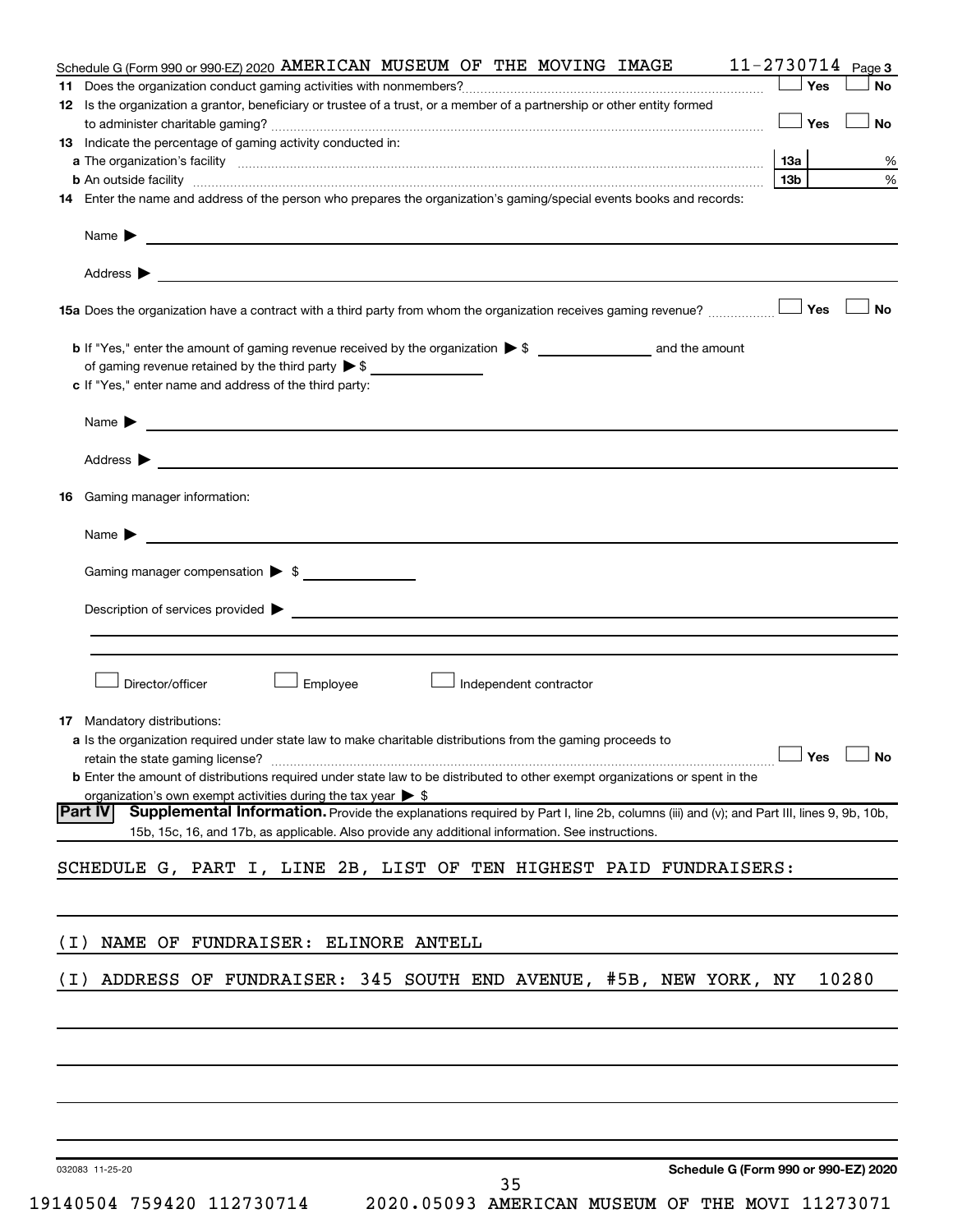Schedule G (Form 990 or 990-EZ) 2020 AMERICAN MUSEUM OF THE MOVING IMAGE 11-2730714 Page 3

**11** Does the organization conduct gaming activities with nonmembers? ☐ Yes ☐ No

**12** Is the organization a grantor, beneficiary or trustee of a trust, or a member of a partnership or other entity formed to administer charitable gaming? ☐ Yes ☐ No

**13** Indicate the percentage of gaming activity conducted in:

**a** The organization's facility **13a** %

**b** An outside facility **13b** %

**14** Enter the name and address of the person who prepares the organization's gaming/special events books and records:

Name ▶

Address ▶

**15a** Does the organization have a contract with a third party from whom the organization receives gaming revenue? ☐ Yes ☐ No

**b** If "Yes," enter the amount of gaming revenue received by the organization ▶ $ ________ and the amount of gaming revenue retained by the third party ▶ $ ________

**c** If "Yes," enter name and address of the third party:

Name ▶

Address ▶

**16** Gaming manager information:

Name ▶

Gaming manager compensation ▶ $

Description of services provided ▶

☐ Director/officer ☐ Employee ☐ Independent contractor

**17** Mandatory distributions:

**a** Is the organization required under state law to make charitable distributions from the gaming proceeds to retain the state gaming license? ☐ Yes ☐ No

**b** Enter the amount of distributions required under state law to be distributed to other exempt organizations or spent in the organization's own exempt activities during the tax year ▶ $

**Part IV** **Supplemental Information.** Provide the explanations required by Part I, line 2b, columns (iii) and (v); and Part III, lines 9, 9b, 10b, 15b, 15c, 16, and 17b, as applicable. Also provide any additional information. See instructions.

SCHEDULE G, PART I, LINE 2B, LIST OF TEN HIGHEST PAID FUNDRAISERS:

(I) NAME OF FUNDRAISER: ELINORE ANTELL

(I) ADDRESS OF FUNDRAISER: 345 SOUTH END AVENUE, #5B, NEW YORK, NY 10280

032083 11-25-20 **Schedule G (Form 990 or 990-EZ) 2020**

19140504 759420 112730714 2020.05093 AMERICAN MUSEUM OF THE MOVI 11273071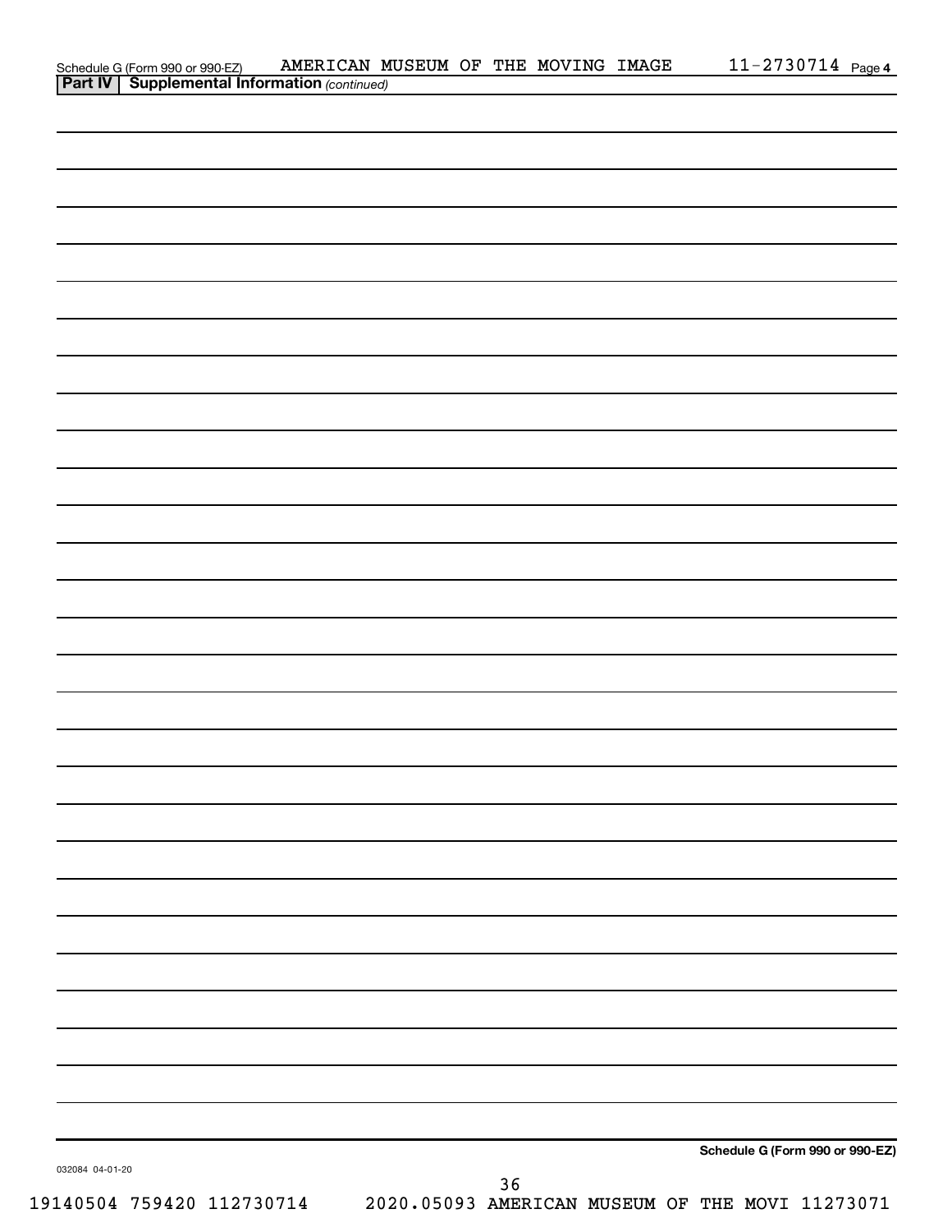Schedule G (Form 990 or 990-EZ) AMERICAN MUSEUM OF THE MOVING IMAGE 11-2730714 Page 4

**Part IV | Supplemental Information** *(continued)*

**Schedule G (Form 990 or 990-EZ)**

032084 04-01-20

19140504 759420 112730714 2020.05093 AMERICAN MUSEUM OF THE MOVI 11273071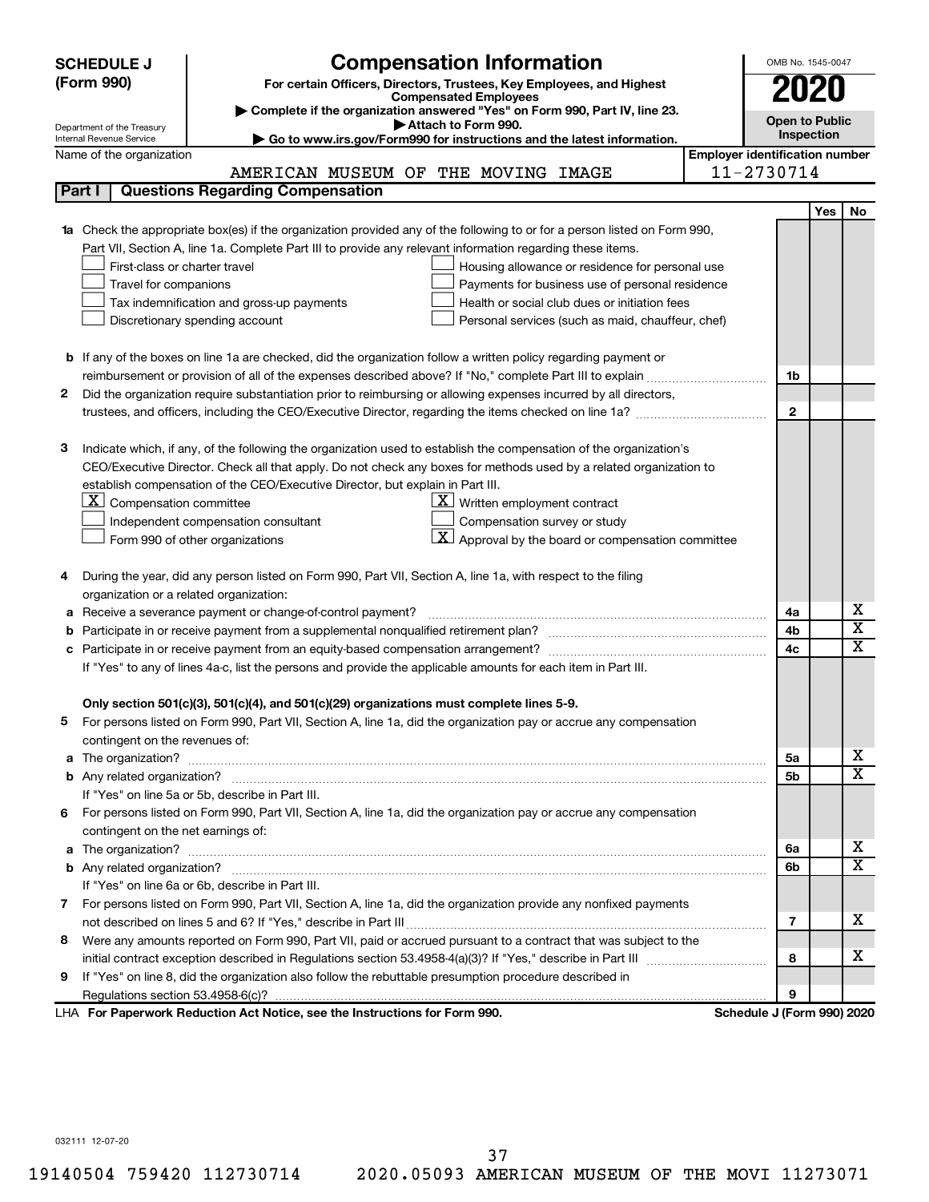# SCHEDULE J (Form 990)

## Compensation Information

**For certain Officers, Directors, Trustees, Key Employees, and Highest Compensated Employees**

▶ Complete if the organization answered "Yes" on Form 990, Part IV, line 23.

▶ Attach to Form 990.

▶ Go to www.irs.gov/Form990 for instructions and the latest information.

Department of the Treasury
Internal Revenue Service

OMB No. 1545-0047

**2020**

**Open to Public Inspection**

Name of the organization: AMERICAN MUSEUM OF THE MOVING IMAGE

Employer identification number: 11-2730714

## Part I | Questions Regarding Compensation

| | | | Yes | No |
|---|---|---|---|---|
| **1a** | Check the appropriate box(es) if the organization provided any of the following to or for a person listed on Form 990, Part VII, Section A, line 1a. Complete Part III to provide any relevant information regarding these items.<br>☐ First-class or charter travel<br>☐ Travel for companions<br>☐ Tax indemnification and gross-up payments<br>☐ Discretionary spending account<br>☐ Housing allowance or residence for personal use<br>☐ Payments for business use of personal residence<br>☐ Health or social club dues or initiation fees<br>☐ Personal services (such as maid, chauffeur, chef) | | | |
| **b** | If any of the boxes on line 1a are checked, did the organization follow a written policy regarding payment or reimbursement or provision of all of the expenses described above? If "No," complete Part III to explain | 1b | | |
| **2** | Did the organization require substantiation prior to reimbursing or allowing expenses incurred by all directors, trustees, and officers, including the CEO/Executive Director, regarding the items checked on line 1a? | 2 | | |
| **3** | Indicate which, if any, of the following the organization used to establish the compensation of the organization's CEO/Executive Director. Check all that apply. Do not check any boxes for methods used by a related organization to establish compensation of the CEO/Executive Director, but explain in Part III.<br>☒ Compensation committee<br>☐ Independent compensation consultant<br>☐ Form 990 of other organizations<br>☒ Written employment contract<br>☐ Compensation survey or study<br>☒ Approval by the board or compensation committee | | | |
| **4** | During the year, did any person listed on Form 990, Part VII, Section A, line 1a, with respect to the filing organization or a related organization: | | | |
| **a** | Receive a severance payment or change-of-control payment? | 4a | | X |
| **b** | Participate in or receive payment from a supplemental nonqualified retirement plan? | 4b | | X |
| **c** | Participate in or receive payment from an equity-based compensation arrangement? | 4c | | X |
| | If "Yes" to any of lines 4a-c, list the persons and provide the applicable amounts for each item in Part III. | | | |
| | **Only section 501(c)(3), 501(c)(4), and 501(c)(29) organizations must complete lines 5-9.** | | | |
| **5** | For persons listed on Form 990, Part VII, Section A, line 1a, did the organization pay or accrue any compensation contingent on the revenues of: | | | |
| **a** | The organization? | 5a | | X |
| **b** | Any related organization? | 5b | | X |
| | If "Yes" on line 5a or 5b, describe in Part III. | | | |
| **6** | For persons listed on Form 990, Part VII, Section A, line 1a, did the organization pay or accrue any compensation contingent on the net earnings of: | | | |
| **a** | The organization? | 6a | | X |
| **b** | Any related organization? | 6b | | X |
| | If "Yes" on line 6a or 6b, describe in Part III. | | | |
| **7** | For persons listed on Form 990, Part VII, Section A, line 1a, did the organization provide any nonfixed payments not described on lines 5 and 6? If "Yes," describe in Part III | 7 | | X |
| **8** | Were any amounts reported on Form 990, Part VII, paid or accrued pursuant to a contract that was subject to the initial contract exception described in Regulations section 53.4958-4(a)(3)? If "Yes," describe in Part III | 8 | | X |
| **9** | If "Yes" on line 8, did the organization also follow the rebuttable presumption procedure described in Regulations section 53.4958-6(c)? | 9 | | |

LHA **For Paperwork Reduction Act Notice, see the Instructions for Form 990.** **Schedule J (Form 990) 2020**

032111 12-07-20

19140504 759420 112730714 2020.05093 AMERICAN MUSEUM OF THE MOVI 11273071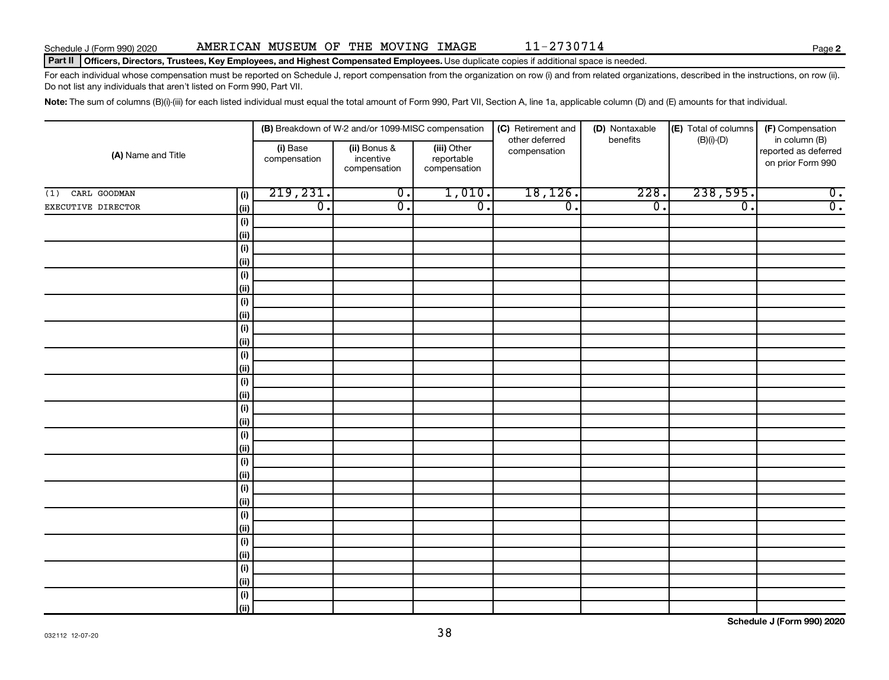Schedule J (Form 990) 2020 AMERICAN MUSEUM OF THE MOVING IMAGE 11-2730714 Page **2**

**Part II** **Officers, Directors, Trustees, Key Employees, and Highest Compensated Employees.** Use duplicate copies if additional space is needed.

For each individual whose compensation must be reported on Schedule J, report compensation from the organization on row (i) and from related organizations, described in the instructions, on row (ii). Do not list any individuals that aren't listed on Form 990, Part VII.

**Note:** The sum of columns (B)(i)-(iii) for each listed individual must equal the total amount of Form 990, Part VII, Section A, line 1a, applicable column (D) and (E) amounts for that individual.

| (A) Name and Title | | (B) Breakdown of W-2 and/or 1099-MISC compensation | | | (C) Retirement and other deferred compensation | (D) Nontaxable benefits | (E) Total of columns (B)(i)-(D) | (F) Compensation in column (B) reported as deferred on prior Form 990 |
|---|---|---|---|---|---|---|---|---|
| | | (i) Base compensation | (ii) Bonus & incentive compensation | (iii) Other reportable compensation | | | | |
| (1) CARL GOODMAN | (i) | 219,231. | 0. | 1,010. | 18,126. | 228. | 238,595. | 0. |
| EXECUTIVE DIRECTOR | (ii) | 0. | 0. | 0. | 0. | 0. | 0. | 0. |
| | (i) | | | | | | | |
| | (ii) | | | | | | | |
| | (i) | | | | | | | |
| | (ii) | | | | | | | |
| | (i) | | | | | | | |
| | (ii) | | | | | | | |
| | (i) | | | | | | | |
| | (ii) | | | | | | | |
| | (i) | | | | | | | |
| | (ii) | | | | | | | |
| | (i) | | | | | | | |
| | (ii) | | | | | | | |
| | (i) | | | | | | | |
| | (ii) | | | | | | | |
| | (i) | | | | | | | |
| | (ii) | | | | | | | |
| | (i) | | | | | | | |
| | (ii) | | | | | | | |
| | (i) | | | | | | | |
| | (ii) | | | | | | | |
| | (i) | | | | | | | |
| | (ii) | | | | | | | |
| | (i) | | | | | | | |
| | (ii) | | | | | | | |
| | (i) | | | | | | | |
| | (ii) | | | | | | | |
| | (i) | | | | | | | |
| | (ii) | | | | | | | |
| | (i) | | | | | | | |
| | (ii) | | | | | | | |

**Schedule J (Form 990) 2020**

032112 12-07-20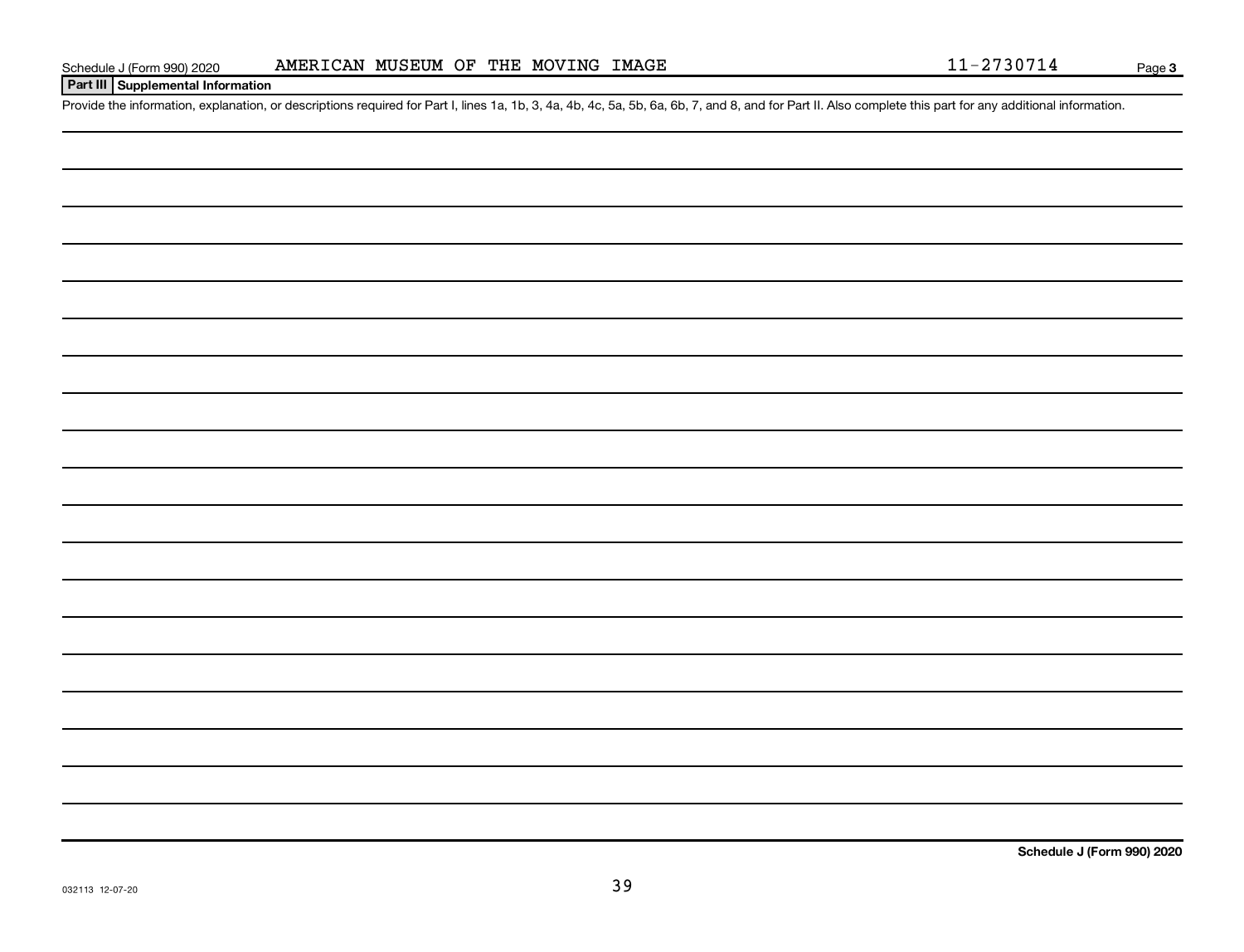Schedule J (Form 990) 2020 AMERICAN MUSEUM OF THE MOVING IMAGE 11-2730714 Page 3

**Part III Supplemental Information**

Provide the information, explanation, or descriptions required for Part I, lines 1a, 1b, 3, 4a, 4b, 4c, 5a, 5b, 6a, 6b, 7, and 8, and for Part II. Also complete this part for any additional information.

**Schedule J (Form 990) 2020**

032113 12-07-20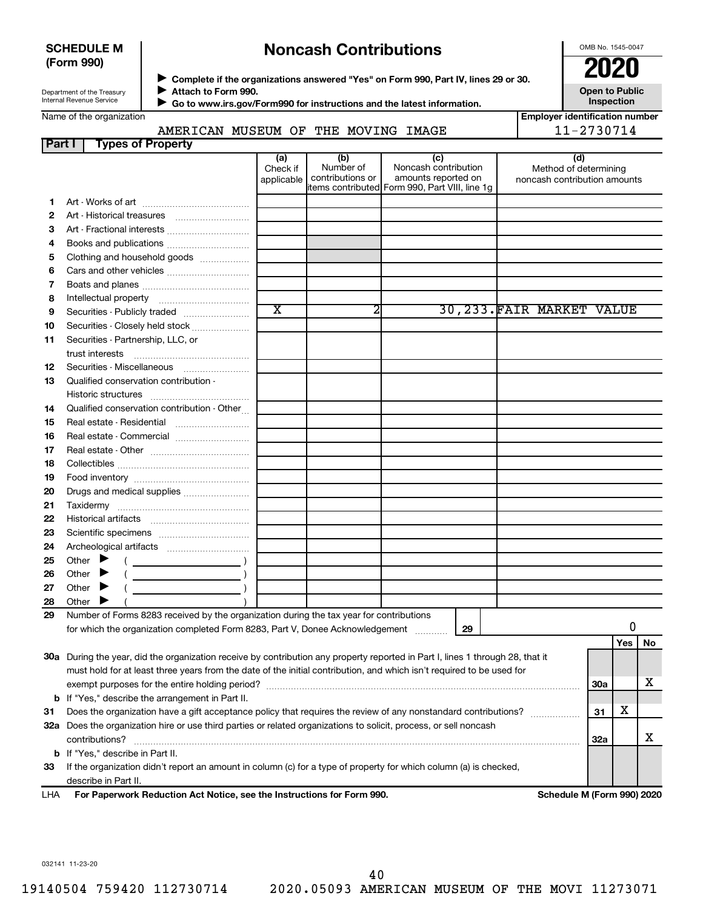**SCHEDULE M (Form 990)**

Department of the Treasury
Internal Revenue Service

# Noncash Contributions

▶ Complete if the organizations answered "Yes" on Form 990, Part IV, lines 29 or 30.
▶ Attach to Form 990.
▶ Go to www.irs.gov/Form990 for instructions and the latest information.

OMB No. 1545-0047

**2020**

**Open to Public Inspection**

Name of the organization: AMERICAN MUSEUM OF THE MOVING IMAGE

Employer identification number: 11-2730714

**Part I Types of Property**

| | | (a) Check if applicable | (b) Number of contributions or items contributed | (c) Noncash contribution amounts reported on Form 990, Part VIII, line 1g | (d) Method of determining noncash contribution amounts |
|---|---|---|---|---|---|
| 1 | Art - Works of art | | | | |
| 2 | Art - Historical treasures | | | | |
| 3 | Art - Fractional interests | | | | |
| 4 | Books and publications | | | | |
| 5 | Clothing and household goods | | | | |
| 6 | Cars and other vehicles | | | | |
| 7 | Boats and planes | | | | |
| 8 | Intellectual property | | | | |
| 9 | Securities - Publicly traded | X | 2 | 30,233. | FAIR MARKET VALUE |
| 10 | Securities - Closely held stock | | | | |
| 11 | Securities - Partnership, LLC, or trust interests | | | | |
| 12 | Securities - Miscellaneous | | | | |
| 13 | Qualified conservation contribution - Historic structures | | | | |
| 14 | Qualified conservation contribution - Other | | | | |
| 15 | Real estate - Residential | | | | |
| 16 | Real estate - Commercial | | | | |
| 17 | Real estate - Other | | | | |
| 18 | Collectibles | | | | |
| 19 | Food inventory | | | | |
| 20 | Drugs and medical supplies | | | | |
| 21 | Taxidermy | | | | |
| 22 | Historical artifacts | | | | |
| 23 | Scientific specimens | | | | |
| 24 | Archeological artifacts | | | | |
| 25 | Other ▶ ( ) | | | | |
| 26 | Other ▶ ( ) | | | | |
| 27 | Other ▶ ( ) | | | | |
| 28 | Other ▶ ( ) | | | | |

29 Number of Forms 8283 received by the organization during the tax year for contributions for which the organization completed Form 8283, Part V, Donee Acknowledgement ..... **29** — 0

| | | | Yes | No |
|---|---|---|---|---|
| 30a | During the year, did the organization receive by contribution any property reported in Part I, lines 1 through 28, that it must hold for at least three years from the date of the initial contribution, and which isn't required to be used for exempt purposes for the entire holding period? | 30a | | X |
| b | If "Yes," describe the arrangement in Part II. | | | |
| 31 | Does the organization have a gift acceptance policy that requires the review of any nonstandard contributions? | 31 | X | |
| 32a | Does the organization hire or use third parties or related organizations to solicit, process, or sell noncash contributions? | 32a | | X |
| b | If "Yes," describe in Part II. | | | |
| 33 | If the organization didn't report an amount in column (c) for a type of property for which column (a) is checked, describe in Part II. | | | |

LHA **For Paperwork Reduction Act Notice, see the Instructions for Form 990.** **Schedule M (Form 990) 2020**

032141 11-23-20

19140504 759420 112730714 2020.05093 AMERICAN MUSEUM OF THE MOVI 11273071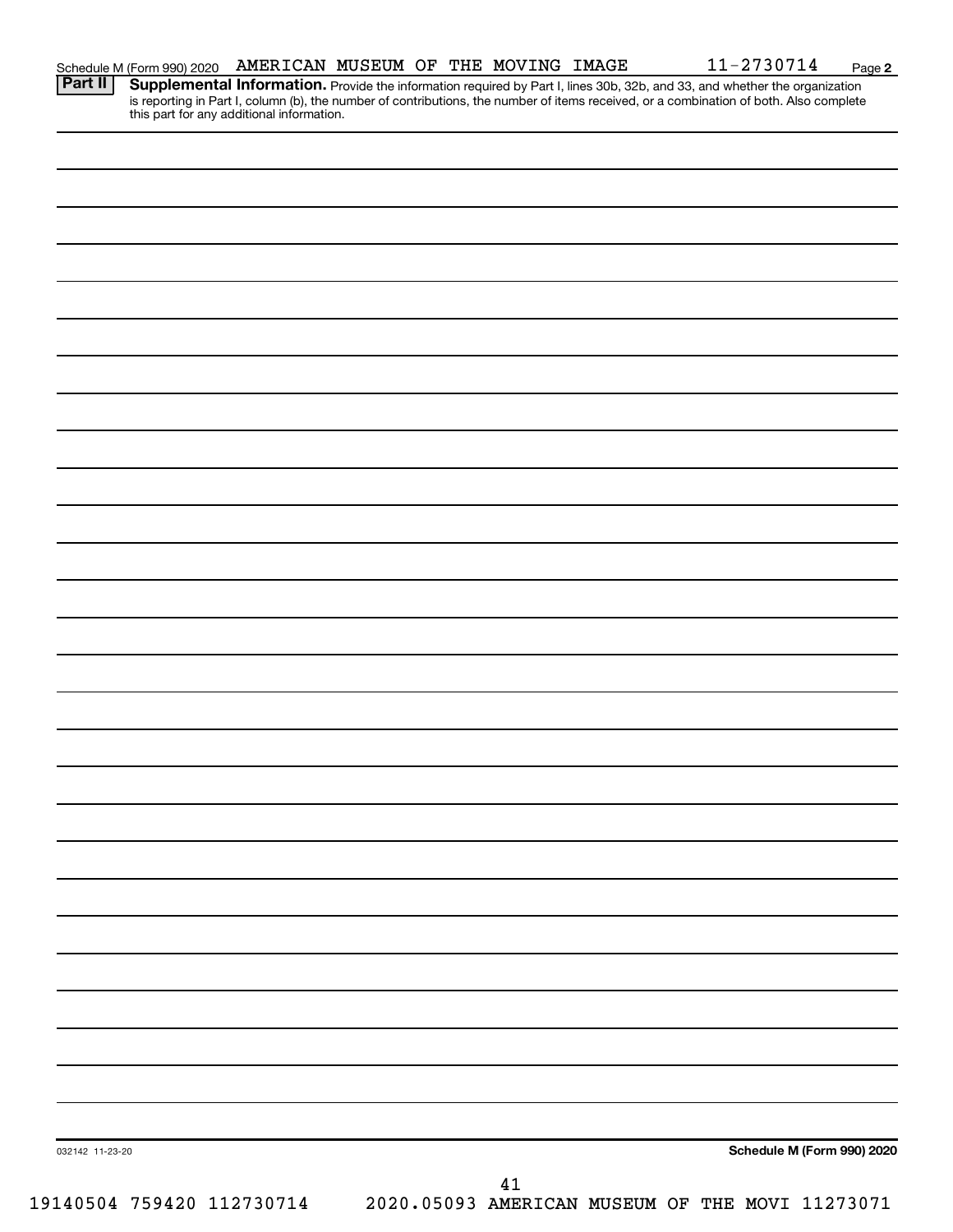Schedule M (Form 990) 2020 AMERICAN MUSEUM OF THE MOVING IMAGE 11-2730714 Page 2

**Part II** **Supplemental Information.** Provide the information required by Part I, lines 30b, 32b, and 33, and whether the organization is reporting in Part I, column (b), the number of contributions, the number of items received, or a combination of both. Also complete this part for any additional information.

032142 11-23-20 **Schedule M (Form 990) 2020**

19140504 759420 112730714 2020.05093 AMERICAN MUSEUM OF THE MOVI 11273071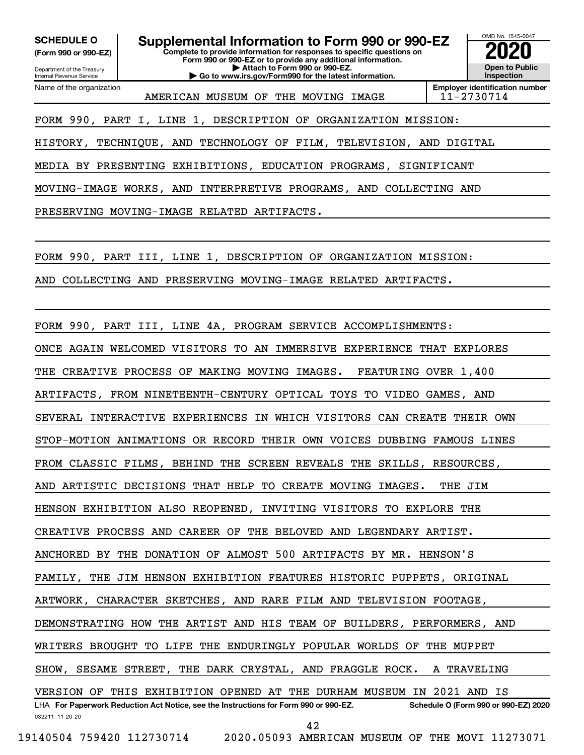**SCHEDULE O**
**(Form 990 or 990-EZ)**

Department of the Treasury
Internal Revenue Service

# Supplemental Information to Form 990 or 990-EZ

**Complete to provide information for responses to specific questions on Form 990 or 990-EZ or to provide any additional information.**
**▶ Attach to Form 990 or 990-EZ.**
**▶ Go to www.irs.gov/Form990 for the latest information.**

OMB No. 1545-0047
**2020**
**Open to Public Inspection**

| Name of the organization | Employer identification number |
|---|---|
| AMERICAN MUSEUM OF THE MOVING IMAGE | 11-2730714 |

FORM 990, PART I, LINE 1, DESCRIPTION OF ORGANIZATION MISSION:

HISTORY, TECHNIQUE, AND TECHNOLOGY OF FILM, TELEVISION, AND DIGITAL MEDIA BY PRESENTING EXHIBITIONS, EDUCATION PROGRAMS, SIGNIFICANT MOVING-IMAGE WORKS, AND INTERPRETIVE PROGRAMS, AND COLLECTING AND PRESERVING MOVING-IMAGE RELATED ARTIFACTS.

FORM 990, PART III, LINE 1, DESCRIPTION OF ORGANIZATION MISSION:

AND COLLECTING AND PRESERVING MOVING-IMAGE RELATED ARTIFACTS.

FORM 990, PART III, LINE 4A, PROGRAM SERVICE ACCOMPLISHMENTS:

ONCE AGAIN WELCOMED VISITORS TO AN IMMERSIVE EXPERIENCE THAT EXPLORES THE CREATIVE PROCESS OF MAKING MOVING IMAGES. FEATURING OVER 1,400 ARTIFACTS, FROM NINETEENTH-CENTURY OPTICAL TOYS TO VIDEO GAMES, AND SEVERAL INTERACTIVE EXPERIENCES IN WHICH VISITORS CAN CREATE THEIR OWN STOP-MOTION ANIMATIONS OR RECORD THEIR OWN VOICES DUBBING FAMOUS LINES FROM CLASSIC FILMS, BEHIND THE SCREEN REVEALS THE SKILLS, RESOURCES, AND ARTISTIC DECISIONS THAT HELP TO CREATE MOVING IMAGES. THE JIM HENSON EXHIBITION ALSO REOPENED, INVITING VISITORS TO EXPLORE THE CREATIVE PROCESS AND CAREER OF THE BELOVED AND LEGENDARY ARTIST. ANCHORED BY THE DONATION OF ALMOST 500 ARTIFACTS BY MR. HENSON'S FAMILY, THE JIM HENSON EXHIBITION FEATURES HISTORIC PUPPETS, ORIGINAL ARTWORK, CHARACTER SKETCHES, AND RARE FILM AND TELEVISION FOOTAGE, DEMONSTRATING HOW THE ARTIST AND HIS TEAM OF BUILDERS, PERFORMERS, AND WRITERS BROUGHT TO LIFE THE ENDURINGLY POPULAR WORLDS OF THE MUPPET SHOW, SESAME STREET, THE DARK CRYSTAL, AND FRAGGLE ROCK. A TRAVELING VERSION OF THIS EXHIBITION OPENED AT THE DURHAM MUSEUM IN 2021 AND IS

LHA **For Paperwork Reduction Act Notice, see the Instructions for Form 990 or 990-EZ.** **Schedule O (Form 990 or 990-EZ) 2020**

032211 11-20-20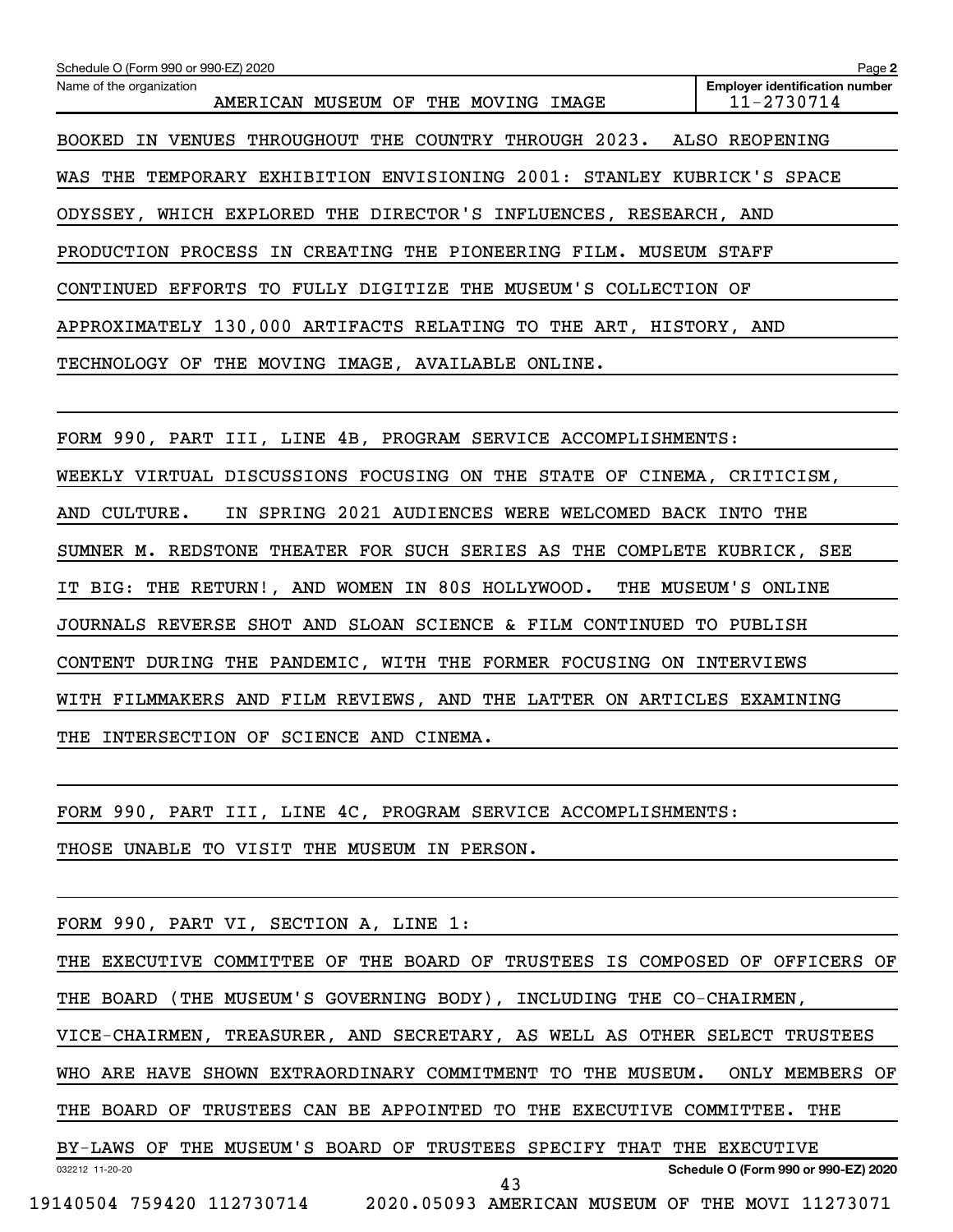BOOKED IN VENUES THROUGHOUT THE COUNTRY THROUGH 2023. ALSO REOPENING WAS THE TEMPORARY EXHIBITION ENVISIONING 2001: STANLEY KUBRICK'S SPACE ODYSSEY, WHICH EXPLORED THE DIRECTOR'S INFLUENCES, RESEARCH, AND PRODUCTION PROCESS IN CREATING THE PIONEERING FILM. MUSEUM STAFF CONTINUED EFFORTS TO FULLY DIGITIZE THE MUSEUM'S COLLECTION OF APPROXIMATELY 130,000 ARTIFACTS RELATING TO THE ART, HISTORY, AND TECHNOLOGY OF THE MOVING IMAGE, AVAILABLE ONLINE.

FORM 990, PART III, LINE 4B, PROGRAM SERVICE ACCOMPLISHMENTS:

WEEKLY VIRTUAL DISCUSSIONS FOCUSING ON THE STATE OF CINEMA, CRITICISM, AND CULTURE. IN SPRING 2021 AUDIENCES WERE WELCOMED BACK INTO THE SUMNER M. REDSTONE THEATER FOR SUCH SERIES AS THE COMPLETE KUBRICK, SEE IT BIG: THE RETURN!, AND WOMEN IN 80S HOLLYWOOD. THE MUSEUM'S ONLINE JOURNALS REVERSE SHOT AND SLOAN SCIENCE & FILM CONTINUED TO PUBLISH CONTENT DURING THE PANDEMIC, WITH THE FORMER FOCUSING ON INTERVIEWS WITH FILMMAKERS AND FILM REVIEWS, AND THE LATTER ON ARTICLES EXAMINING THE INTERSECTION OF SCIENCE AND CINEMA.

FORM 990, PART III, LINE 4C, PROGRAM SERVICE ACCOMPLISHMENTS:

THOSE UNABLE TO VISIT THE MUSEUM IN PERSON.

FORM 990, PART VI, SECTION A, LINE 1:

THE EXECUTIVE COMMITTEE OF THE BOARD OF TRUSTEES IS COMPOSED OF OFFICERS OF THE BOARD (THE MUSEUM'S GOVERNING BODY), INCLUDING THE CO-CHAIRMEN, VICE-CHAIRMEN, TREASURER, AND SECRETARY, AS WELL AS OTHER SELECT TRUSTEES WHO ARE HAVE SHOWN EXTRAORDINARY COMMITMENT TO THE MUSEUM. ONLY MEMBERS OF THE BOARD OF TRUSTEES CAN BE APPOINTED TO THE EXECUTIVE COMMITTEE. THE BY-LAWS OF THE MUSEUM'S BOARD OF TRUSTEES SPECIFY THAT THE EXECUTIVE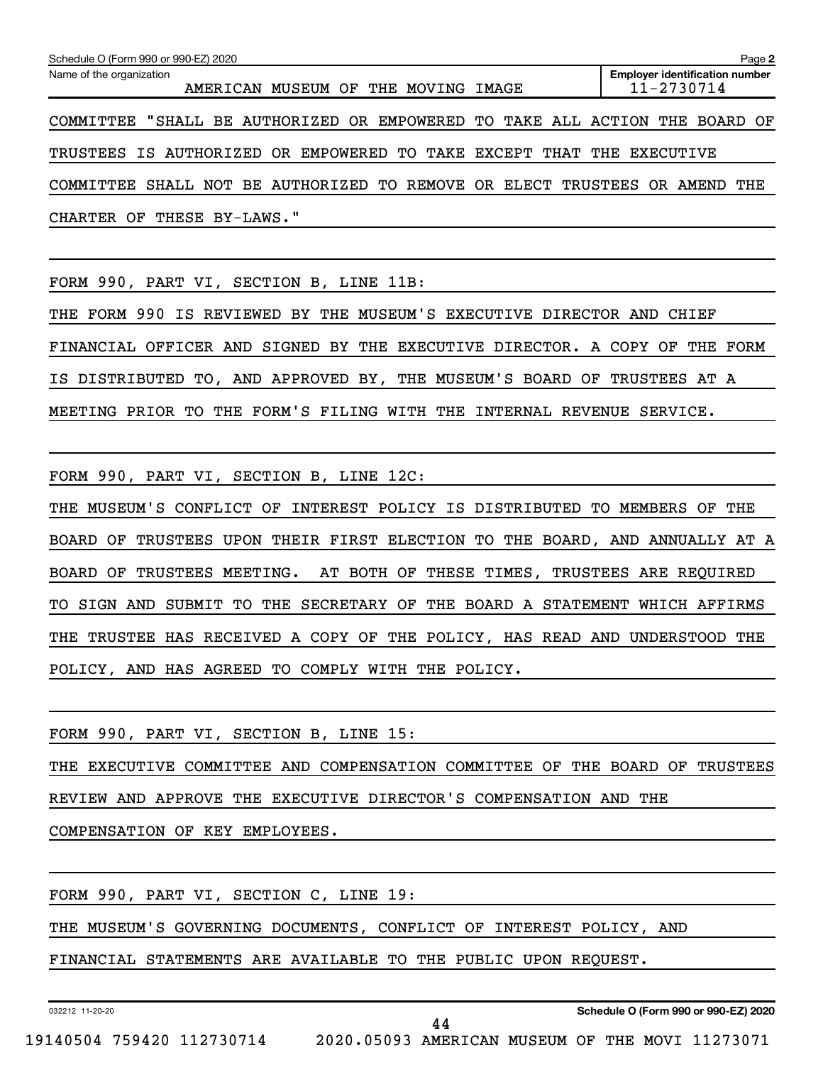COMMITTEE "SHALL BE AUTHORIZED OR EMPOWERED TO TAKE ALL ACTION THE BOARD OF TRUSTEES IS AUTHORIZED OR EMPOWERED TO TAKE EXCEPT THAT THE EXECUTIVE COMMITTEE SHALL NOT BE AUTHORIZED TO REMOVE OR ELECT TRUSTEES OR AMEND THE CHARTER OF THESE BY-LAWS."

FORM 990, PART VI, SECTION B, LINE 11B:

THE FORM 990 IS REVIEWED BY THE MUSEUM'S EXECUTIVE DIRECTOR AND CHIEF FINANCIAL OFFICER AND SIGNED BY THE EXECUTIVE DIRECTOR. A COPY OF THE FORM IS DISTRIBUTED TO, AND APPROVED BY, THE MUSEUM'S BOARD OF TRUSTEES AT A MEETING PRIOR TO THE FORM'S FILING WITH THE INTERNAL REVENUE SERVICE.

FORM 990, PART VI, SECTION B, LINE 12C:

THE MUSEUM'S CONFLICT OF INTEREST POLICY IS DISTRIBUTED TO MEMBERS OF THE BOARD OF TRUSTEES UPON THEIR FIRST ELECTION TO THE BOARD, AND ANNUALLY AT A BOARD OF TRUSTEES MEETING. AT BOTH OF THESE TIMES, TRUSTEES ARE REQUIRED TO SIGN AND SUBMIT TO THE SECRETARY OF THE BOARD A STATEMENT WHICH AFFIRMS THE TRUSTEE HAS RECEIVED A COPY OF THE POLICY, HAS READ AND UNDERSTOOD THE POLICY, AND HAS AGREED TO COMPLY WITH THE POLICY.

FORM 990, PART VI, SECTION B, LINE 15:

THE EXECUTIVE COMMITTEE AND COMPENSATION COMMITTEE OF THE BOARD OF TRUSTEES REVIEW AND APPROVE THE EXECUTIVE DIRECTOR'S COMPENSATION AND THE COMPENSATION OF KEY EMPLOYEES.

FORM 990, PART VI, SECTION C, LINE 19:

THE MUSEUM'S GOVERNING DOCUMENTS, CONFLICT OF INTEREST POLICY, AND FINANCIAL STATEMENTS ARE AVAILABLE TO THE PUBLIC UPON REQUEST.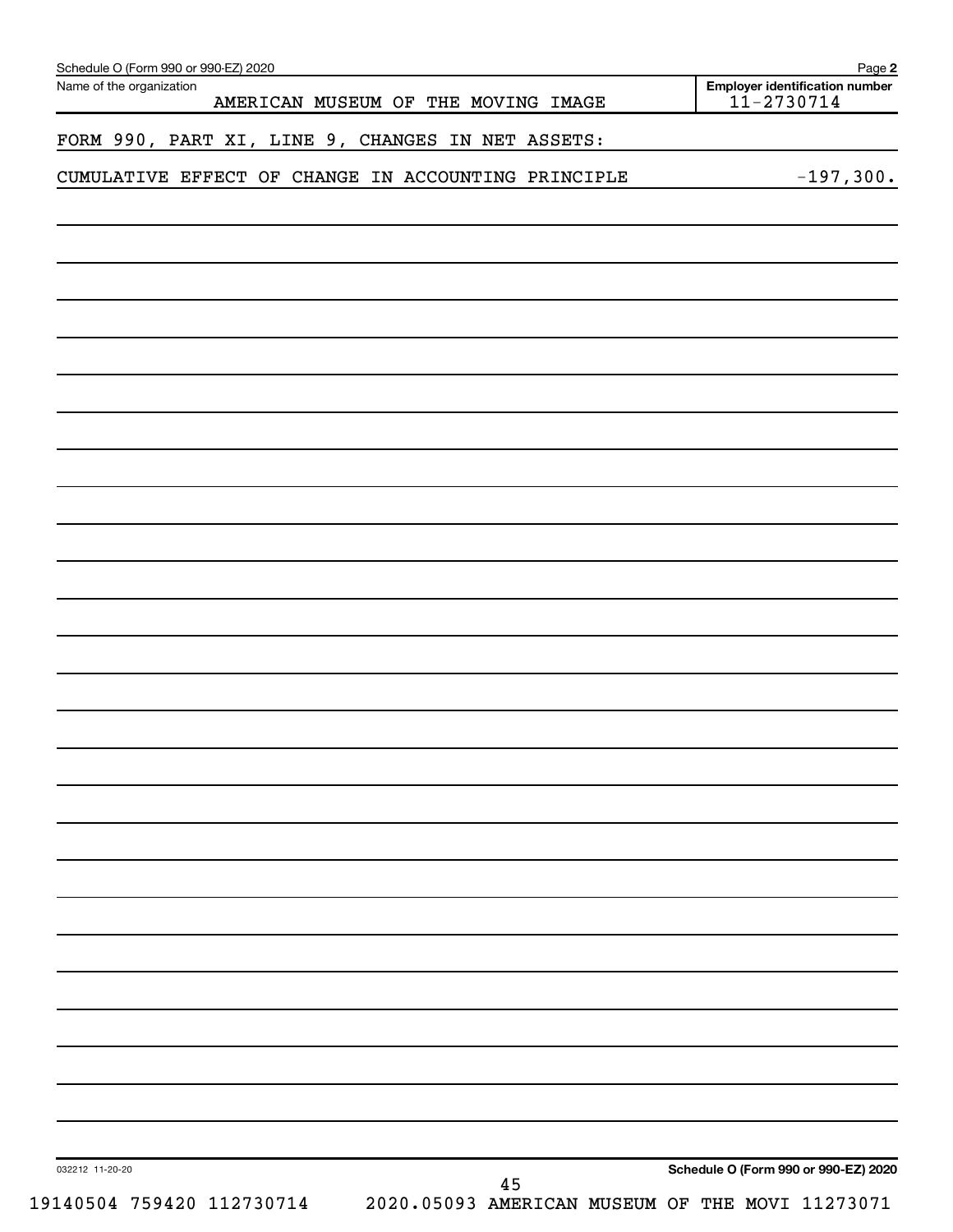Schedule O (Form 990 or 990-EZ) 2020

Name of the organization: AMERICAN MUSEUM OF THE MOVING IMAGE

Employer identification number: 11-2730714

FORM 990, PART XI, LINE 9, CHANGES IN NET ASSETS:

| | |
|---|---|
| CUMULATIVE EFFECT OF CHANGE IN ACCOUNTING PRINCIPLE | -197,300. |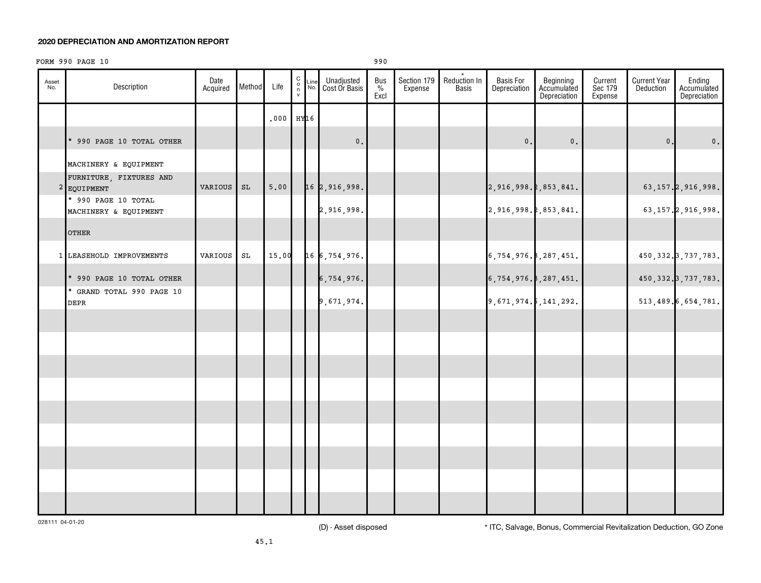## 2020 DEPRECIATION AND AMORTIZATION REPORT

FORM 990 PAGE 10 990

| Asset No. | Description | Date Acquired | Method | Life | C o n v | Line No. | Unadjusted Cost Or Basis | Bus % Excl | Section 179 Expense | * Reduction In Basis | Basis For Depreciation | Beginning Accumulated Depreciation | Current Sec 179 Expense | Current Year Deduction | Ending Accumulated Depreciation |
|---|---|---|---|---|---|---|---|---|---|---|---|---|---|---|---|
| | | | | .000 | HY | 16 | | | | | | | | | |
| | * 990 PAGE 10 TOTAL OTHER | | | | | | 0. | | | | 0. | 0. | | 0. | 0. |
| | MACHINERY & EQUIPMENT | | | | | | | | | | | | | | |
| 2 | FURNITURE, FIXTURES AND EQUIPMENT | VARIOUS | SL | 5.00 | | 16 | 2,916,998. | | | | 2,916,998. | 2,853,841. | | 63,157. | 2,916,998. |
| | * 990 PAGE 10 TOTAL MACHINERY & EQUIPMENT | | | | | | 2,916,998. | | | | 2,916,998. | 2,853,841. | | 63,157. | 2,916,998. |
| | OTHER | | | | | | | | | | | | | | |
| 1 | LEASEHOLD IMPROVEMENTS | VARIOUS | SL | 15.00 | | 16 | 6,754,976. | | | | 6,754,976. | 3,287,451. | | 450,332. | 3,737,783. |
| | * 990 PAGE 10 TOTAL OTHER | | | | | | 6,754,976. | | | | 6,754,976. | 3,287,451. | | 450,332. | 3,737,783. |
| | * GRAND TOTAL 990 PAGE 10 DEPR | | | | | | 9,671,974. | | | | 9,671,974. | 6,141,292. | | 513,489. | 6,654,781. |

028111 04-01-20

(D) - Asset disposed

* ITC, Salvage, Bonus, Commercial Revitalization Deduction, GO Zone

45.1